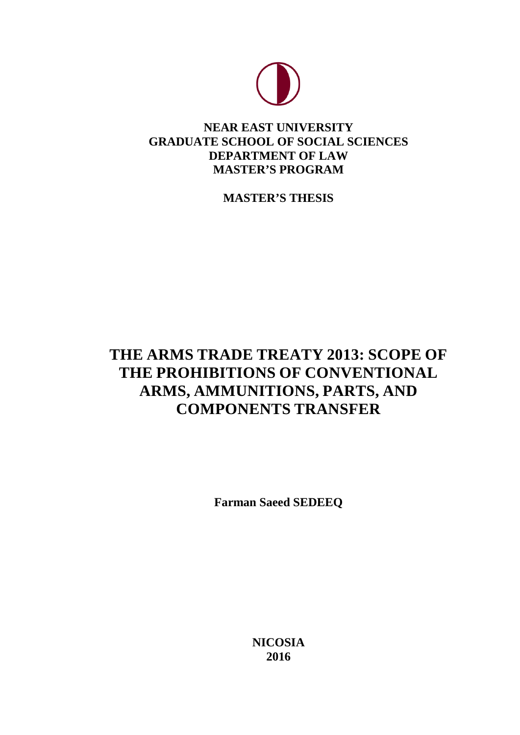**NEAR EAST UNIVERSITY**
**GRADUATE SCHOOL OF SOCIAL SCIENCES**
**DEPARTMENT OF LAW**
**MASTER'S PROGRAM**

**MASTER'S THESIS**

# THE ARMS TRADE TREATY 2013: SCOPE OF THE PROHIBITIONS OF CONVENTIONAL ARMS, AMMUNITIONS, PARTS, AND COMPONENTS TRANSFER

**Farman Saeed SEDEEQ**

**NICOSIA**
**2016**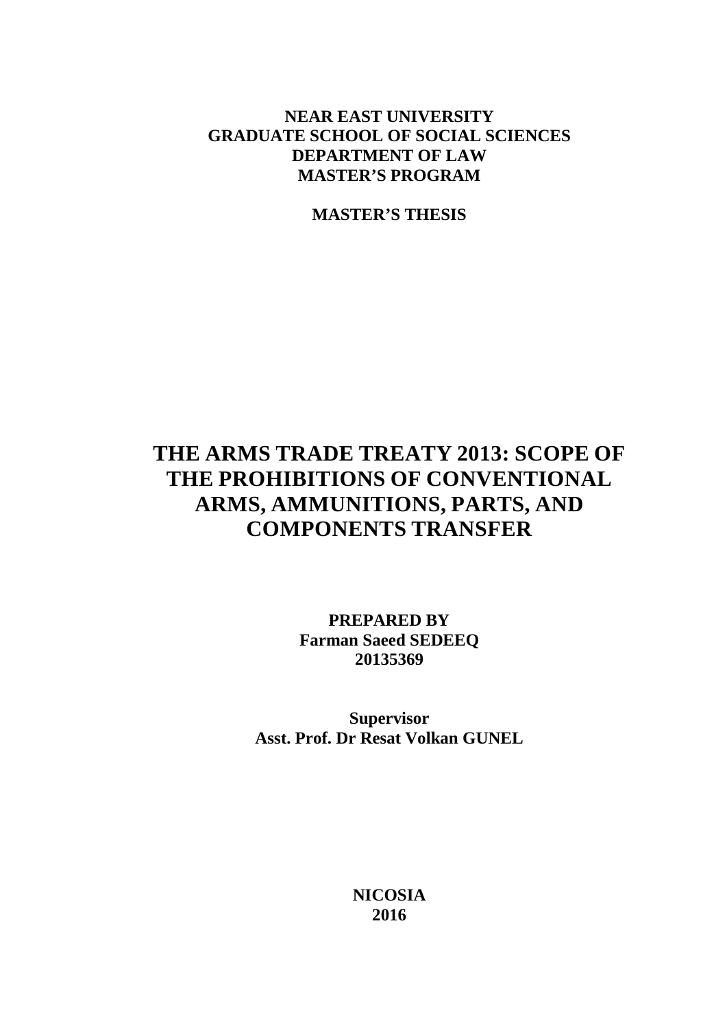**NEAR EAST UNIVERSITY**
**GRADUATE SCHOOL OF SOCIAL SCIENCES**
**DEPARTMENT OF LAW**
**MASTER'S PROGRAM**

**MASTER'S THESIS**

# THE ARMS TRADE TREATY 2013: SCOPE OF THE PROHIBITIONS OF CONVENTIONAL ARMS, AMMUNITIONS, PARTS, AND COMPONENTS TRANSFER

**PREPARED BY**
**Farman Saeed SEDEEQ**
**20135369**

**Supervisor**
**Asst. Prof. Dr Resat Volkan GUNEL**

**NICOSIA**
**2016**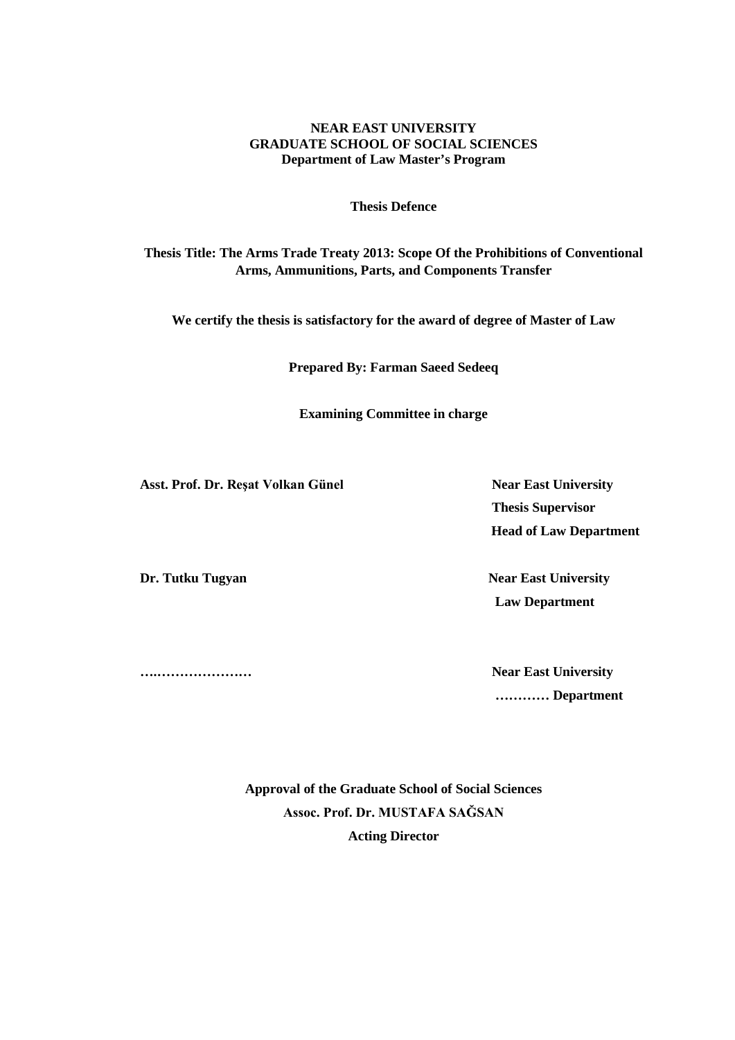**NEAR EAST UNIVERSITY**
**GRADUATE SCHOOL OF SOCIAL SCIENCES**
**Department of Law Master's Program**

**Thesis Defence**

**Thesis Title: The Arms Trade Treaty 2013: Scope Of the Prohibitions of Conventional Arms, Ammunitions, Parts, and Components Transfer**

**We certify the thesis is satisfactory for the award of degree of Master of Law**

**Prepared By: Farman Saeed Sedeeq**

**Examining Committee in charge**

**Asst. Prof. Dr. Reşat Volkan Günel** — **Near East University**
**Thesis Supervisor**
**Head of Law Department**

**Dr. Tutku Tugyan** — **Near East University**
**Law Department**

**….…………………** — **Near East University**
**………… Department**

**Approval of the Graduate School of Social Sciences**
**Assoc. Prof. Dr. MUSTAFA SAĞSAN**
**Acting Director**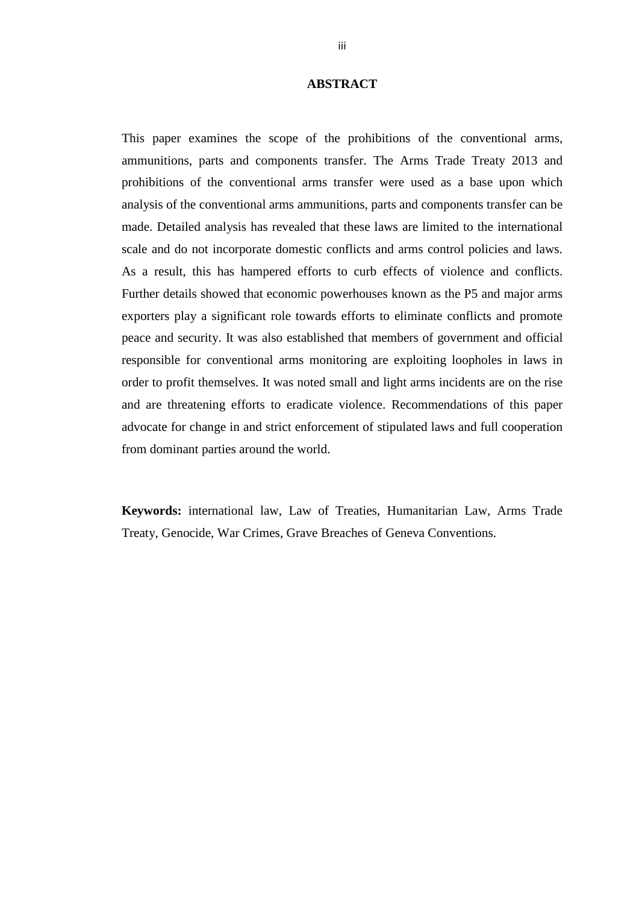# ABSTRACT

This paper examines the scope of the prohibitions of the conventional arms, ammunitions, parts and components transfer. The Arms Trade Treaty 2013 and prohibitions of the conventional arms transfer were used as a base upon which analysis of the conventional arms ammunitions, parts and components transfer can be made. Detailed analysis has revealed that these laws are limited to the international scale and do not incorporate domestic conflicts and arms control policies and laws. As a result, this has hampered efforts to curb effects of violence and conflicts. Further details showed that economic powerhouses known as the P5 and major arms exporters play a significant role towards efforts to eliminate conflicts and promote peace and security. It was also established that members of government and official responsible for conventional arms monitoring are exploiting loopholes in laws in order to profit themselves. It was noted small and light arms incidents are on the rise and are threatening efforts to eradicate violence. Recommendations of this paper advocate for change in and strict enforcement of stipulated laws and full cooperation from dominant parties around the world.

**Keywords:** international law, Law of Treaties, Humanitarian Law, Arms Trade Treaty, Genocide, War Crimes, Grave Breaches of Geneva Conventions.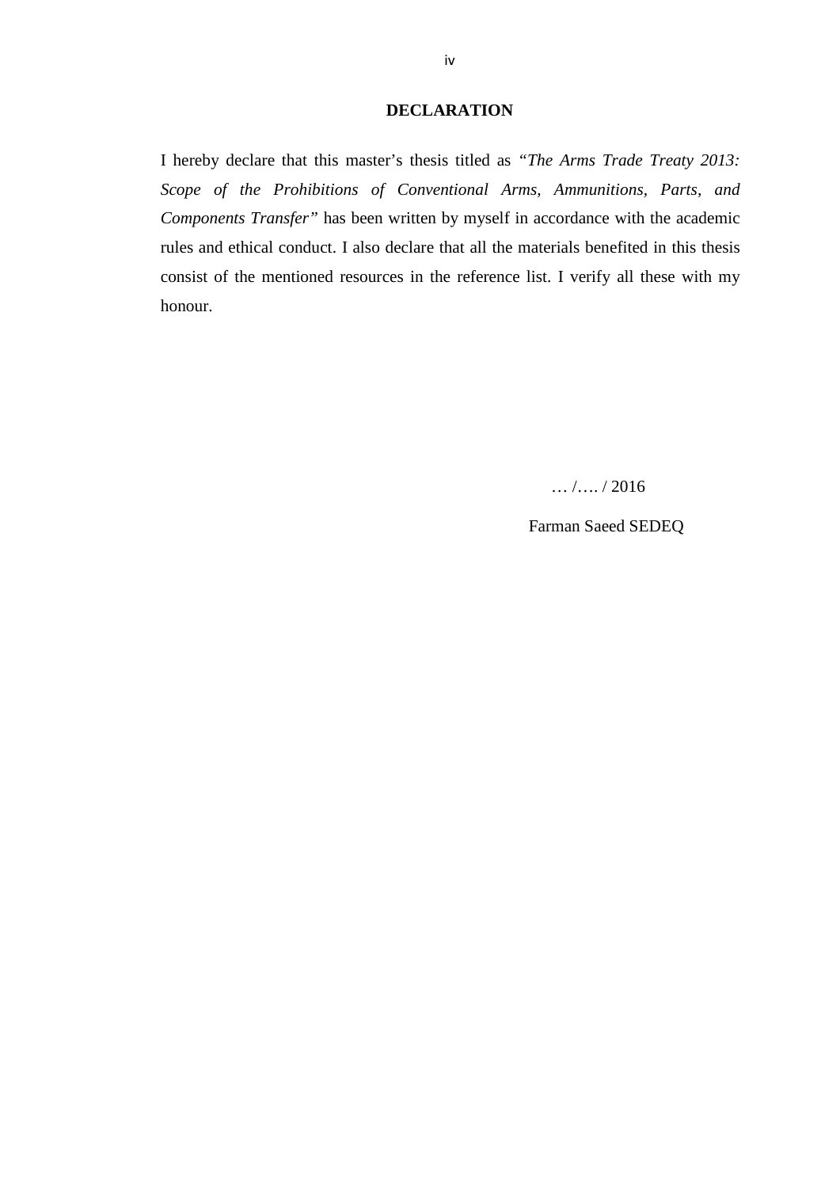## DECLARATION

I hereby declare that this master's thesis titled as *"The Arms Trade Treaty 2013: Scope of the Prohibitions of Conventional Arms, Ammunitions, Parts, and Components Transfer"* has been written by myself in accordance with the academic rules and ethical conduct. I also declare that all the materials benefited in this thesis consist of the mentioned resources in the reference list. I verify all these with my honour.

… /…. / 2016

Farman Saeed SEDEQ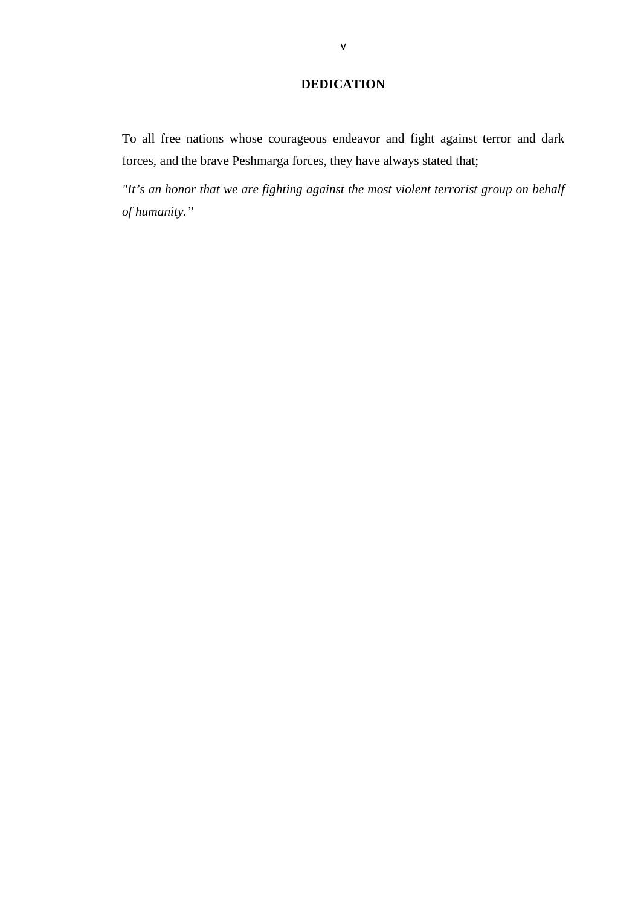# DEDICATION

To all free nations whose courageous endeavor and fight against terror and dark forces, and the brave Peshmarga forces, they have always stated that;

*"It's an honor that we are fighting against the most violent terrorist group on behalf of humanity."*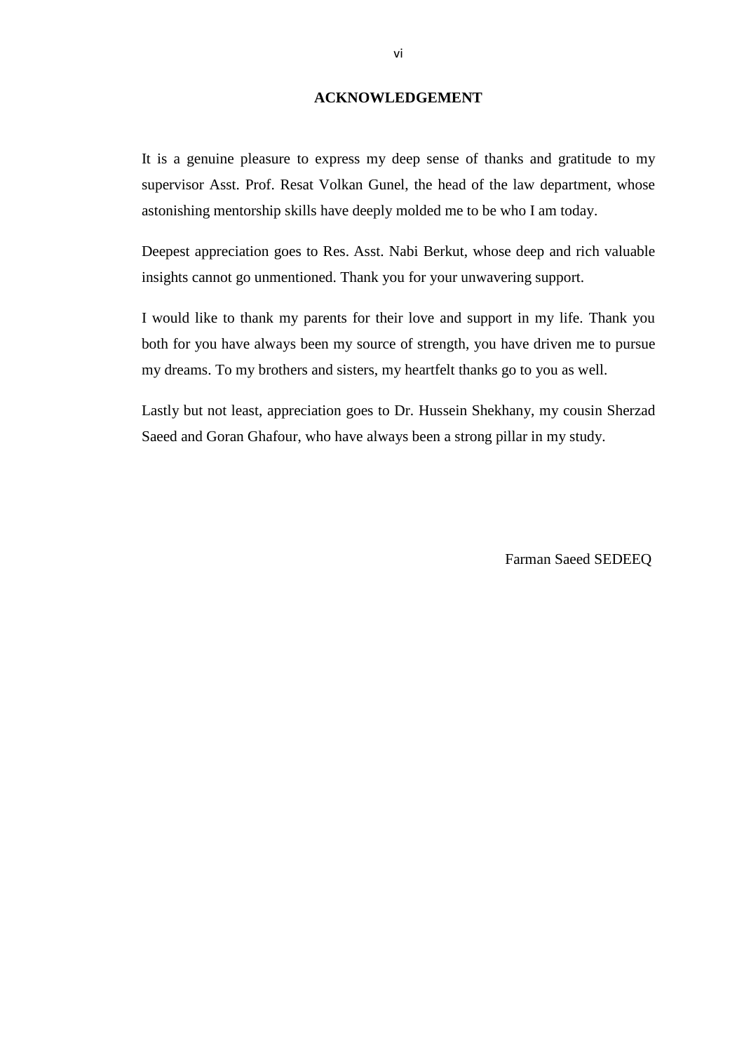# ACKNOWLEDGEMENT

It is a genuine pleasure to express my deep sense of thanks and gratitude to my supervisor Asst. Prof. Resat Volkan Gunel, the head of the law department, whose astonishing mentorship skills have deeply molded me to be who I am today.

Deepest appreciation goes to Res. Asst. Nabi Berkut, whose deep and rich valuable insights cannot go unmentioned. Thank you for your unwavering support.

I would like to thank my parents for their love and support in my life. Thank you both for you have always been my source of strength, you have driven me to pursue my dreams. To my brothers and sisters, my heartfelt thanks go to you as well.

Lastly but not least, appreciation goes to Dr. Hussein Shekhany, my cousin Sherzad Saeed and Goran Ghafour, who have always been a strong pillar in my study.

Farman Saeed SEDEEQ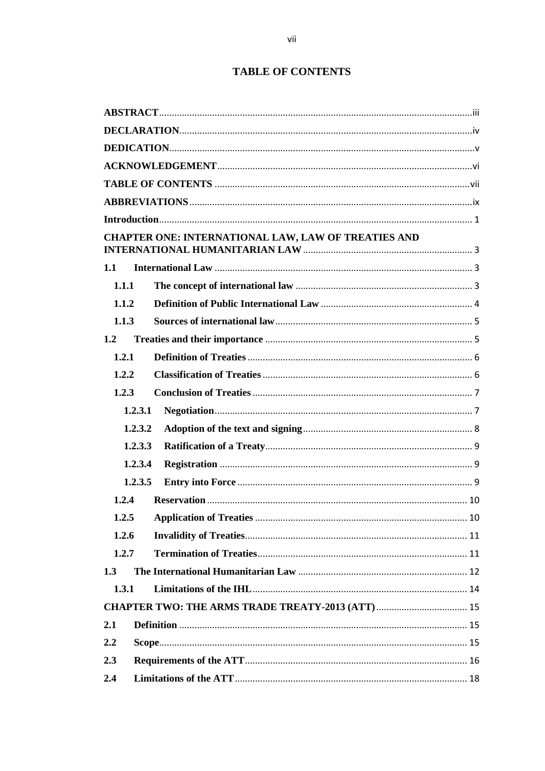# TABLE OF CONTENTS

**ABSTRACT** ..... iii

**DECLARATION** ..... iv

**DEDICATION** ..... v

**ACKNOWLEDGEMENT** ..... vi

**TABLE OF CONTENTS** ..... vii

**ABBREVIATIONS** ..... ix

**Introduction** ..... 1

**CHAPTER ONE: INTERNATIONAL LAW, LAW OF TREATIES AND INTERNATIONAL HUMANITARIAN LAW** ..... 3

**1.1 International Law** ..... 3

- **1.1.1 The concept of international law** ..... 3
- **1.1.2 Definition of Public International Law** ..... 4
- **1.1.3 Sources of international law** ..... 5

**1.2 Treaties and their importance** ..... 5

- **1.2.1 Definition of Treaties** ..... 6
- **1.2.2 Classification of Treaties** ..... 6
- **1.2.3 Conclusion of Treaties** ..... 7
  - **1.2.3.1 Negotiation** ..... 7
  - **1.2.3.2 Adoption of the text and signing** ..... 8
  - **1.2.3.3 Ratification of a Treaty** ..... 9
  - **1.2.3.4 Registration** ..... 9
  - **1.2.3.5 Entry into Force** ..... 9
- **1.2.4 Reservation** ..... 10
- **1.2.5 Application of Treaties** ..... 10
- **1.2.6 Invalidity of Treaties** ..... 11
- **1.2.7 Termination of Treaties** ..... 11

**1.3 The International Humanitarian Law** ..... 12

- **1.3.1 Limitations of the IHL** ..... 14

**CHAPTER TWO: THE ARMS TRADE TREATY-2013 (ATT)** ..... 15

**2.1 Definition** ..... 15

**2.2 Scope** ..... 15

**2.3 Requirements of the ATT** ..... 16

**2.4 Limitations of the ATT** ..... 18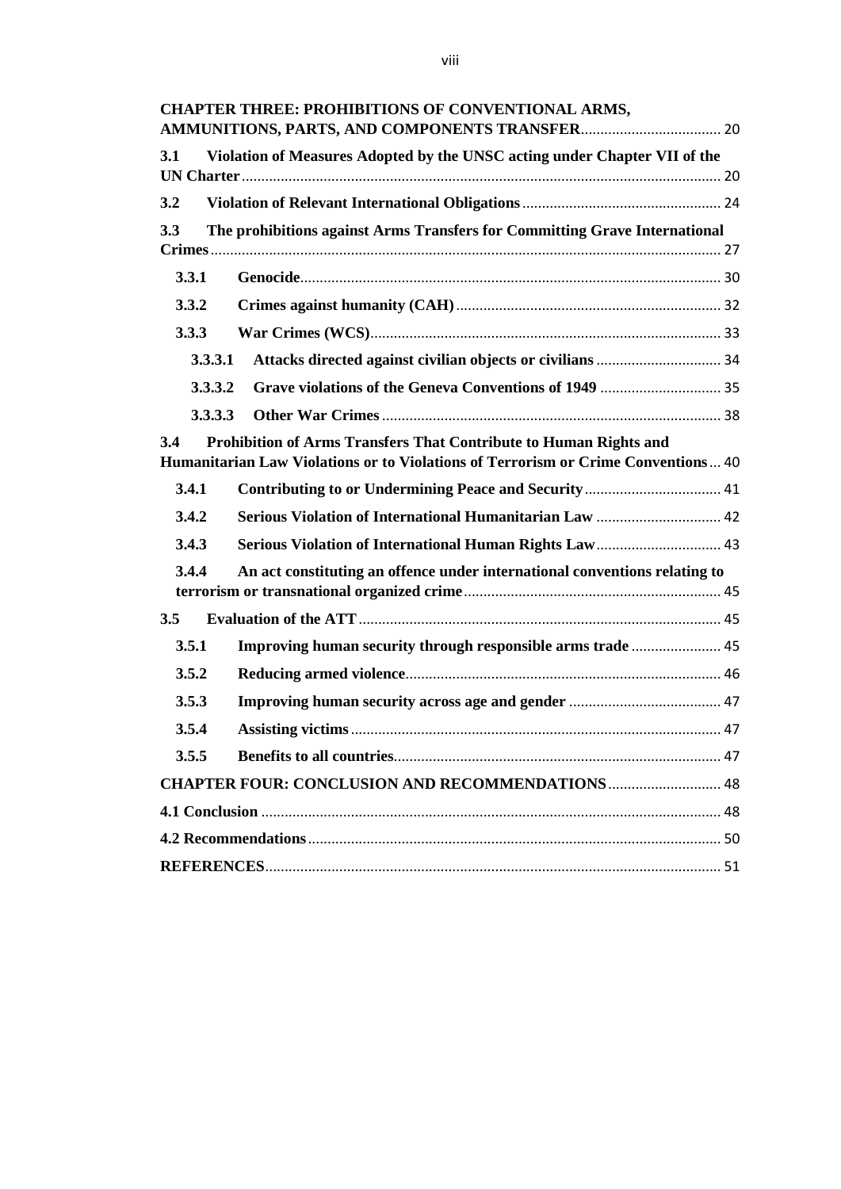**CHAPTER THREE: PROHIBITIONS OF CONVENTIONAL ARMS, AMMUNITIONS, PARTS, AND COMPONENTS TRANSFER** .................................... 20

**3.1 Violation of Measures Adopted by the UNSC acting under Chapter VII of the UN Charter** ......................................................................................................................... 20

**3.2 Violation of Relevant International Obligations** .................................................. 24

**3.3 The prohibitions against Arms Transfers for Committing Grave International Crimes** ................................................................................................................................. 27

**3.3.1 Genocide** .......................................................................................................... 30

**3.3.2 Crimes against humanity (CAH)** ................................................................... 32

**3.3.3 War Crimes (WCS)** ......................................................................................... 33

**3.3.3.1 Attacks directed against civilian objects or civilians** ................................ 34

**3.3.3.2 Grave violations of the Geneva Conventions of 1949** ............................... 35

**3.3.3.3 Other War Crimes** ...................................................................................... 38

**3.4 Prohibition of Arms Transfers That Contribute to Human Rights and Humanitarian Law Violations or to Violations of Terrorism or Crime Conventions** ... 40

**3.4.1 Contributing to or Undermining Peace and Security** ................................... 41

**3.4.2 Serious Violation of International Humanitarian Law** ................................ 42

**3.4.3 Serious Violation of International Human Rights Law** ................................ 43

**3.4.4 An act constituting an offence under international conventions relating to terrorism or transnational organized crime** ................................................................. 45

**3.5 Evaluation of the ATT** ............................................................................................ 45

**3.5.1 Improving human security through responsible arms trade** ....................... 45

**3.5.2 Reducing armed violence** ................................................................................ 46

**3.5.3 Improving human security across age and gender** ....................................... 47

**3.5.4 Assisting victims** .............................................................................................. 47

**3.5.5 Benefits to all countries** ................................................................................... 47

**CHAPTER FOUR: CONCLUSION AND RECOMMENDATIONS** ............................. 48

**4.1 Conclusion** ..................................................................................................................... 48

**4.2 Recommendations** ......................................................................................................... 50

**REFERENCES** .................................................................................................................... 51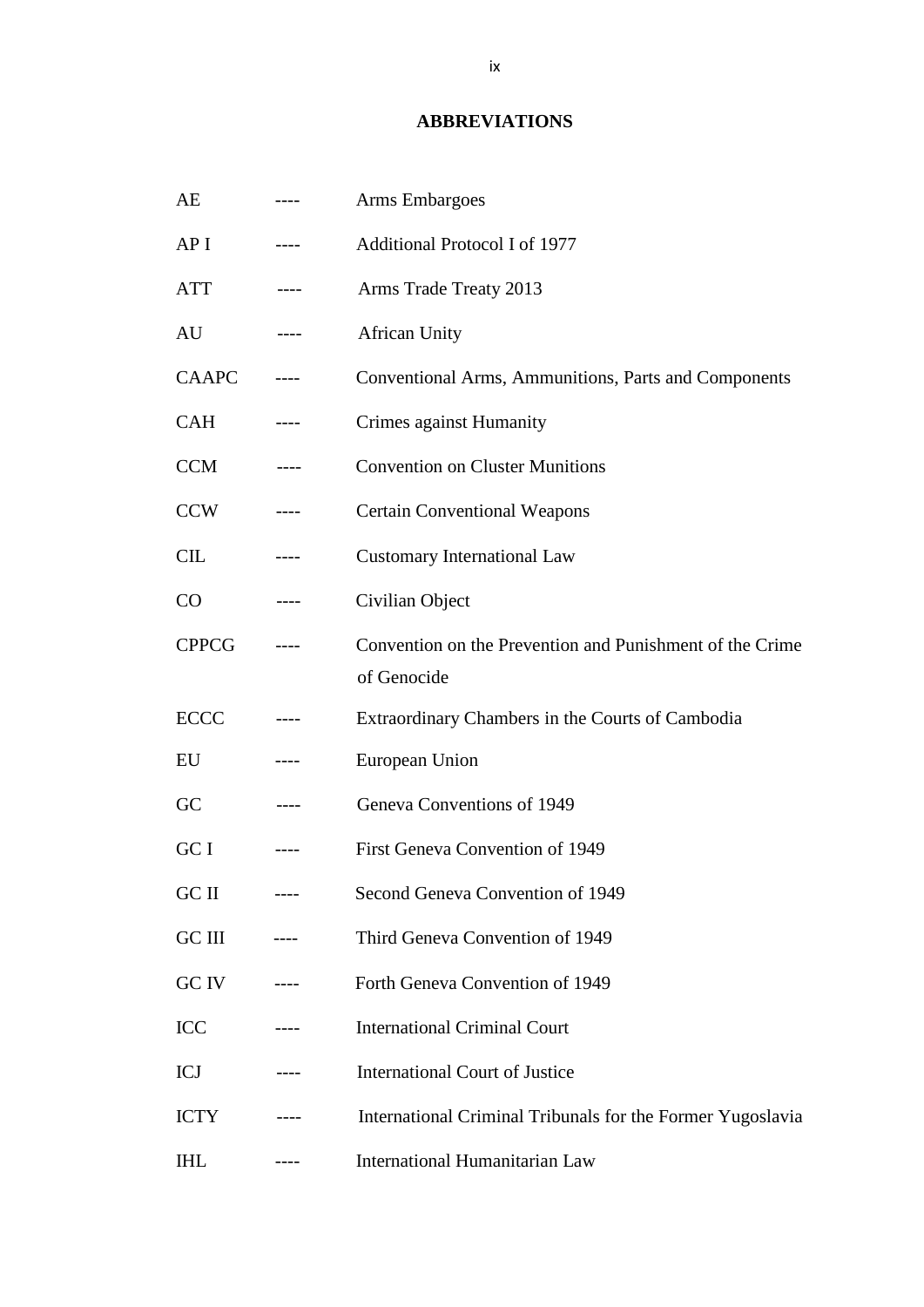## ABBREVIATIONS

| | | |
|---|---|---|
| AE | ---- | Arms Embargoes |
| AP I | ---- | Additional Protocol I of 1977 |
| ATT | ---- | Arms Trade Treaty 2013 |
| AU | ---- | African Unity |
| CAAPC | ---- | Conventional Arms, Ammunitions, Parts and Components |
| CAH | ---- | Crimes against Humanity |
| CCM | ---- | Convention on Cluster Munitions |
| CCW | ---- | Certain Conventional Weapons |
| CIL | ---- | Customary International Law |
| CO | ---- | Civilian Object |
| CPPCG | ---- | Convention on the Prevention and Punishment of the Crime of Genocide |
| ECCC | ---- | Extraordinary Chambers in the Courts of Cambodia |
| EU | ---- | European Union |
| GC | ---- | Geneva Conventions of 1949 |
| GC I | ---- | First Geneva Convention of 1949 |
| GC II | ---- | Second Geneva Convention of 1949 |
| GC III | ---- | Third Geneva Convention of 1949 |
| GC IV | ---- | Forth Geneva Convention of 1949 |
| ICC | ---- | International Criminal Court |
| ICJ | ---- | International Court of Justice |
| ICTY | ---- | International Criminal Tribunals for the Former Yugoslavia |
| IHL | ---- | International Humanitarian Law |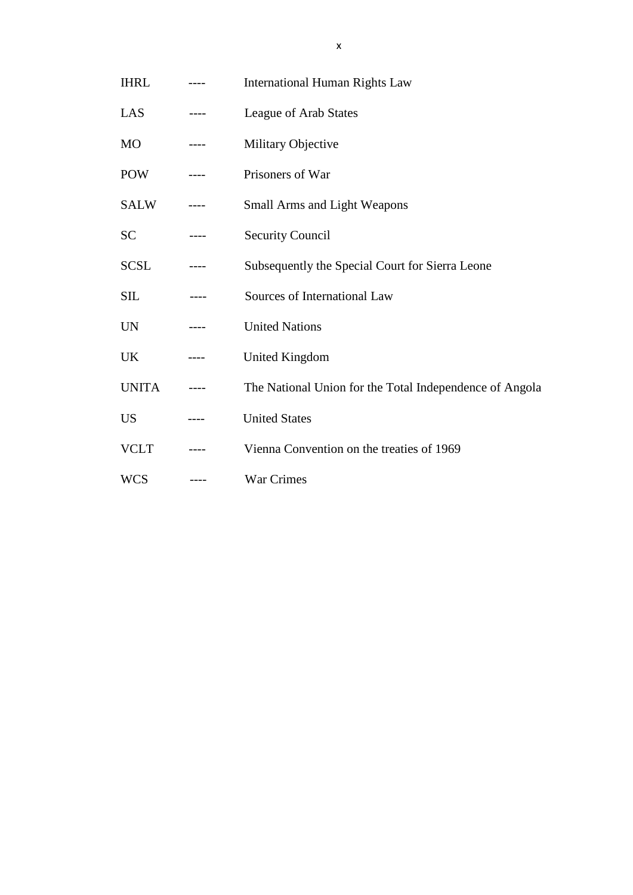IHRL ---- International Human Rights Law

LAS ---- League of Arab States

MO ---- Military Objective

POW ---- Prisoners of War

SALW ---- Small Arms and Light Weapons

SC ---- Security Council

SCSL ---- Subsequently the Special Court for Sierra Leone

SIL ---- Sources of International Law

UN ---- United Nations

UK ---- United Kingdom

UNITA ---- The National Union for the Total Independence of Angola

US ---- United States

VCLT ---- Vienna Convention on the treaties of 1969

WCS ---- War Crimes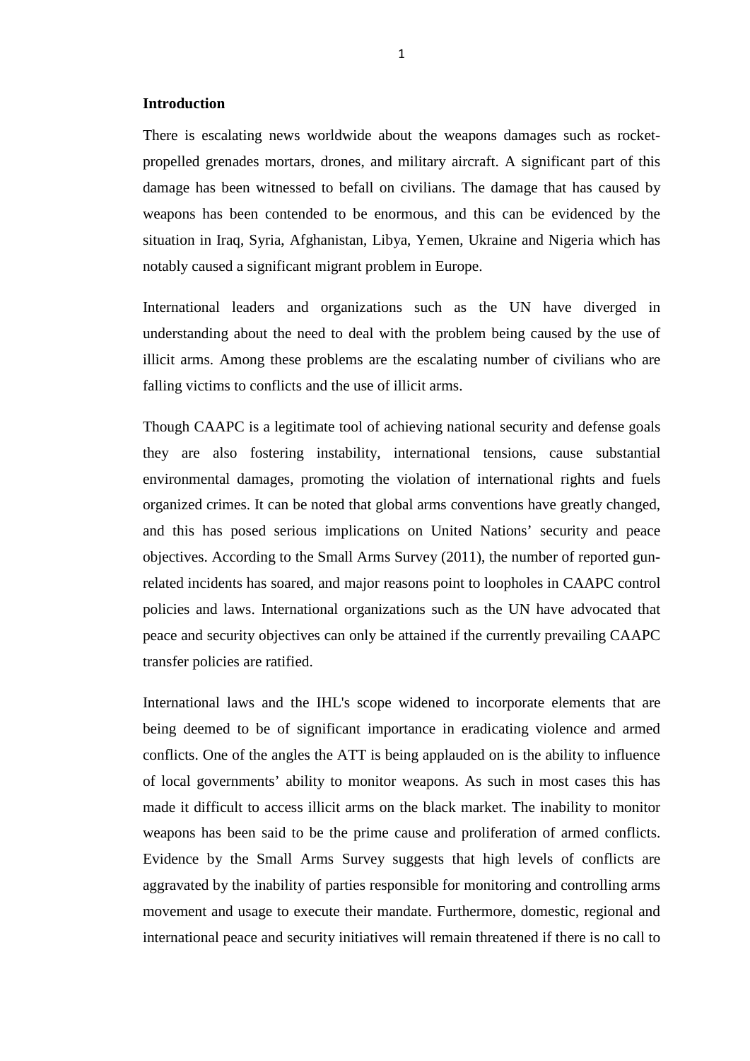## Introduction

There is escalating news worldwide about the weapons damages such as rocket-propelled grenades mortars, drones, and military aircraft. A significant part of this damage has been witnessed to befall on civilians. The damage that has caused by weapons has been contended to be enormous, and this can be evidenced by the situation in Iraq, Syria, Afghanistan, Libya, Yemen, Ukraine and Nigeria which has notably caused a significant migrant problem in Europe.

International leaders and organizations such as the UN have diverged in understanding about the need to deal with the problem being caused by the use of illicit arms. Among these problems are the escalating number of civilians who are falling victims to conflicts and the use of illicit arms.

Though CAAPC is a legitimate tool of achieving national security and defense goals they are also fostering instability, international tensions, cause substantial environmental damages, promoting the violation of international rights and fuels organized crimes. It can be noted that global arms conventions have greatly changed, and this has posed serious implications on United Nations' security and peace objectives. According to the Small Arms Survey (2011), the number of reported gun-related incidents has soared, and major reasons point to loopholes in CAAPC control policies and laws. International organizations such as the UN have advocated that peace and security objectives can only be attained if the currently prevailing CAAPC transfer policies are ratified.

International laws and the IHL's scope widened to incorporate elements that are being deemed to be of significant importance in eradicating violence and armed conflicts. One of the angles the ATT is being applauded on is the ability to influence of local governments' ability to monitor weapons. As such in most cases this has made it difficult to access illicit arms on the black market. The inability to monitor weapons has been said to be the prime cause and proliferation of armed conflicts. Evidence by the Small Arms Survey suggests that high levels of conflicts are aggravated by the inability of parties responsible for monitoring and controlling arms movement and usage to execute their mandate. Furthermore, domestic, regional and international peace and security initiatives will remain threatened if there is no call to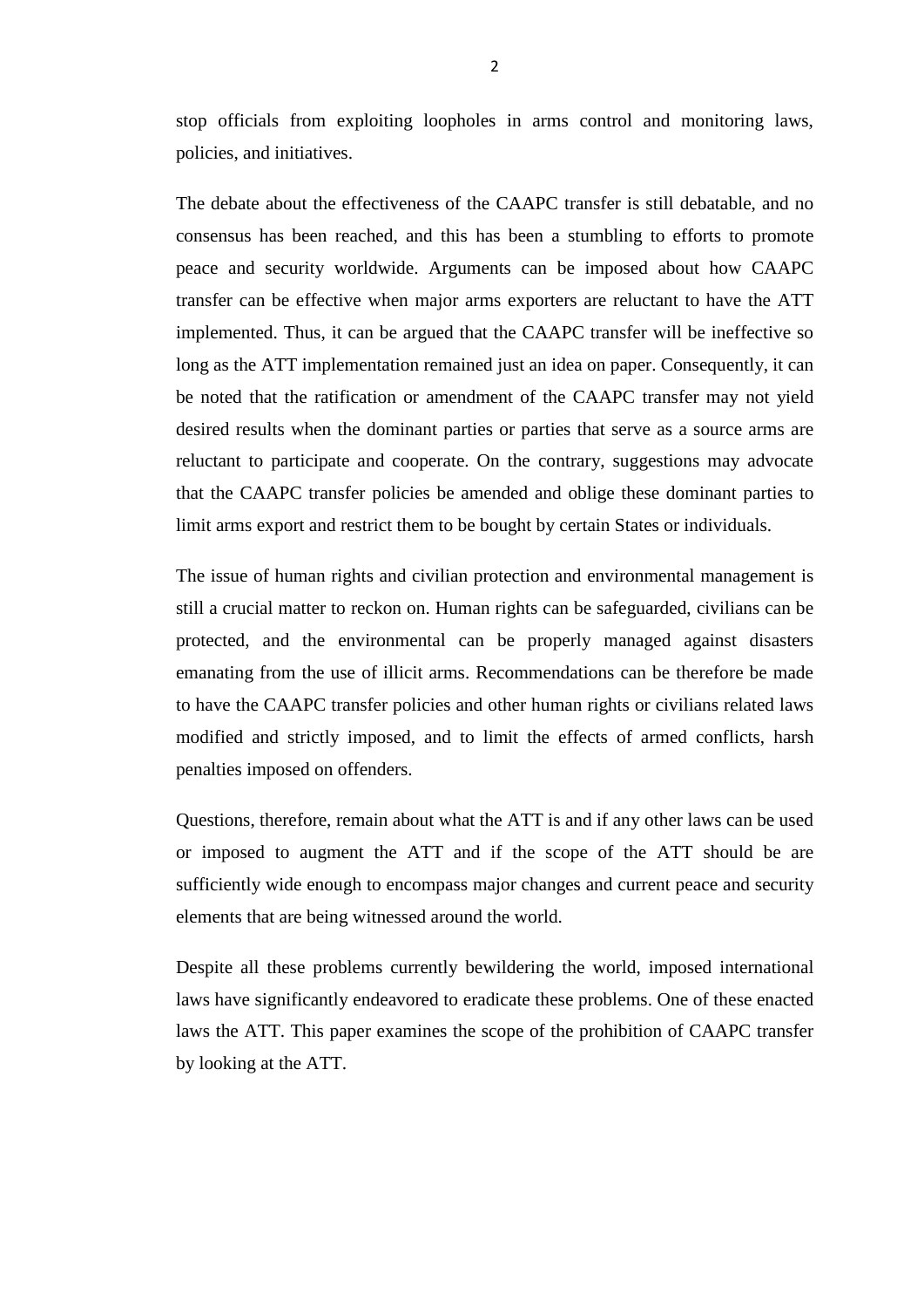stop officials from exploiting loopholes in arms control and monitoring laws, policies, and initiatives.

The debate about the effectiveness of the CAAPC transfer is still debatable, and no consensus has been reached, and this has been a stumbling to efforts to promote peace and security worldwide. Arguments can be imposed about how CAAPC transfer can be effective when major arms exporters are reluctant to have the ATT implemented. Thus, it can be argued that the CAAPC transfer will be ineffective so long as the ATT implementation remained just an idea on paper. Consequently, it can be noted that the ratification or amendment of the CAAPC transfer may not yield desired results when the dominant parties or parties that serve as a source arms are reluctant to participate and cooperate. On the contrary, suggestions may advocate that the CAAPC transfer policies be amended and oblige these dominant parties to limit arms export and restrict them to be bought by certain States or individuals.

The issue of human rights and civilian protection and environmental management is still a crucial matter to reckon on. Human rights can be safeguarded, civilians can be protected, and the environmental can be properly managed against disasters emanating from the use of illicit arms. Recommendations can be therefore be made to have the CAAPC transfer policies and other human rights or civilians related laws modified and strictly imposed, and to limit the effects of armed conflicts, harsh penalties imposed on offenders.

Questions, therefore, remain about what the ATT is and if any other laws can be used or imposed to augment the ATT and if the scope of the ATT should be are sufficiently wide enough to encompass major changes and current peace and security elements that are being witnessed around the world.

Despite all these problems currently bewildering the world, imposed international laws have significantly endeavored to eradicate these problems. One of these enacted laws the ATT. This paper examines the scope of the prohibition of CAAPC transfer by looking at the ATT.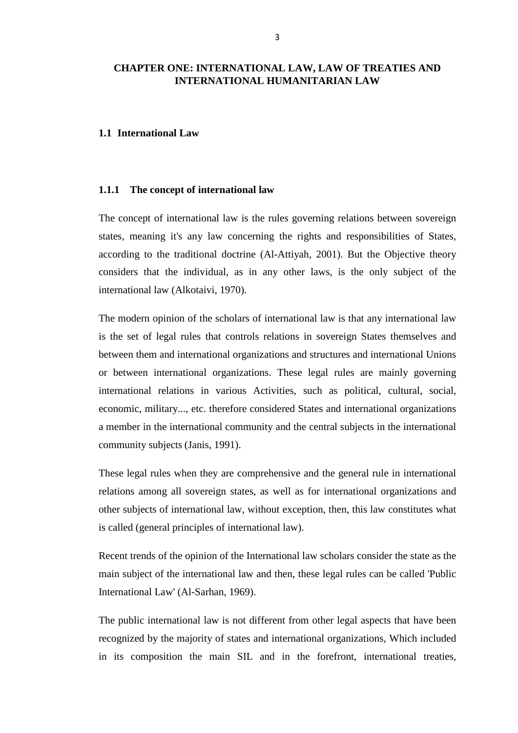# CHAPTER ONE: INTERNATIONAL LAW, LAW OF TREATIES AND INTERNATIONAL HUMANITARIAN LAW

## 1.1 International Law

### 1.1.1 The concept of international law

The concept of international law is the rules governing relations between sovereign states, meaning it's any law concerning the rights and responsibilities of States, according to the traditional doctrine (Al-Attiyah, 2001). But the Objective theory considers that the individual, as in any other laws, is the only subject of the international law (Alkotaivi, 1970).

The modern opinion of the scholars of international law is that any international law is the set of legal rules that controls relations in sovereign States themselves and between them and international organizations and structures and international Unions or between international organizations. These legal rules are mainly governing international relations in various Activities, such as political, cultural, social, economic, military..., etc. therefore considered States and international organizations a member in the international community and the central subjects in the international community subjects (Janis, 1991).

These legal rules when they are comprehensive and the general rule in international relations among all sovereign states, as well as for international organizations and other subjects of international law, without exception, then, this law constitutes what is called (general principles of international law).

Recent trends of the opinion of the International law scholars consider the state as the main subject of the international law and then, these legal rules can be called 'Public International Law' (Al-Sarhan, 1969).

The public international law is not different from other legal aspects that have been recognized by the majority of states and international organizations, Which included in its composition the main SIL and in the forefront, international treaties,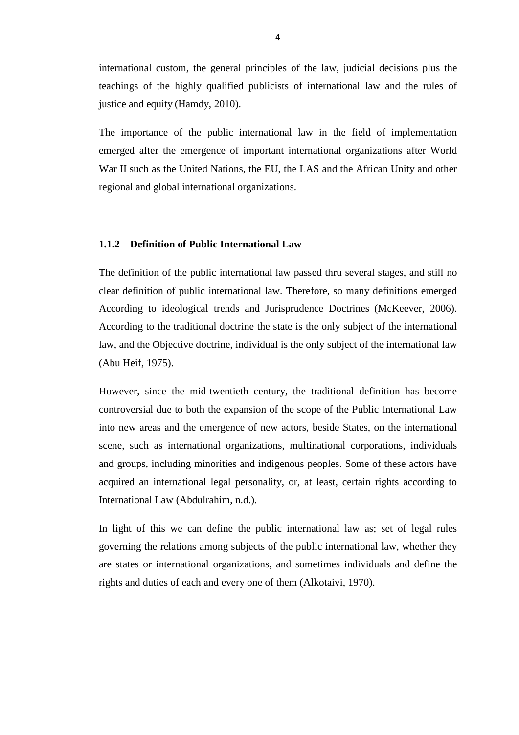international custom, the general principles of the law, judicial decisions plus the teachings of the highly qualified publicists of international law and the rules of justice and equity (Hamdy, 2010).

The importance of the public international law in the field of implementation emerged after the emergence of important international organizations after World War II such as the United Nations, the EU, the LAS and the African Unity and other regional and global international organizations.

### 1.1.2 Definition of Public International Law

The definition of the public international law passed thru several stages, and still no clear definition of public international law. Therefore, so many definitions emerged According to ideological trends and Jurisprudence Doctrines (McKeever, 2006). According to the traditional doctrine the state is the only subject of the international law, and the Objective doctrine, individual is the only subject of the international law (Abu Heif, 1975).

However, since the mid-twentieth century, the traditional definition has become controversial due to both the expansion of the scope of the Public International Law into new areas and the emergence of new actors, beside States, on the international scene, such as international organizations, multinational corporations, individuals and groups, including minorities and indigenous peoples. Some of these actors have acquired an international legal personality, or, at least, certain rights according to International Law (Abdulrahim, n.d.).

In light of this we can define the public international law as; set of legal rules governing the relations among subjects of the public international law, whether they are states or international organizations, and sometimes individuals and define the rights and duties of each and every one of them (Alkotaivi, 1970).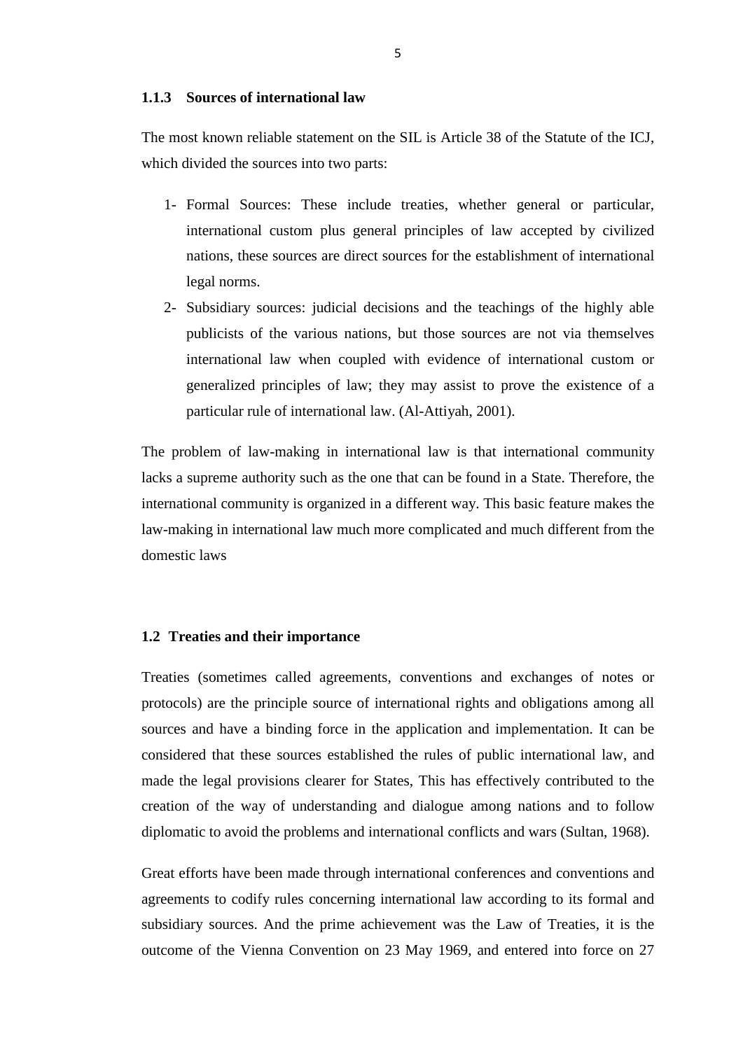### 1.1.3 Sources of international law

The most known reliable statement on the SIL is Article 38 of the Statute of the ICJ, which divided the sources into two parts:

1- Formal Sources: These include treaties, whether general or particular, international custom plus general principles of law accepted by civilized nations, these sources are direct sources for the establishment of international legal norms.
2- Subsidiary sources: judicial decisions and the teachings of the highly able publicists of the various nations, but those sources are not via themselves international law when coupled with evidence of international custom or generalized principles of law; they may assist to prove the existence of a particular rule of international law. (Al-Attiyah, 2001).

The problem of law-making in international law is that international community lacks a supreme authority such as the one that can be found in a State. Therefore, the international community is organized in a different way. This basic feature makes the law-making in international law much more complicated and much different from the domestic laws

## 1.2 Treaties and their importance

Treaties (sometimes called agreements, conventions and exchanges of notes or protocols) are the principle source of international rights and obligations among all sources and have a binding force in the application and implementation. It can be considered that these sources established the rules of public international law, and made the legal provisions clearer for States, This has effectively contributed to the creation of the way of understanding and dialogue among nations and to follow diplomatic to avoid the problems and international conflicts and wars (Sultan, 1968).

Great efforts have been made through international conferences and conventions and agreements to codify rules concerning international law according to its formal and subsidiary sources. And the prime achievement was the Law of Treaties, it is the outcome of the Vienna Convention on 23 May 1969, and entered into force on 27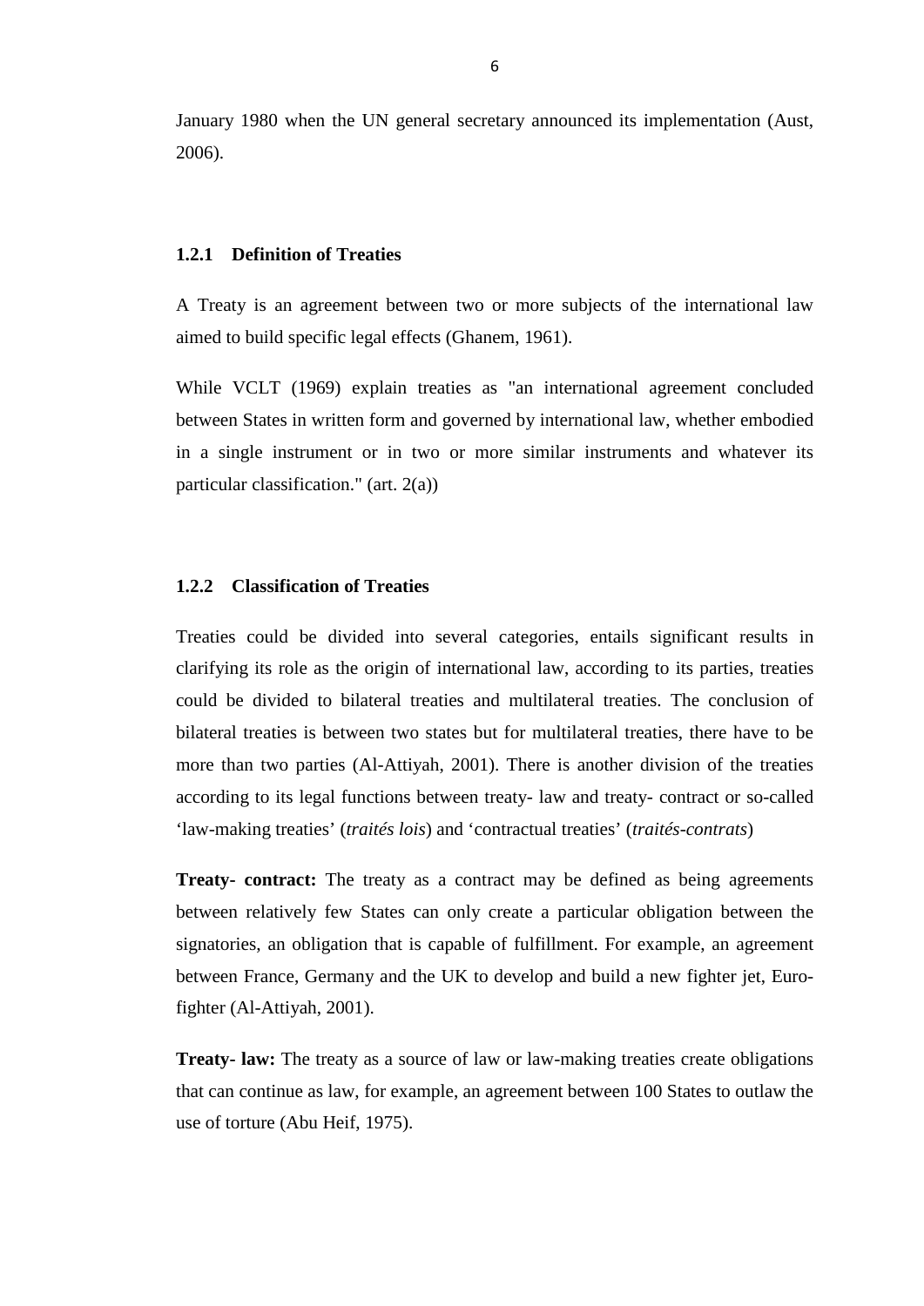January 1980 when the UN general secretary announced its implementation (Aust, 2006).

### 1.2.1 Definition of Treaties

A Treaty is an agreement between two or more subjects of the international law aimed to build specific legal effects (Ghanem, 1961).

While VCLT (1969) explain treaties as "an international agreement concluded between States in written form and governed by international law, whether embodied in a single instrument or in two or more similar instruments and whatever its particular classification." (art. 2(a))

### 1.2.2 Classification of Treaties

Treaties could be divided into several categories, entails significant results in clarifying its role as the origin of international law, according to its parties, treaties could be divided to bilateral treaties and multilateral treaties. The conclusion of bilateral treaties is between two states but for multilateral treaties, there have to be more than two parties (Al-Attiyah, 2001). There is another division of the treaties according to its legal functions between treaty- law and treaty- contract or so-called 'law-making treaties' (*traités lois*) and 'contractual treaties' (*traités-contrats*)

**Treaty- contract:** The treaty as a contract may be defined as being agreements between relatively few States can only create a particular obligation between the signatories, an obligation that is capable of fulfillment. For example, an agreement between France, Germany and the UK to develop and build a new fighter jet, Euro-fighter (Al-Attiyah, 2001).

**Treaty- law:** The treaty as a source of law or law-making treaties create obligations that can continue as law, for example, an agreement between 100 States to outlaw the use of torture (Abu Heif, 1975).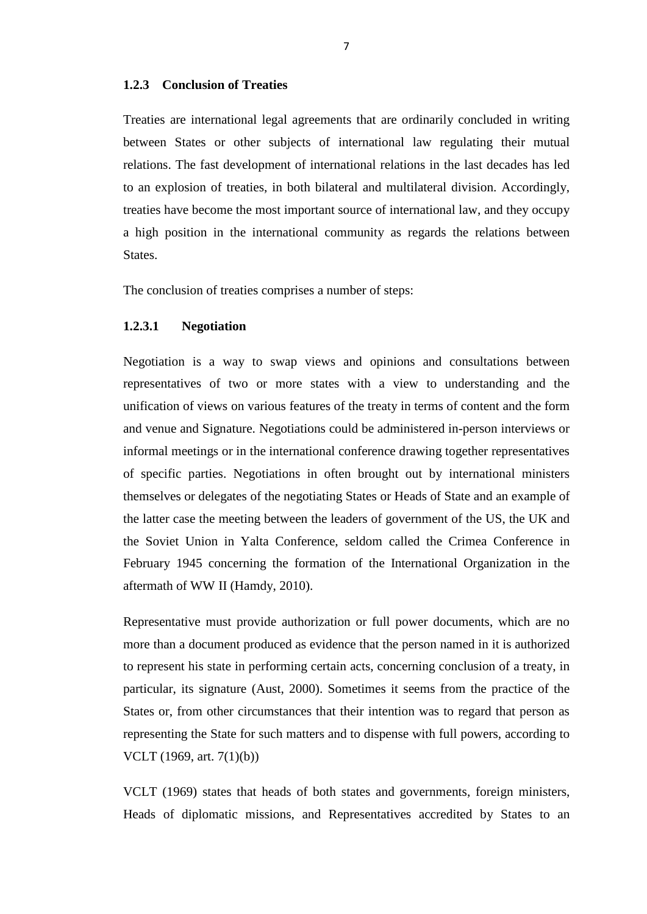### 1.2.3 Conclusion of Treaties

Treaties are international legal agreements that are ordinarily concluded in writing between States or other subjects of international law regulating their mutual relations. The fast development of international relations in the last decades has led to an explosion of treaties, in both bilateral and multilateral division. Accordingly, treaties have become the most important source of international law, and they occupy a high position in the international community as regards the relations between States.

The conclusion of treaties comprises a number of steps:

#### 1.2.3.1 Negotiation

Negotiation is a way to swap views and opinions and consultations between representatives of two or more states with a view to understanding and the unification of views on various features of the treaty in terms of content and the form and venue and Signature. Negotiations could be administered in-person interviews or informal meetings or in the international conference drawing together representatives of specific parties. Negotiations in often brought out by international ministers themselves or delegates of the negotiating States or Heads of State and an example of the latter case the meeting between the leaders of government of the US, the UK and the Soviet Union in Yalta Conference, seldom called the Crimea Conference in February 1945 concerning the formation of the International Organization in the aftermath of WW II (Hamdy, 2010).

Representative must provide authorization or full power documents, which are no more than a document produced as evidence that the person named in it is authorized to represent his state in performing certain acts, concerning conclusion of a treaty, in particular, its signature (Aust, 2000). Sometimes it seems from the practice of the States or, from other circumstances that their intention was to regard that person as representing the State for such matters and to dispense with full powers, according to VCLT (1969, art. 7(1)(b))

VCLT (1969) states that heads of both states and governments, foreign ministers, Heads of diplomatic missions, and Representatives accredited by States to an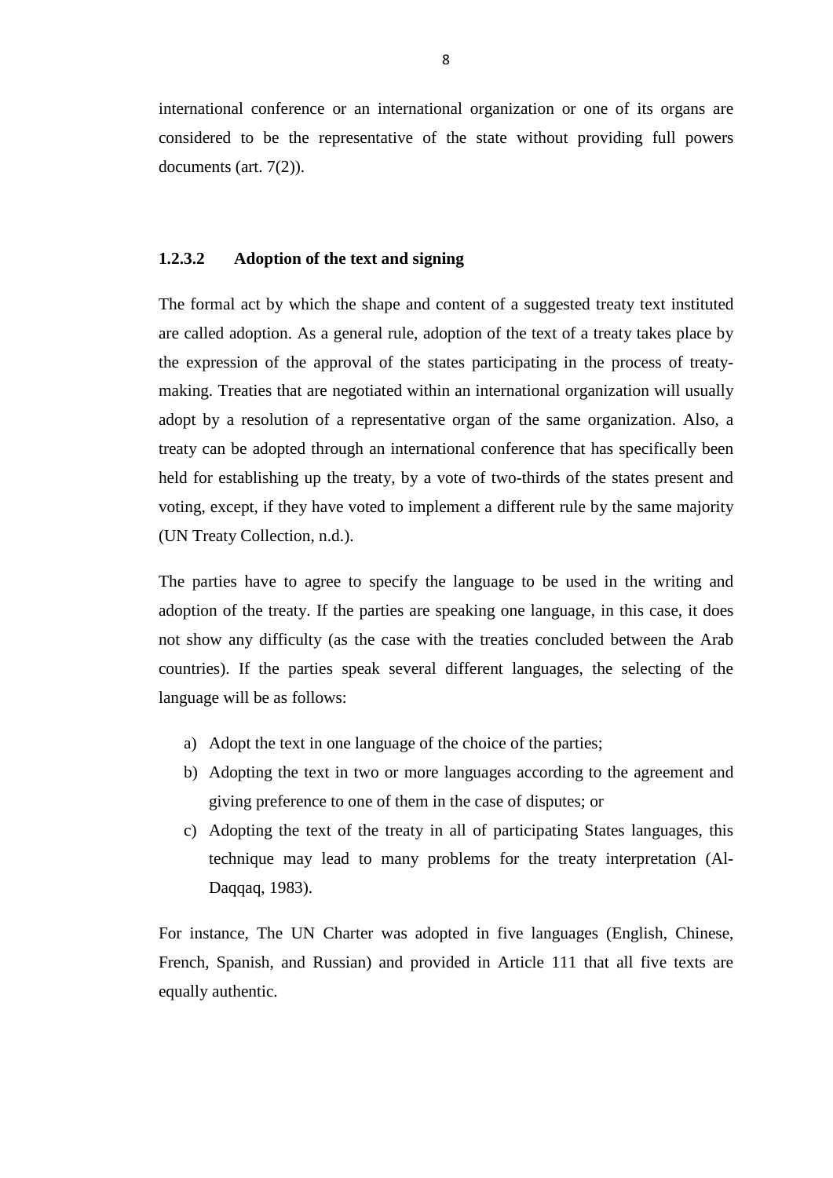international conference or an international organization or one of its organs are considered to be the representative of the state without providing full powers documents (art. 7(2)).

#### 1.2.3.2 Adoption of the text and signing

The formal act by which the shape and content of a suggested treaty text instituted are called adoption. As a general rule, adoption of the text of a treaty takes place by the expression of the approval of the states participating in the process of treaty-making. Treaties that are negotiated within an international organization will usually adopt by a resolution of a representative organ of the same organization. Also, a treaty can be adopted through an international conference that has specifically been held for establishing up the treaty, by a vote of two-thirds of the states present and voting, except, if they have voted to implement a different rule by the same majority (UN Treaty Collection, n.d.).

The parties have to agree to specify the language to be used in the writing and adoption of the treaty. If the parties are speaking one language, in this case, it does not show any difficulty (as the case with the treaties concluded between the Arab countries). If the parties speak several different languages, the selecting of the language will be as follows:

a) Adopt the text in one language of the choice of the parties;
b) Adopting the text in two or more languages according to the agreement and giving preference to one of them in the case of disputes; or
c) Adopting the text of the treaty in all of participating States languages, this technique may lead to many problems for the treaty interpretation (Al-Daqqaq, 1983).

For instance, The UN Charter was adopted in five languages (English, Chinese, French, Spanish, and Russian) and provided in Article 111 that all five texts are equally authentic.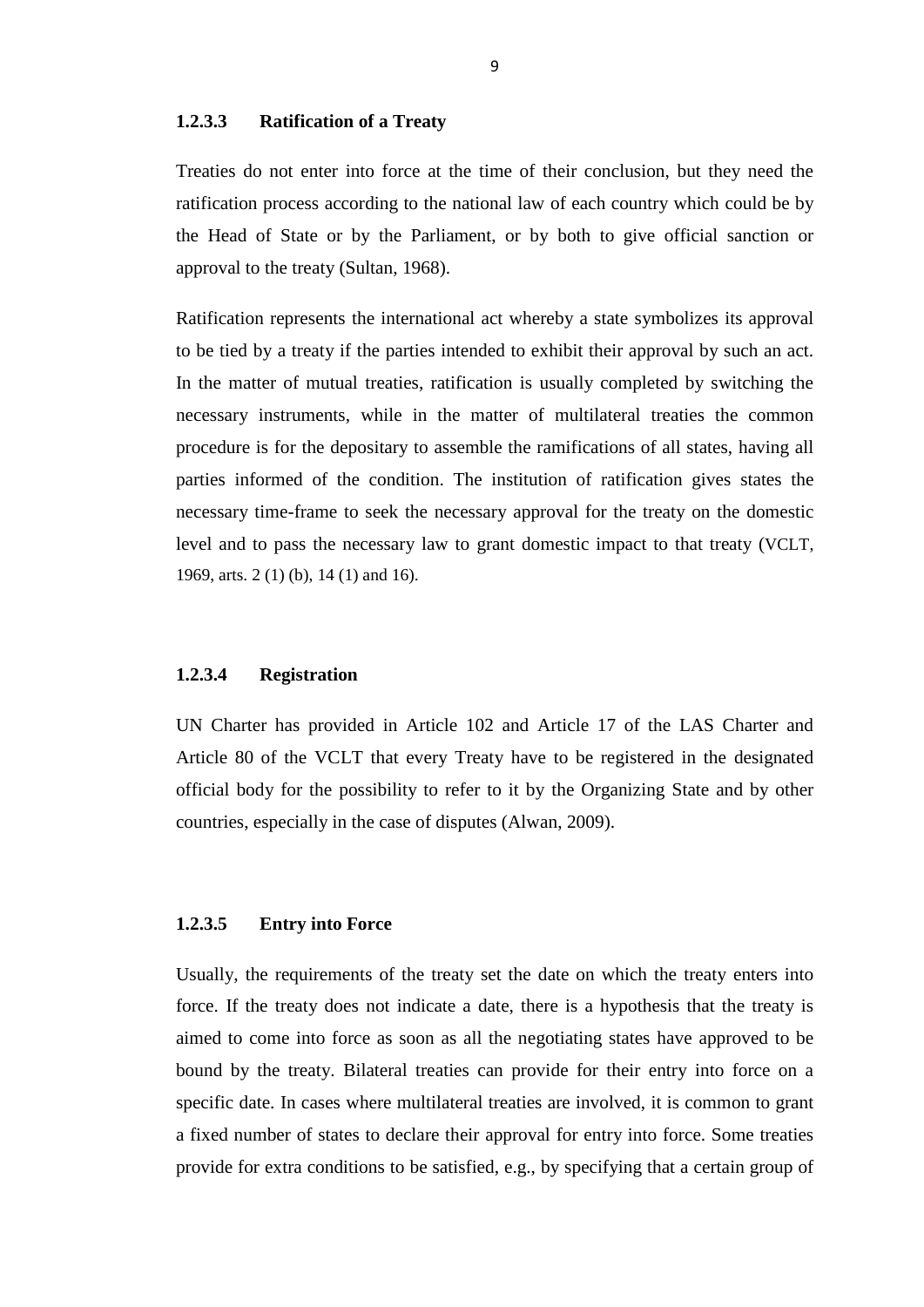#### 1.2.3.3 Ratification of a Treaty

Treaties do not enter into force at the time of their conclusion, but they need the ratification process according to the national law of each country which could be by the Head of State or by the Parliament, or by both to give official sanction or approval to the treaty (Sultan, 1968).

Ratification represents the international act whereby a state symbolizes its approval to be tied by a treaty if the parties intended to exhibit their approval by such an act. In the matter of mutual treaties, ratification is usually completed by switching the necessary instruments, while in the matter of multilateral treaties the common procedure is for the depositary to assemble the ramifications of all states, having all parties informed of the condition. The institution of ratification gives states the necessary time-frame to seek the necessary approval for the treaty on the domestic level and to pass the necessary law to grant domestic impact to that treaty (VCLT, 1969, arts. 2 (1) (b), 14 (1) and 16).

#### 1.2.3.4 Registration

UN Charter has provided in Article 102 and Article 17 of the LAS Charter and Article 80 of the VCLT that every Treaty have to be registered in the designated official body for the possibility to refer to it by the Organizing State and by other countries, especially in the case of disputes (Alwan, 2009).

#### 1.2.3.5 Entry into Force

Usually, the requirements of the treaty set the date on which the treaty enters into force. If the treaty does not indicate a date, there is a hypothesis that the treaty is aimed to come into force as soon as all the negotiating states have approved to be bound by the treaty. Bilateral treaties can provide for their entry into force on a specific date. In cases where multilateral treaties are involved, it is common to grant a fixed number of states to declare their approval for entry into force. Some treaties provide for extra conditions to be satisfied, e.g., by specifying that a certain group of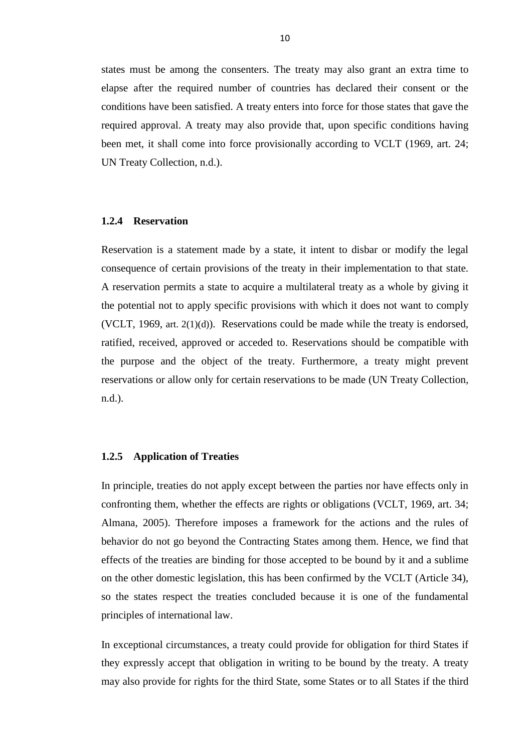states must be among the consenters. The treaty may also grant an extra time to elapse after the required number of countries has declared their consent or the conditions have been satisfied. A treaty enters into force for those states that gave the required approval. A treaty may also provide that, upon specific conditions having been met, it shall come into force provisionally according to VCLT (1969, art. 24; UN Treaty Collection, n.d.).

### 1.2.4 Reservation

Reservation is a statement made by a state, it intent to disbar or modify the legal consequence of certain provisions of the treaty in their implementation to that state. A reservation permits a state to acquire a multilateral treaty as a whole by giving it the potential not to apply specific provisions with which it does not want to comply (VCLT, 1969, art. 2(1)(d)). Reservations could be made while the treaty is endorsed, ratified, received, approved or acceded to. Reservations should be compatible with the purpose and the object of the treaty. Furthermore, a treaty might prevent reservations or allow only for certain reservations to be made (UN Treaty Collection, n.d.).

### 1.2.5 Application of Treaties

In principle, treaties do not apply except between the parties nor have effects only in confronting them, whether the effects are rights or obligations (VCLT, 1969, art. 34; Almana, 2005). Therefore imposes a framework for the actions and the rules of behavior do not go beyond the Contracting States among them. Hence, we find that effects of the treaties are binding for those accepted to be bound by it and a sublime on the other domestic legislation, this has been confirmed by the VCLT (Article 34), so the states respect the treaties concluded because it is one of the fundamental principles of international law.

In exceptional circumstances, a treaty could provide for obligation for third States if they expressly accept that obligation in writing to be bound by the treaty. A treaty may also provide for rights for the third State, some States or to all States if the third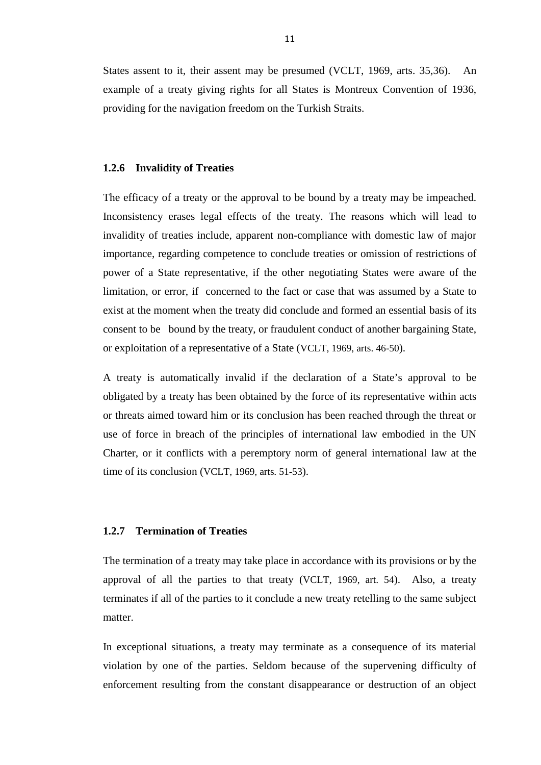States assent to it, their assent may be presumed (VCLT, 1969, arts. 35,36). An example of a treaty giving rights for all States is Montreux Convention of 1936, providing for the navigation freedom on the Turkish Straits.

### 1.2.6 Invalidity of Treaties

The efficacy of a treaty or the approval to be bound by a treaty may be impeached. Inconsistency erases legal effects of the treaty. The reasons which will lead to invalidity of treaties include, apparent non-compliance with domestic law of major importance, regarding competence to conclude treaties or omission of restrictions of power of a State representative, if the other negotiating States were aware of the limitation, or error, if concerned to the fact or case that was assumed by a State to exist at the moment when the treaty did conclude and formed an essential basis of its consent to be bound by the treaty, or fraudulent conduct of another bargaining State, or exploitation of a representative of a State (VCLT, 1969, arts. 46-50).

A treaty is automatically invalid if the declaration of a State's approval to be obligated by a treaty has been obtained by the force of its representative within acts or threats aimed toward him or its conclusion has been reached through the threat or use of force in breach of the principles of international law embodied in the UN Charter, or it conflicts with a peremptory norm of general international law at the time of its conclusion (VCLT, 1969, arts. 51-53).

### 1.2.7 Termination of Treaties

The termination of a treaty may take place in accordance with its provisions or by the approval of all the parties to that treaty (VCLT, 1969, art. 54). Also, a treaty terminates if all of the parties to it conclude a new treaty retelling to the same subject matter.

In exceptional situations, a treaty may terminate as a consequence of its material violation by one of the parties. Seldom because of the supervening difficulty of enforcement resulting from the constant disappearance or destruction of an object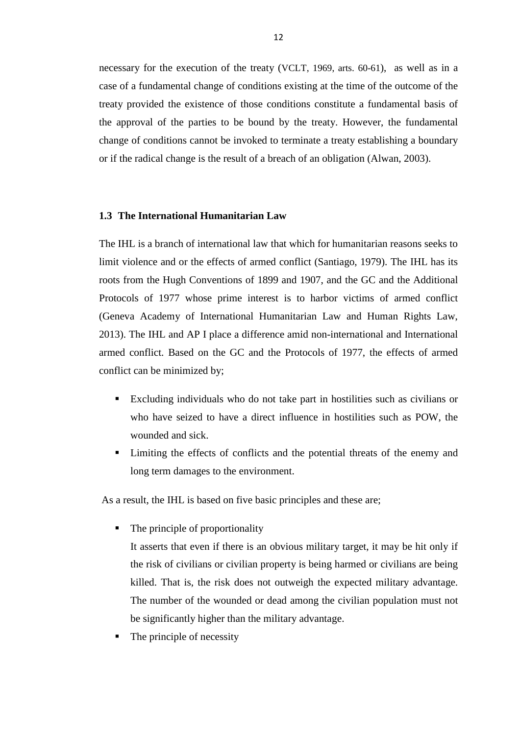necessary for the execution of the treaty (VCLT, 1969, arts. 60-61), as well as in a case of a fundamental change of conditions existing at the time of the outcome of the treaty provided the existence of those conditions constitute a fundamental basis of the approval of the parties to be bound by the treaty. However, the fundamental change of conditions cannot be invoked to terminate a treaty establishing a boundary or if the radical change is the result of a breach of an obligation (Alwan, 2003).

### 1.3 The International Humanitarian Law

The IHL is a branch of international law that which for humanitarian reasons seeks to limit violence and or the effects of armed conflict (Santiago, 1979). The IHL has its roots from the Hugh Conventions of 1899 and 1907, and the GC and the Additional Protocols of 1977 whose prime interest is to harbor victims of armed conflict (Geneva Academy of International Humanitarian Law and Human Rights Law, 2013). The IHL and AP I place a difference amid non-international and International armed conflict. Based on the GC and the Protocols of 1977, the effects of armed conflict can be minimized by;

- Excluding individuals who do not take part in hostilities such as civilians or who have seized to have a direct influence in hostilities such as POW, the wounded and sick.
- Limiting the effects of conflicts and the potential threats of the enemy and long term damages to the environment.

As a result, the IHL is based on five basic principles and these are;

- The principle of proportionality

  It asserts that even if there is an obvious military target, it may be hit only if the risk of civilians or civilian property is being harmed or civilians are being killed. That is, the risk does not outweigh the expected military advantage. The number of the wounded or dead among the civilian population must not be significantly higher than the military advantage.
- The principle of necessity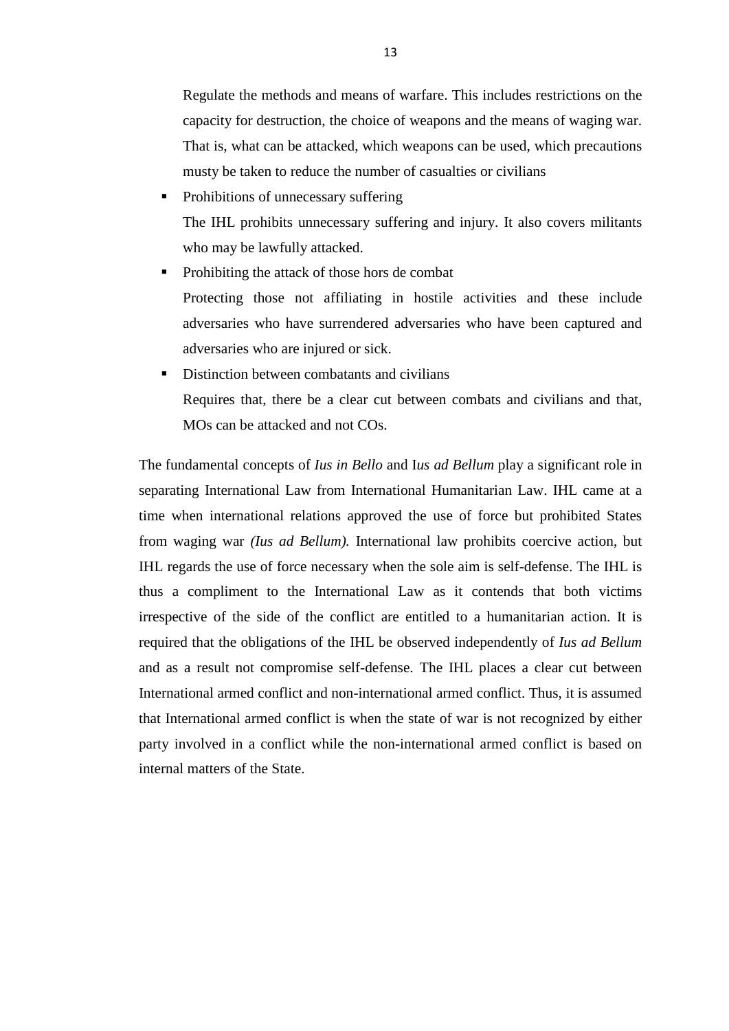Regulate the methods and means of warfare. This includes restrictions on the capacity for destruction, the choice of weapons and the means of waging war. That is, what can be attacked, which weapons can be used, which precautions musty be taken to reduce the number of casualties or civilians

- Prohibitions of unnecessary suffering

  The IHL prohibits unnecessary suffering and injury. It also covers militants who may be lawfully attacked.

- Prohibiting the attack of those hors de combat

  Protecting those not affiliating in hostile activities and these include adversaries who have surrendered adversaries who have been captured and adversaries who are injured or sick.

- Distinction between combatants and civilians

  Requires that, there be a clear cut between combats and civilians and that, MOs can be attacked and not COs.

The fundamental concepts of *Ius in Bello* and I*us ad Bellum* play a significant role in separating International Law from International Humanitarian Law. IHL came at a time when international relations approved the use of force but prohibited States from waging war *(Ius ad Bellum).* International law prohibits coercive action, but IHL regards the use of force necessary when the sole aim is self-defense. The IHL is thus a compliment to the International Law as it contends that both victims irrespective of the side of the conflict are entitled to a humanitarian action. It is required that the obligations of the IHL be observed independently of *Ius ad Bellum* and as a result not compromise self-defense. The IHL places a clear cut between International armed conflict and non-international armed conflict. Thus, it is assumed that International armed conflict is when the state of war is not recognized by either party involved in a conflict while the non-international armed conflict is based on internal matters of the State.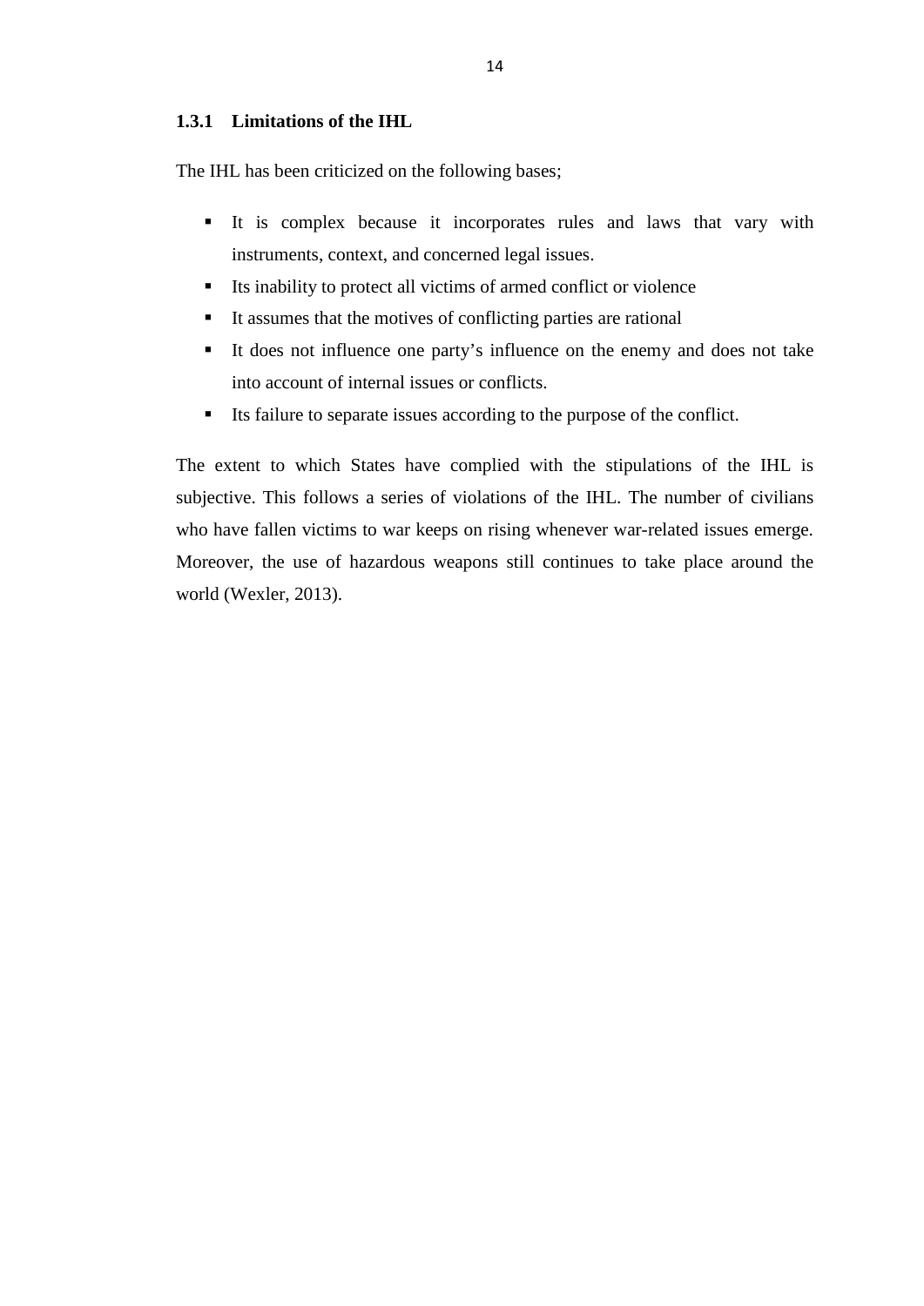### 1.3.1 Limitations of the IHL

The IHL has been criticized on the following bases;

- It is complex because it incorporates rules and laws that vary with instruments, context, and concerned legal issues.
- Its inability to protect all victims of armed conflict or violence
- It assumes that the motives of conflicting parties are rational
- It does not influence one party's influence on the enemy and does not take into account of internal issues or conflicts.
- Its failure to separate issues according to the purpose of the conflict.

The extent to which States have complied with the stipulations of the IHL is subjective. This follows a series of violations of the IHL. The number of civilians who have fallen victims to war keeps on rising whenever war-related issues emerge. Moreover, the use of hazardous weapons still continues to take place around the world (Wexler, 2013).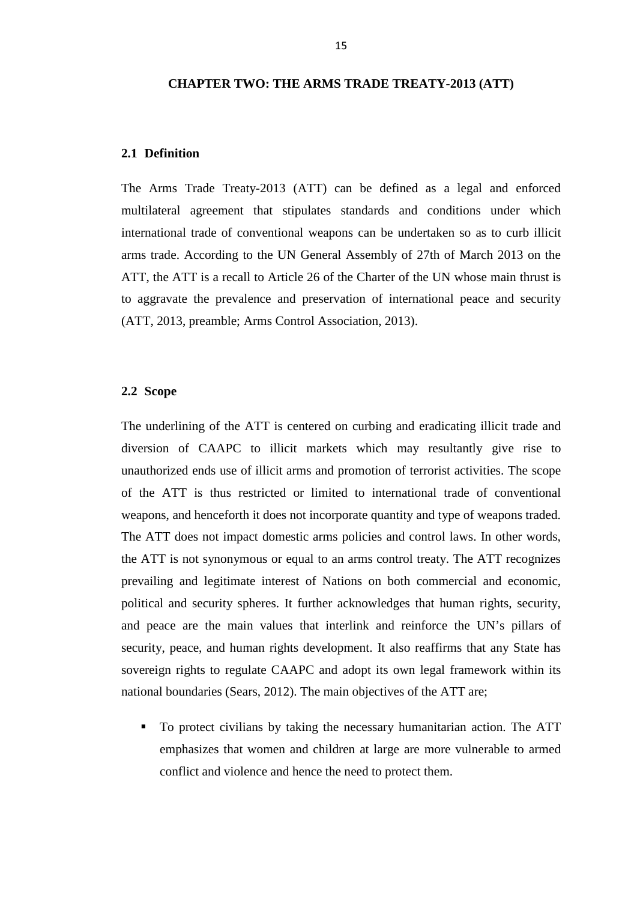# CHAPTER TWO: THE ARMS TRADE TREATY-2013 (ATT)

## 2.1 Definition

The Arms Trade Treaty-2013 (ATT) can be defined as a legal and enforced multilateral agreement that stipulates standards and conditions under which international trade of conventional weapons can be undertaken so as to curb illicit arms trade. According to the UN General Assembly of 27th of March 2013 on the ATT, the ATT is a recall to Article 26 of the Charter of the UN whose main thrust is to aggravate the prevalence and preservation of international peace and security (ATT, 2013, preamble; Arms Control Association, 2013).

## 2.2 Scope

The underlining of the ATT is centered on curbing and eradicating illicit trade and diversion of CAAPC to illicit markets which may resultantly give rise to unauthorized ends use of illicit arms and promotion of terrorist activities. The scope of the ATT is thus restricted or limited to international trade of conventional weapons, and henceforth it does not incorporate quantity and type of weapons traded. The ATT does not impact domestic arms policies and control laws. In other words, the ATT is not synonymous or equal to an arms control treaty. The ATT recognizes prevailing and legitimate interest of Nations on both commercial and economic, political and security spheres. It further acknowledges that human rights, security, and peace are the main values that interlink and reinforce the UN's pillars of security, peace, and human rights development. It also reaffirms that any State has sovereign rights to regulate CAAPC and adopt its own legal framework within its national boundaries (Sears, 2012). The main objectives of the ATT are;

- To protect civilians by taking the necessary humanitarian action. The ATT emphasizes that women and children at large are more vulnerable to armed conflict and violence and hence the need to protect them.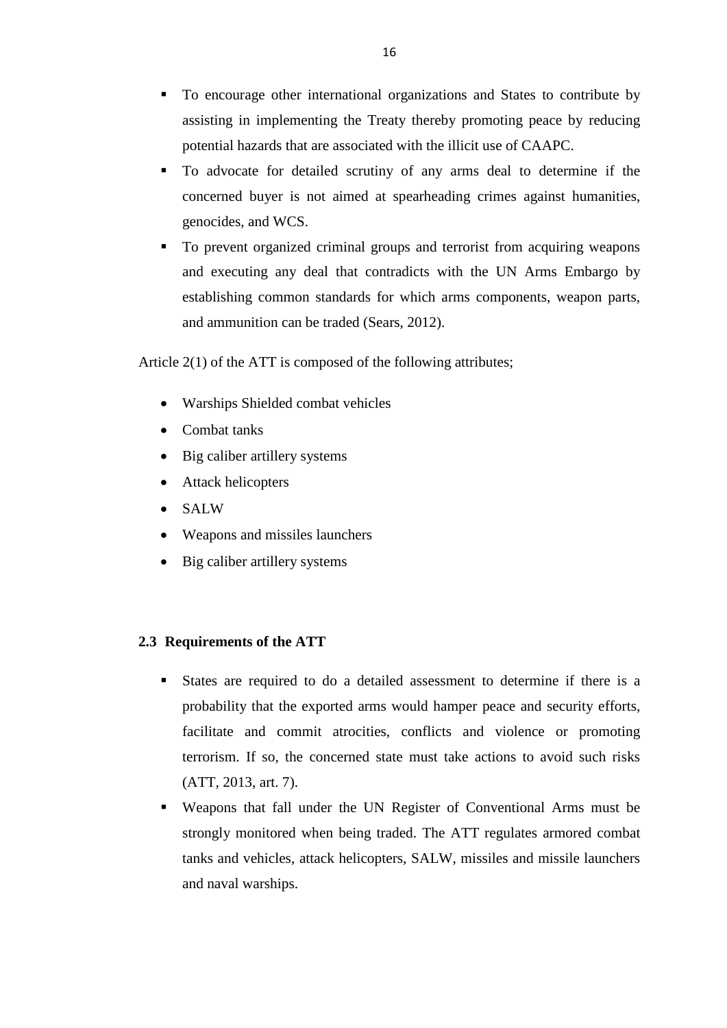- To encourage other international organizations and States to contribute by assisting in implementing the Treaty thereby promoting peace by reducing potential hazards that are associated with the illicit use of CAAPC.
- To advocate for detailed scrutiny of any arms deal to determine if the concerned buyer is not aimed at spearheading crimes against humanities, genocides, and WCS.
- To prevent organized criminal groups and terrorist from acquiring weapons and executing any deal that contradicts with the UN Arms Embargo by establishing common standards for which arms components, weapon parts, and ammunition can be traded (Sears, 2012).

Article 2(1) of the ATT is composed of the following attributes;

- Warships Shielded combat vehicles
- Combat tanks
- Big caliber artillery systems
- Attack helicopters
- SALW
- Weapons and missiles launchers
- Big caliber artillery systems

## 2.3 Requirements of the ATT

- States are required to do a detailed assessment to determine if there is a probability that the exported arms would hamper peace and security efforts, facilitate and commit atrocities, conflicts and violence or promoting terrorism. If so, the concerned state must take actions to avoid such risks (ATT, 2013, art. 7).
- Weapons that fall under the UN Register of Conventional Arms must be strongly monitored when being traded. The ATT regulates armored combat tanks and vehicles, attack helicopters, SALW, missiles and missile launchers and naval warships.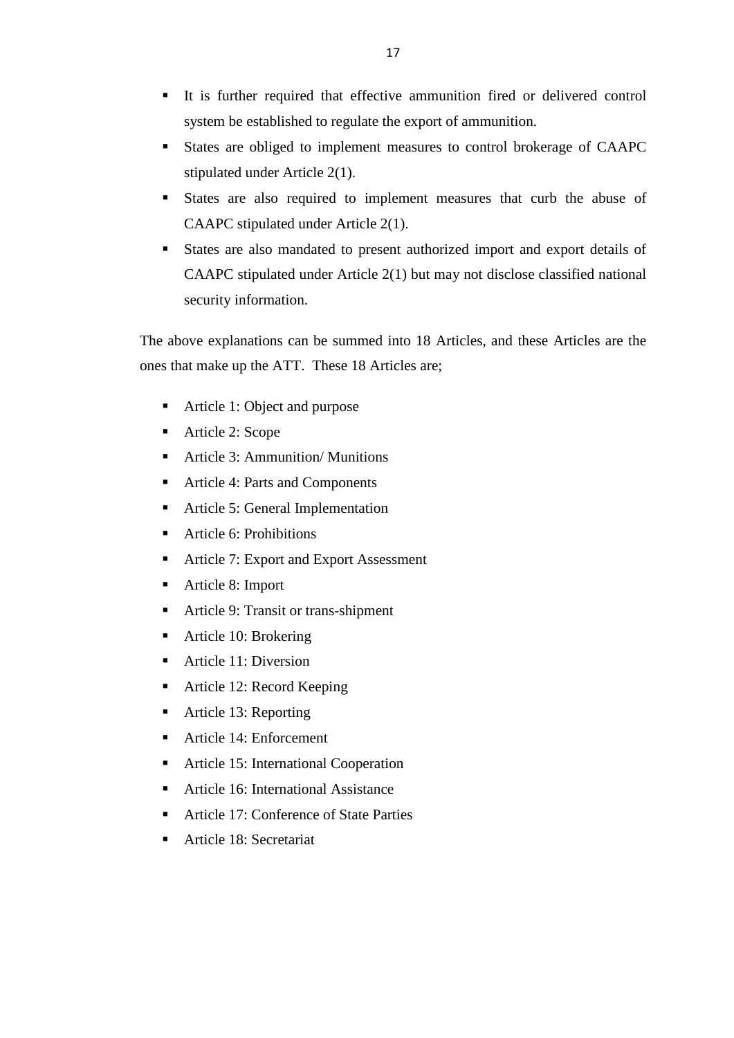- It is further required that effective ammunition fired or delivered control system be established to regulate the export of ammunition.
- States are obliged to implement measures to control brokerage of CAAPC stipulated under Article 2(1).
- States are also required to implement measures that curb the abuse of CAAPC stipulated under Article 2(1).
- States are also mandated to present authorized import and export details of CAAPC stipulated under Article 2(1) but may not disclose classified national security information.

The above explanations can be summed into 18 Articles, and these Articles are the ones that make up the ATT. These 18 Articles are;

- Article 1: Object and purpose
- Article 2: Scope
- Article 3: Ammunition/ Munitions
- Article 4: Parts and Components
- Article 5: General Implementation
- Article 6: Prohibitions
- Article 7: Export and Export Assessment
- Article 8: Import
- Article 9: Transit or trans-shipment
- Article 10: Brokering
- Article 11: Diversion
- Article 12: Record Keeping
- Article 13: Reporting
- Article 14: Enforcement
- Article 15: International Cooperation
- Article 16: International Assistance
- Article 17: Conference of State Parties
- Article 18: Secretariat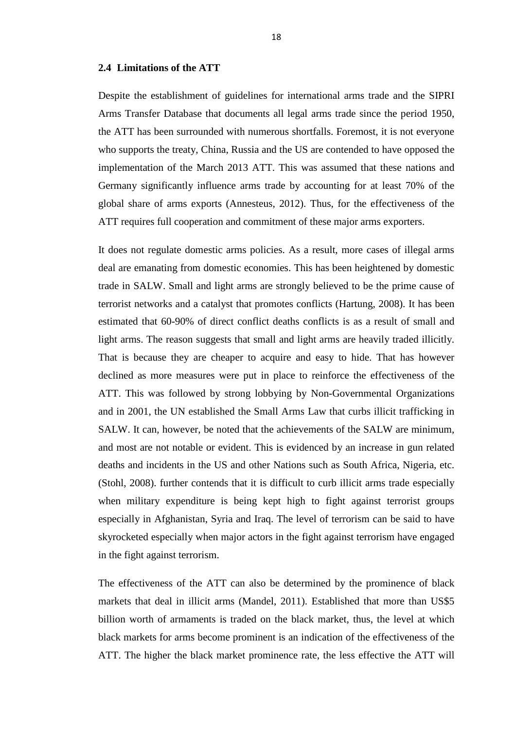### 2.4 Limitations of the ATT

Despite the establishment of guidelines for international arms trade and the SIPRI Arms Transfer Database that documents all legal arms trade since the period 1950, the ATT has been surrounded with numerous shortfalls. Foremost, it is not everyone who supports the treaty, China, Russia and the US are contended to have opposed the implementation of the March 2013 ATT. This was assumed that these nations and Germany significantly influence arms trade by accounting for at least 70% of the global share of arms exports (Annesteus, 2012). Thus, for the effectiveness of the ATT requires full cooperation and commitment of these major arms exporters.

It does not regulate domestic arms policies. As a result, more cases of illegal arms deal are emanating from domestic economies. This has been heightened by domestic trade in SALW. Small and light arms are strongly believed to be the prime cause of terrorist networks and a catalyst that promotes conflicts (Hartung, 2008). It has been estimated that 60-90% of direct conflict deaths conflicts is as a result of small and light arms. The reason suggests that small and light arms are heavily traded illicitly. That is because they are cheaper to acquire and easy to hide. That has however declined as more measures were put in place to reinforce the effectiveness of the ATT. This was followed by strong lobbying by Non-Governmental Organizations and in 2001, the UN established the Small Arms Law that curbs illicit trafficking in SALW. It can, however, be noted that the achievements of the SALW are minimum, and most are not notable or evident. This is evidenced by an increase in gun related deaths and incidents in the US and other Nations such as South Africa, Nigeria, etc. (Stohl, 2008). further contends that it is difficult to curb illicit arms trade especially when military expenditure is being kept high to fight against terrorist groups especially in Afghanistan, Syria and Iraq. The level of terrorism can be said to have skyrocketed especially when major actors in the fight against terrorism have engaged in the fight against terrorism.

The effectiveness of the ATT can also be determined by the prominence of black markets that deal in illicit arms (Mandel, 2011). Established that more than US$5 billion worth of armaments is traded on the black market, thus, the level at which black markets for arms become prominent is an indication of the effectiveness of the ATT. The higher the black market prominence rate, the less effective the ATT will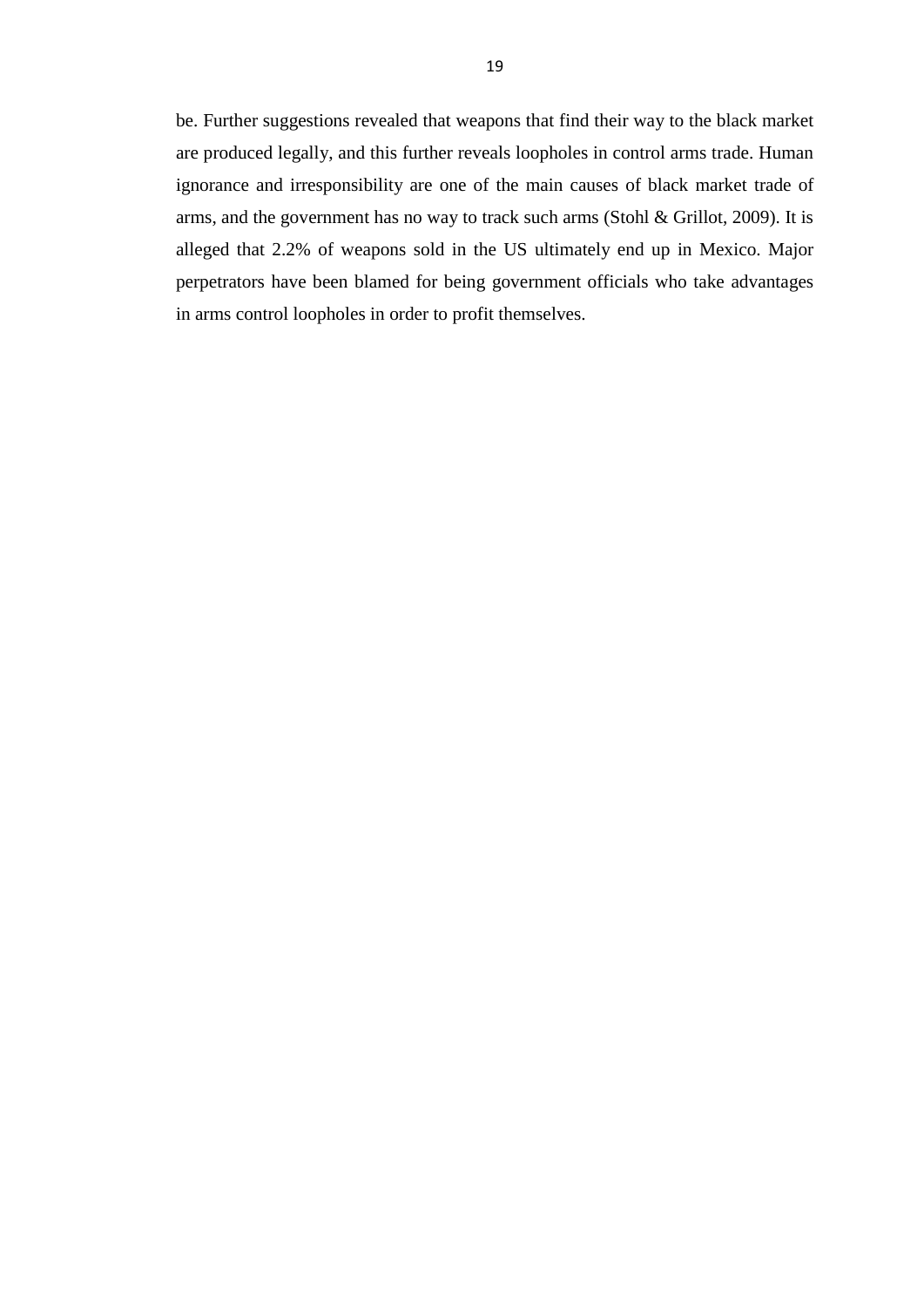be. Further suggestions revealed that weapons that find their way to the black market are produced legally, and this further reveals loopholes in control arms trade. Human ignorance and irresponsibility are one of the main causes of black market trade of arms, and the government has no way to track such arms (Stohl & Grillot, 2009). It is alleged that 2.2% of weapons sold in the US ultimately end up in Mexico. Major perpetrators have been blamed for being government officials who take advantages in arms control loopholes in order to profit themselves.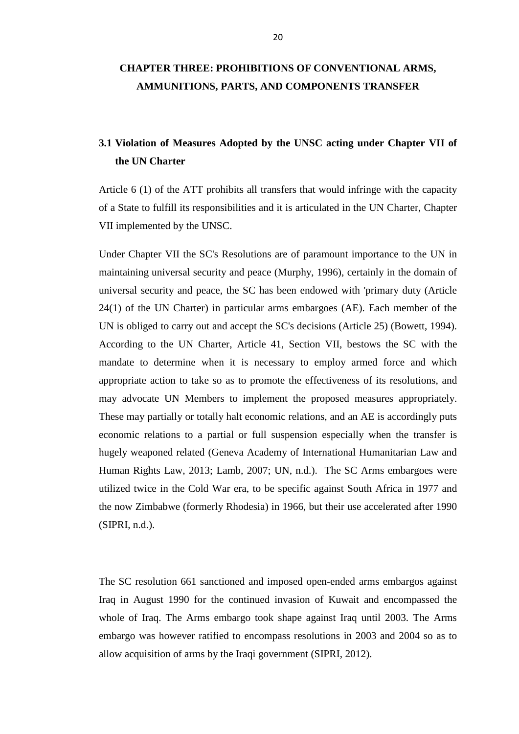# CHAPTER THREE: PROHIBITIONS OF CONVENTIONAL ARMS, AMMUNITIONS, PARTS, AND COMPONENTS TRANSFER

## 3.1 Violation of Measures Adopted by the UNSC acting under Chapter VII of the UN Charter

Article 6 (1) of the ATT prohibits all transfers that would infringe with the capacity of a State to fulfill its responsibilities and it is articulated in the UN Charter, Chapter VII implemented by the UNSC.

Under Chapter VII the SC's Resolutions are of paramount importance to the UN in maintaining universal security and peace (Murphy, 1996), certainly in the domain of universal security and peace, the SC has been endowed with 'primary duty (Article 24(1) of the UN Charter) in particular arms embargoes (AE). Each member of the UN is obliged to carry out and accept the SC's decisions (Article 25) (Bowett, 1994). According to the UN Charter, Article 41, Section VII, bestows the SC with the mandate to determine when it is necessary to employ armed force and which appropriate action to take so as to promote the effectiveness of its resolutions, and may advocate UN Members to implement the proposed measures appropriately. These may partially or totally halt economic relations, and an AE is accordingly puts economic relations to a partial or full suspension especially when the transfer is hugely weaponed related (Geneva Academy of International Humanitarian Law and Human Rights Law, 2013; Lamb, 2007; UN, n.d.). The SC Arms embargoes were utilized twice in the Cold War era, to be specific against South Africa in 1977 and the now Zimbabwe (formerly Rhodesia) in 1966, but their use accelerated after 1990 (SIPRI, n.d.).

The SC resolution 661 sanctioned and imposed open-ended arms embargos against Iraq in August 1990 for the continued invasion of Kuwait and encompassed the whole of Iraq. The Arms embargo took shape against Iraq until 2003. The Arms embargo was however ratified to encompass resolutions in 2003 and 2004 so as to allow acquisition of arms by the Iraqi government (SIPRI, 2012).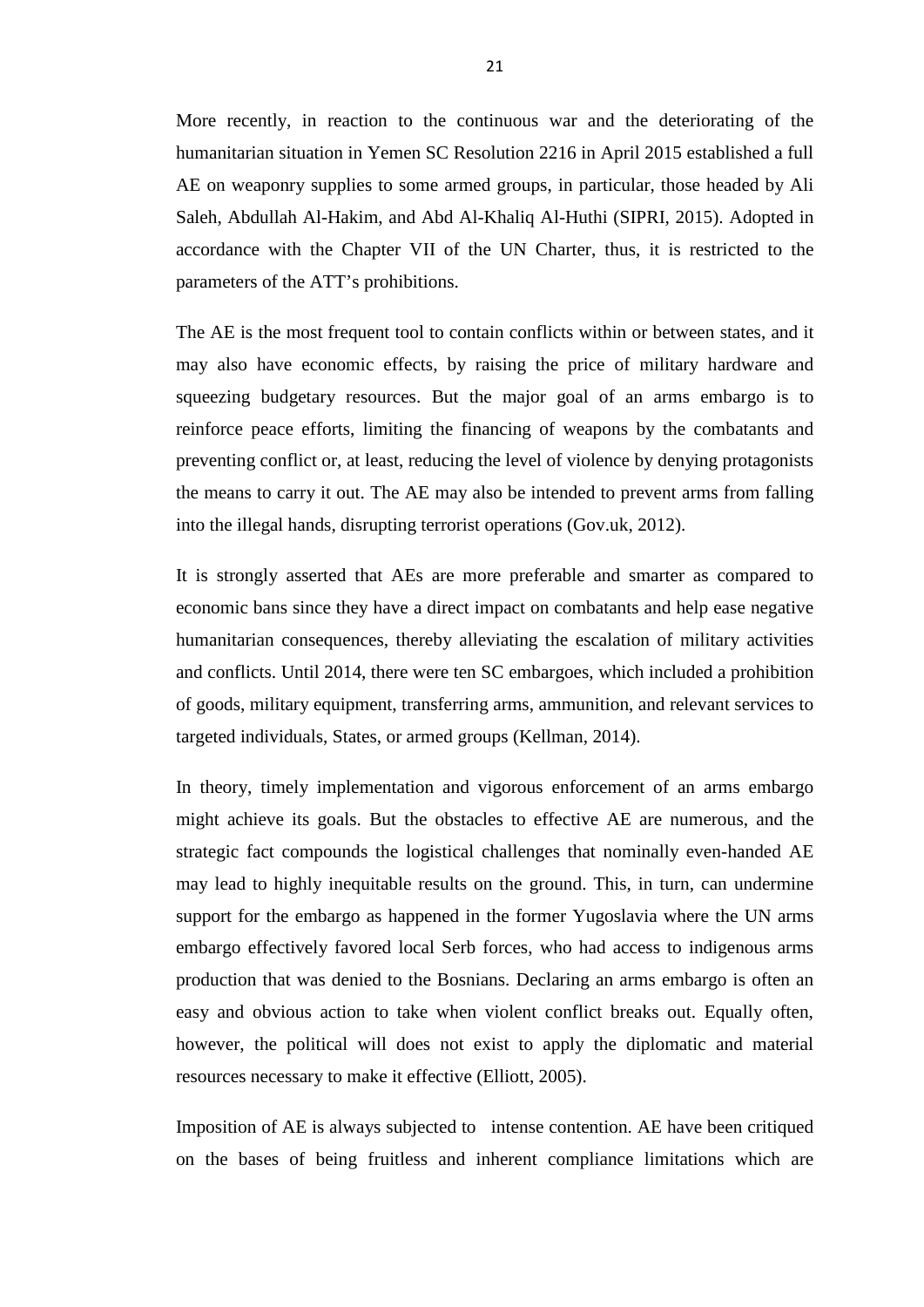More recently, in reaction to the continuous war and the deteriorating of the humanitarian situation in Yemen SC Resolution 2216 in April 2015 established a full AE on weaponry supplies to some armed groups, in particular, those headed by Ali Saleh, Abdullah Al-Hakim, and Abd Al-Khaliq Al-Huthi (SIPRI, 2015). Adopted in accordance with the Chapter VII of the UN Charter, thus, it is restricted to the parameters of the ATT's prohibitions.

The AE is the most frequent tool to contain conflicts within or between states, and it may also have economic effects, by raising the price of military hardware and squeezing budgetary resources. But the major goal of an arms embargo is to reinforce peace efforts, limiting the financing of weapons by the combatants and preventing conflict or, at least, reducing the level of violence by denying protagonists the means to carry it out. The AE may also be intended to prevent arms from falling into the illegal hands, disrupting terrorist operations (Gov.uk, 2012).

It is strongly asserted that AEs are more preferable and smarter as compared to economic bans since they have a direct impact on combatants and help ease negative humanitarian consequences, thereby alleviating the escalation of military activities and conflicts. Until 2014, there were ten SC embargoes, which included a prohibition of goods, military equipment, transferring arms, ammunition, and relevant services to targeted individuals, States, or armed groups (Kellman, 2014).

In theory, timely implementation and vigorous enforcement of an arms embargo might achieve its goals. But the obstacles to effective AE are numerous, and the strategic fact compounds the logistical challenges that nominally even-handed AE may lead to highly inequitable results on the ground. This, in turn, can undermine support for the embargo as happened in the former Yugoslavia where the UN arms embargo effectively favored local Serb forces, who had access to indigenous arms production that was denied to the Bosnians. Declaring an arms embargo is often an easy and obvious action to take when violent conflict breaks out. Equally often, however, the political will does not exist to apply the diplomatic and material resources necessary to make it effective (Elliott, 2005).

Imposition of AE is always subjected to intense contention. AE have been critiqued on the bases of being fruitless and inherent compliance limitations which are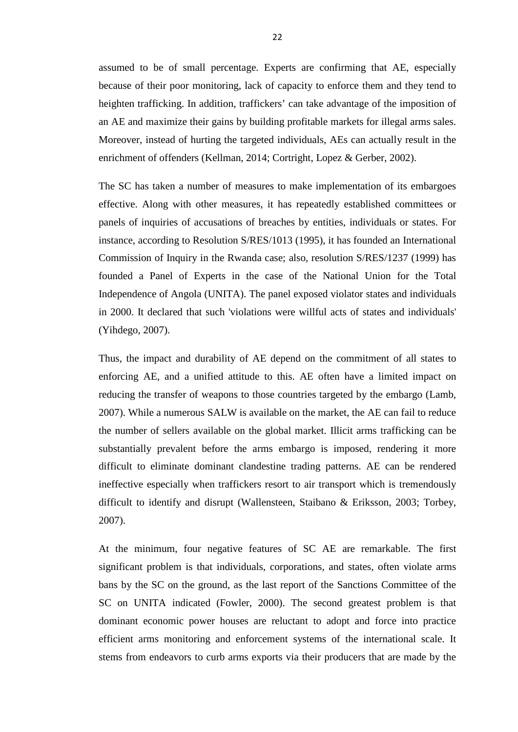assumed to be of small percentage. Experts are confirming that AE, especially because of their poor monitoring, lack of capacity to enforce them and they tend to heighten trafficking. In addition, traffickers' can take advantage of the imposition of an AE and maximize their gains by building profitable markets for illegal arms sales. Moreover, instead of hurting the targeted individuals, AEs can actually result in the enrichment of offenders (Kellman, 2014; Cortright, Lopez & Gerber, 2002).

The SC has taken a number of measures to make implementation of its embargoes effective. Along with other measures, it has repeatedly established committees or panels of inquiries of accusations of breaches by entities, individuals or states. For instance, according to Resolution S/RES/1013 (1995), it has founded an International Commission of Inquiry in the Rwanda case; also, resolution S/RES/1237 (1999) has founded a Panel of Experts in the case of the National Union for the Total Independence of Angola (UNITA). The panel exposed violator states and individuals in 2000. It declared that such 'violations were willful acts of states and individuals' (Yihdego, 2007).

Thus, the impact and durability of AE depend on the commitment of all states to enforcing AE, and a unified attitude to this. AE often have a limited impact on reducing the transfer of weapons to those countries targeted by the embargo (Lamb, 2007). While a numerous SALW is available on the market, the AE can fail to reduce the number of sellers available on the global market. Illicit arms trafficking can be substantially prevalent before the arms embargo is imposed, rendering it more difficult to eliminate dominant clandestine trading patterns. AE can be rendered ineffective especially when traffickers resort to air transport which is tremendously difficult to identify and disrupt (Wallensteen, Staibano & Eriksson, 2003; Torbey, 2007).

At the minimum, four negative features of SC AE are remarkable. The first significant problem is that individuals, corporations, and states, often violate arms bans by the SC on the ground, as the last report of the Sanctions Committee of the SC on UNITA indicated (Fowler, 2000). The second greatest problem is that dominant economic power houses are reluctant to adopt and force into practice efficient arms monitoring and enforcement systems of the international scale. It stems from endeavors to curb arms exports via their producers that are made by the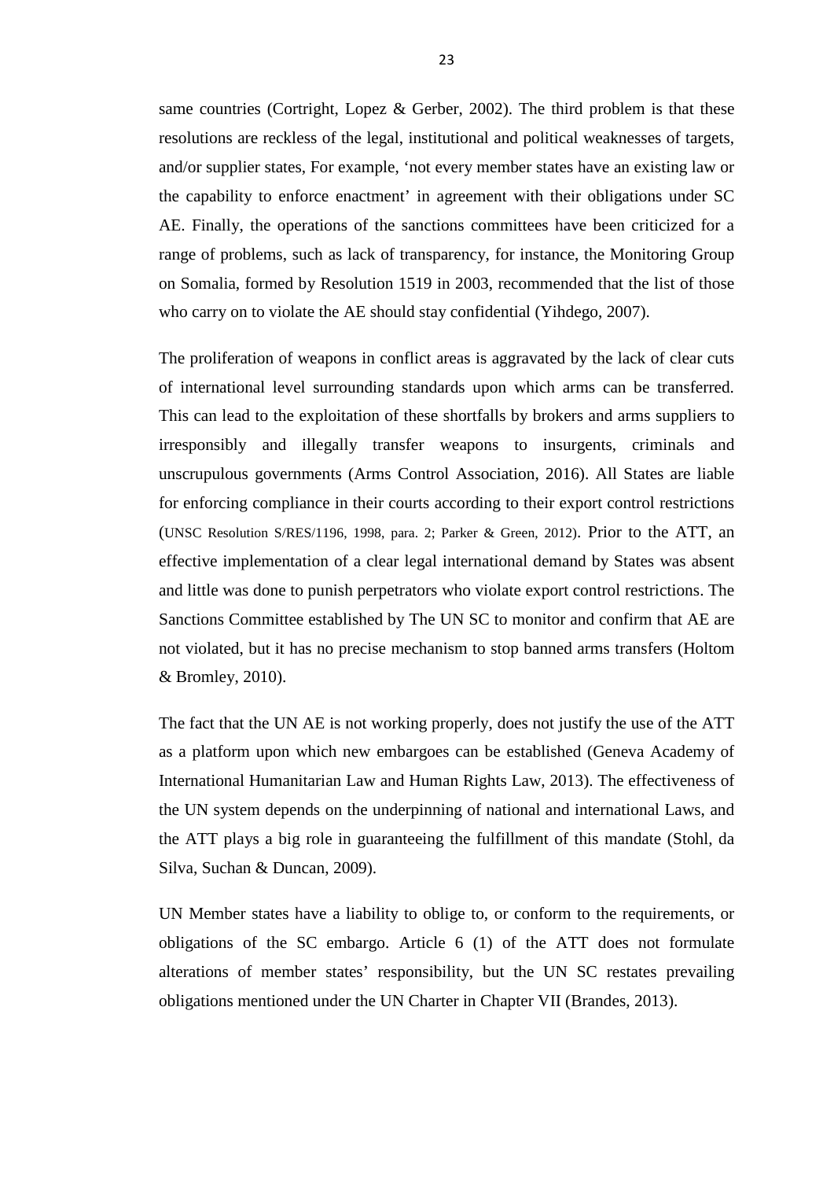same countries (Cortright, Lopez & Gerber, 2002). The third problem is that these resolutions are reckless of the legal, institutional and political weaknesses of targets, and/or supplier states, For example, 'not every member states have an existing law or the capability to enforce enactment' in agreement with their obligations under SC AE. Finally, the operations of the sanctions committees have been criticized for a range of problems, such as lack of transparency, for instance, the Monitoring Group on Somalia, formed by Resolution 1519 in 2003, recommended that the list of those who carry on to violate the AE should stay confidential (Yihdego, 2007).

The proliferation of weapons in conflict areas is aggravated by the lack of clear cuts of international level surrounding standards upon which arms can be transferred. This can lead to the exploitation of these shortfalls by brokers and arms suppliers to irresponsibly and illegally transfer weapons to insurgents, criminals and unscrupulous governments (Arms Control Association, 2016). All States are liable for enforcing compliance in their courts according to their export control restrictions (UNSC Resolution S/RES/1196, 1998, para. 2; Parker & Green, 2012). Prior to the ATT, an effective implementation of a clear legal international demand by States was absent and little was done to punish perpetrators who violate export control restrictions. The Sanctions Committee established by The UN SC to monitor and confirm that AE are not violated, but it has no precise mechanism to stop banned arms transfers (Holtom & Bromley, 2010).

The fact that the UN AE is not working properly, does not justify the use of the ATT as a platform upon which new embargoes can be established (Geneva Academy of International Humanitarian Law and Human Rights Law, 2013). The effectiveness of the UN system depends on the underpinning of national and international Laws, and the ATT plays a big role in guaranteeing the fulfillment of this mandate (Stohl, da Silva, Suchan & Duncan, 2009).

UN Member states have a liability to oblige to, or conform to the requirements, or obligations of the SC embargo. Article 6 (1) of the ATT does not formulate alterations of member states' responsibility, but the UN SC restates prevailing obligations mentioned under the UN Charter in Chapter VII (Brandes, 2013).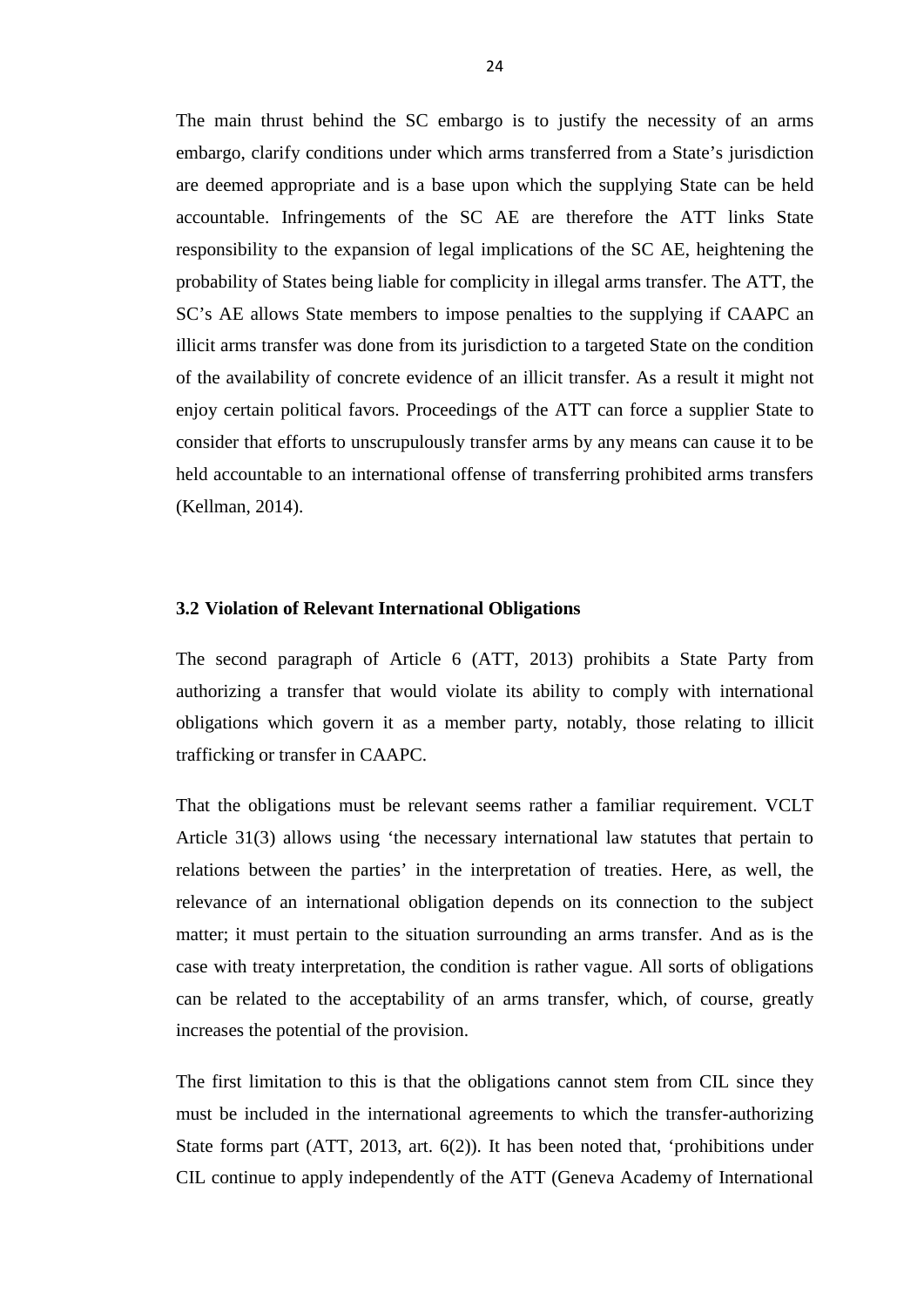The main thrust behind the SC embargo is to justify the necessity of an arms embargo, clarify conditions under which arms transferred from a State's jurisdiction are deemed appropriate and is a base upon which the supplying State can be held accountable. Infringements of the SC AE are therefore the ATT links State responsibility to the expansion of legal implications of the SC AE, heightening the probability of States being liable for complicity in illegal arms transfer. The ATT, the SC's AE allows State members to impose penalties to the supplying if CAAPC an illicit arms transfer was done from its jurisdiction to a targeted State on the condition of the availability of concrete evidence of an illicit transfer. As a result it might not enjoy certain political favors. Proceedings of the ATT can force a supplier State to consider that efforts to unscrupulously transfer arms by any means can cause it to be held accountable to an international offense of transferring prohibited arms transfers (Kellman, 2014).

### 3.2 Violation of Relevant International Obligations

The second paragraph of Article 6 (ATT, 2013) prohibits a State Party from authorizing a transfer that would violate its ability to comply with international obligations which govern it as a member party, notably, those relating to illicit trafficking or transfer in CAAPC.

That the obligations must be relevant seems rather a familiar requirement. VCLT Article 31(3) allows using 'the necessary international law statutes that pertain to relations between the parties' in the interpretation of treaties. Here, as well, the relevance of an international obligation depends on its connection to the subject matter; it must pertain to the situation surrounding an arms transfer. And as is the case with treaty interpretation, the condition is rather vague. All sorts of obligations can be related to the acceptability of an arms transfer, which, of course, greatly increases the potential of the provision.

The first limitation to this is that the obligations cannot stem from CIL since they must be included in the international agreements to which the transfer-authorizing State forms part (ATT, 2013, art. 6(2)). It has been noted that, 'prohibitions under CIL continue to apply independently of the ATT (Geneva Academy of International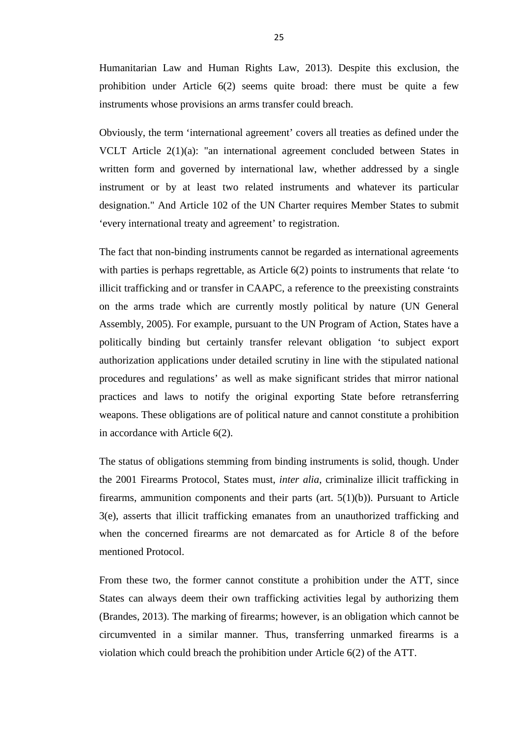Humanitarian Law and Human Rights Law, 2013). Despite this exclusion, the prohibition under Article 6(2) seems quite broad: there must be quite a few instruments whose provisions an arms transfer could breach.

Obviously, the term 'international agreement' covers all treaties as defined under the VCLT Article 2(1)(a): "an international agreement concluded between States in written form and governed by international law, whether addressed by a single instrument or by at least two related instruments and whatever its particular designation." And Article 102 of the UN Charter requires Member States to submit 'every international treaty and agreement' to registration.

The fact that non-binding instruments cannot be regarded as international agreements with parties is perhaps regrettable, as Article 6(2) points to instruments that relate 'to illicit trafficking and or transfer in CAAPC, a reference to the preexisting constraints on the arms trade which are currently mostly political by nature (UN General Assembly, 2005). For example, pursuant to the UN Program of Action, States have a politically binding but certainly transfer relevant obligation 'to subject export authorization applications under detailed scrutiny in line with the stipulated national procedures and regulations' as well as make significant strides that mirror national practices and laws to notify the original exporting State before retransferring weapons. These obligations are of political nature and cannot constitute a prohibition in accordance with Article 6(2).

The status of obligations stemming from binding instruments is solid, though. Under the 2001 Firearms Protocol, States must, *inter alia*, criminalize illicit trafficking in firearms, ammunition components and their parts (art. 5(1)(b)). Pursuant to Article 3(e), asserts that illicit trafficking emanates from an unauthorized trafficking and when the concerned firearms are not demarcated as for Article 8 of the before mentioned Protocol.

From these two, the former cannot constitute a prohibition under the ATT, since States can always deem their own trafficking activities legal by authorizing them (Brandes, 2013). The marking of firearms; however, is an obligation which cannot be circumvented in a similar manner. Thus, transferring unmarked firearms is a violation which could breach the prohibition under Article 6(2) of the ATT.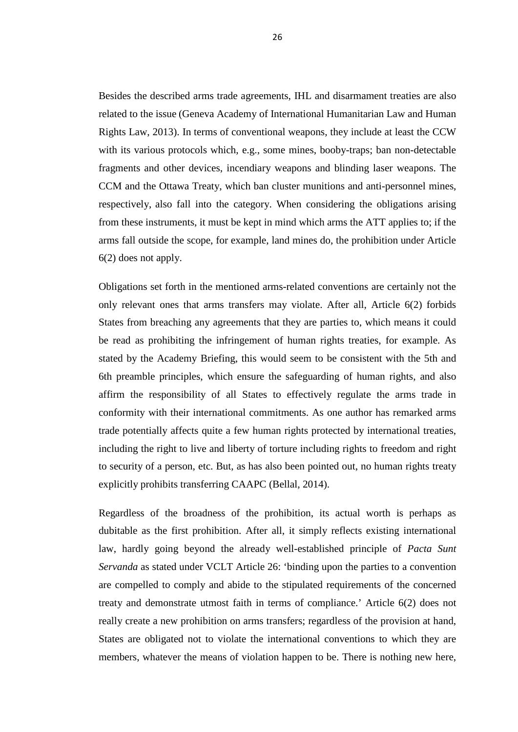Besides the described arms trade agreements, IHL and disarmament treaties are also related to the issue (Geneva Academy of International Humanitarian Law and Human Rights Law, 2013). In terms of conventional weapons, they include at least the CCW with its various protocols which, e.g., some mines, booby-traps; ban non-detectable fragments and other devices, incendiary weapons and blinding laser weapons. The CCM and the Ottawa Treaty, which ban cluster munitions and anti-personnel mines, respectively, also fall into the category. When considering the obligations arising from these instruments, it must be kept in mind which arms the ATT applies to; if the arms fall outside the scope, for example, land mines do, the prohibition under Article 6(2) does not apply.

Obligations set forth in the mentioned arms-related conventions are certainly not the only relevant ones that arms transfers may violate. After all, Article 6(2) forbids States from breaching any agreements that they are parties to, which means it could be read as prohibiting the infringement of human rights treaties, for example. As stated by the Academy Briefing, this would seem to be consistent with the 5th and 6th preamble principles, which ensure the safeguarding of human rights, and also affirm the responsibility of all States to effectively regulate the arms trade in conformity with their international commitments. As one author has remarked arms trade potentially affects quite a few human rights protected by international treaties, including the right to live and liberty of torture including rights to freedom and right to security of a person, etc. But, as has also been pointed out, no human rights treaty explicitly prohibits transferring CAAPC (Bellal, 2014).

Regardless of the broadness of the prohibition, its actual worth is perhaps as dubitable as the first prohibition. After all, it simply reflects existing international law, hardly going beyond the already well-established principle of *Pacta Sunt Servanda* as stated under VCLT Article 26: 'binding upon the parties to a convention are compelled to comply and abide to the stipulated requirements of the concerned treaty and demonstrate utmost faith in terms of compliance.' Article 6(2) does not really create a new prohibition on arms transfers; regardless of the provision at hand, States are obligated not to violate the international conventions to which they are members, whatever the means of violation happen to be. There is nothing new here,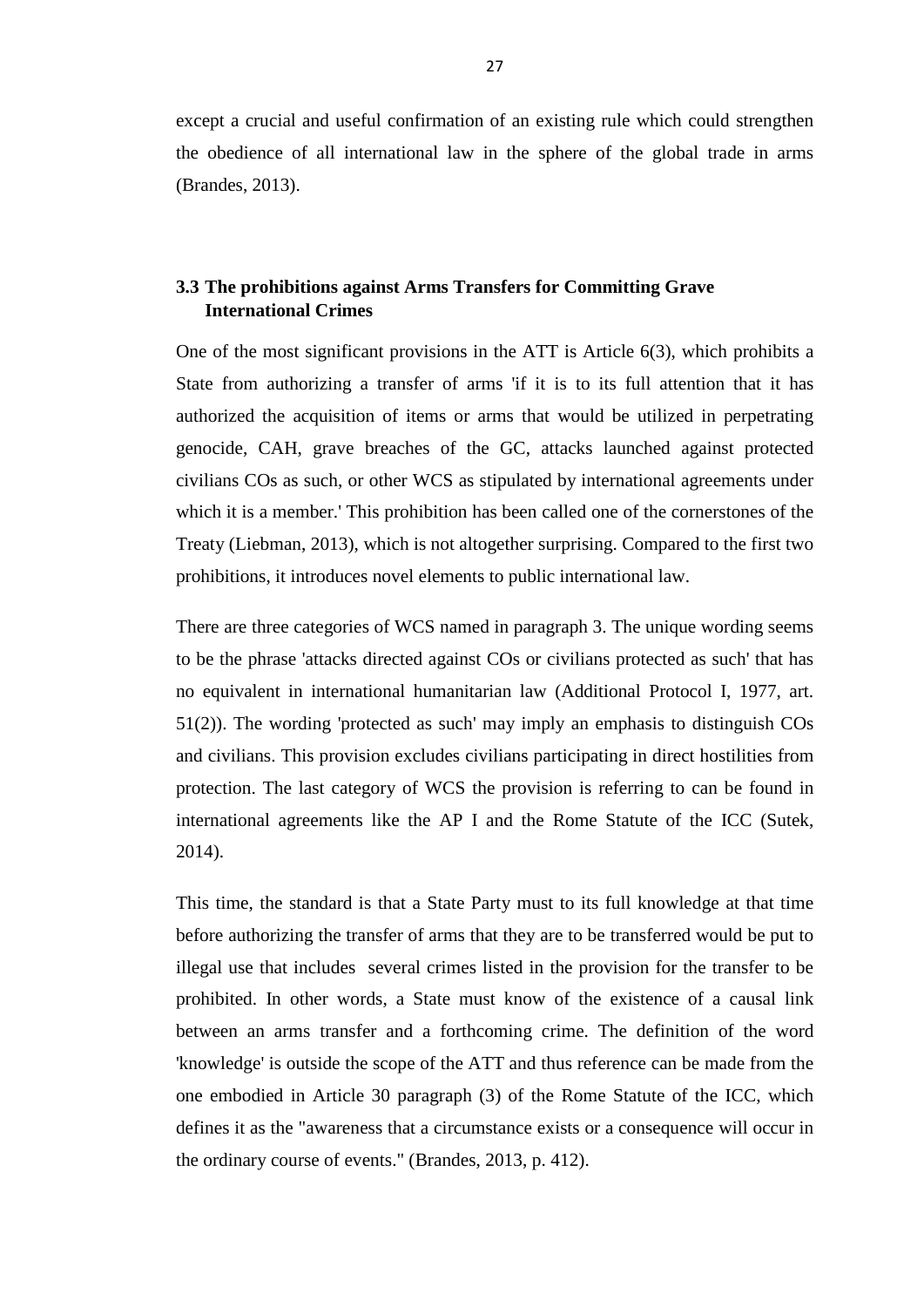except a crucial and useful confirmation of an existing rule which could strengthen the obedience of all international law in the sphere of the global trade in arms (Brandes, 2013).

### 3.3 The prohibitions against Arms Transfers for Committing Grave International Crimes

One of the most significant provisions in the ATT is Article 6(3), which prohibits a State from authorizing a transfer of arms 'if it is to its full attention that it has authorized the acquisition of items or arms that would be utilized in perpetrating genocide, CAH, grave breaches of the GC, attacks launched against protected civilians COs as such, or other WCS as stipulated by international agreements under which it is a member.' This prohibition has been called one of the cornerstones of the Treaty (Liebman, 2013), which is not altogether surprising. Compared to the first two prohibitions, it introduces novel elements to public international law.

There are three categories of WCS named in paragraph 3. The unique wording seems to be the phrase 'attacks directed against COs or civilians protected as such' that has no equivalent in international humanitarian law (Additional Protocol I, 1977, art. 51(2)). The wording 'protected as such' may imply an emphasis to distinguish COs and civilians. This provision excludes civilians participating in direct hostilities from protection. The last category of WCS the provision is referring to can be found in international agreements like the AP I and the Rome Statute of the ICC (Sutek, 2014).

This time, the standard is that a State Party must to its full knowledge at that time before authorizing the transfer of arms that they are to be transferred would be put to illegal use that includes several crimes listed in the provision for the transfer to be prohibited. In other words, a State must know of the existence of a causal link between an arms transfer and a forthcoming crime. The definition of the word 'knowledge' is outside the scope of the ATT and thus reference can be made from the one embodied in Article 30 paragraph (3) of the Rome Statute of the ICC, which defines it as the "awareness that a circumstance exists or a consequence will occur in the ordinary course of events." (Brandes, 2013, p. 412).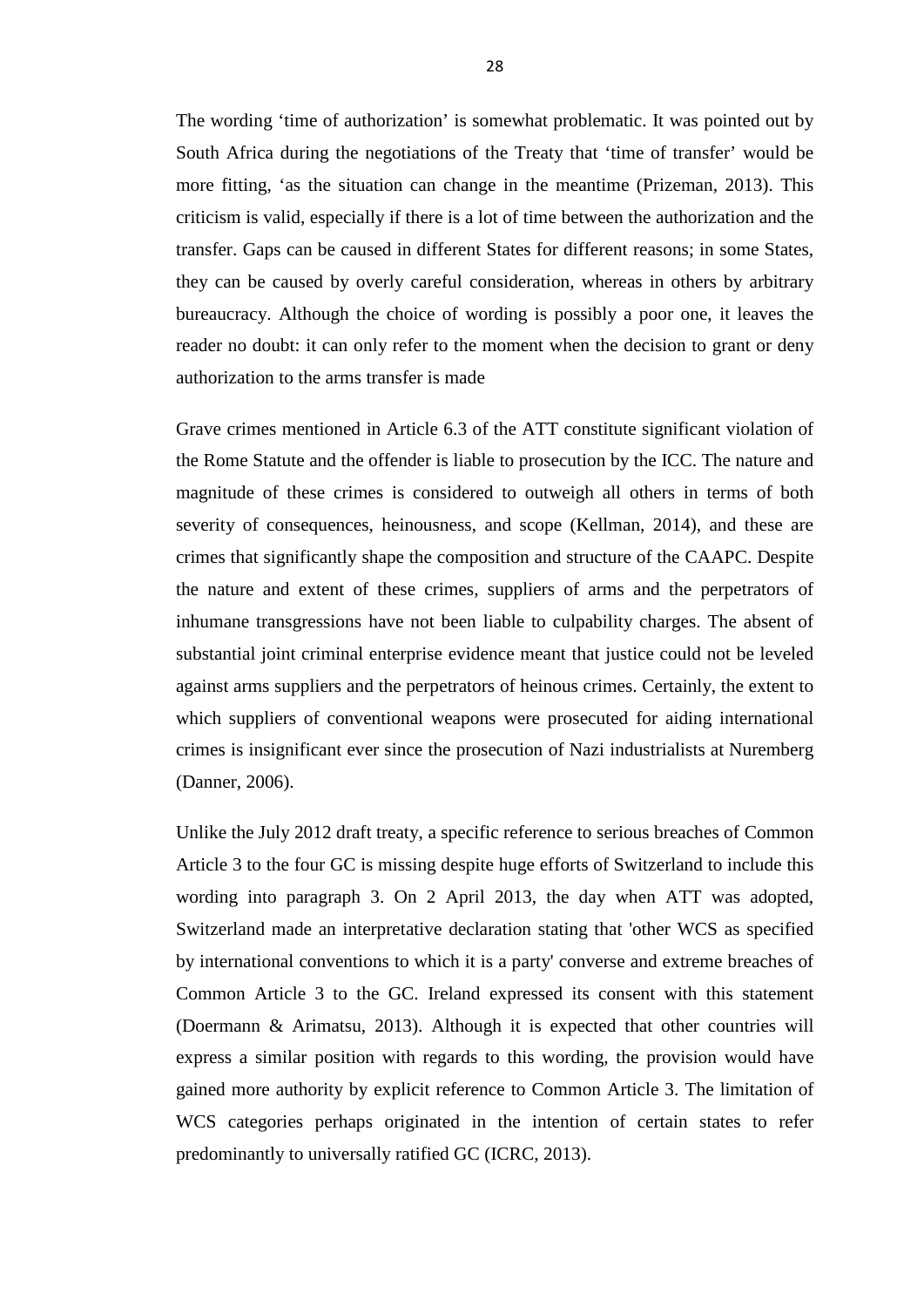The wording 'time of authorization' is somewhat problematic. It was pointed out by South Africa during the negotiations of the Treaty that 'time of transfer' would be more fitting, 'as the situation can change in the meantime (Prizeman, 2013). This criticism is valid, especially if there is a lot of time between the authorization and the transfer. Gaps can be caused in different States for different reasons; in some States, they can be caused by overly careful consideration, whereas in others by arbitrary bureaucracy. Although the choice of wording is possibly a poor one, it leaves the reader no doubt: it can only refer to the moment when the decision to grant or deny authorization to the arms transfer is made

Grave crimes mentioned in Article 6.3 of the ATT constitute significant violation of the Rome Statute and the offender is liable to prosecution by the ICC. The nature and magnitude of these crimes is considered to outweigh all others in terms of both severity of consequences, heinousness, and scope (Kellman, 2014), and these are crimes that significantly shape the composition and structure of the CAAPC. Despite the nature and extent of these crimes, suppliers of arms and the perpetrators of inhumane transgressions have not been liable to culpability charges. The absent of substantial joint criminal enterprise evidence meant that justice could not be leveled against arms suppliers and the perpetrators of heinous crimes. Certainly, the extent to which suppliers of conventional weapons were prosecuted for aiding international crimes is insignificant ever since the prosecution of Nazi industrialists at Nuremberg (Danner, 2006).

Unlike the July 2012 draft treaty, a specific reference to serious breaches of Common Article 3 to the four GC is missing despite huge efforts of Switzerland to include this wording into paragraph 3. On 2 April 2013, the day when ATT was adopted, Switzerland made an interpretative declaration stating that 'other WCS as specified by international conventions to which it is a party' converse and extreme breaches of Common Article 3 to the GC. Ireland expressed its consent with this statement (Doermann & Arimatsu, 2013). Although it is expected that other countries will express a similar position with regards to this wording, the provision would have gained more authority by explicit reference to Common Article 3. The limitation of WCS categories perhaps originated in the intention of certain states to refer predominantly to universally ratified GC (ICRC, 2013).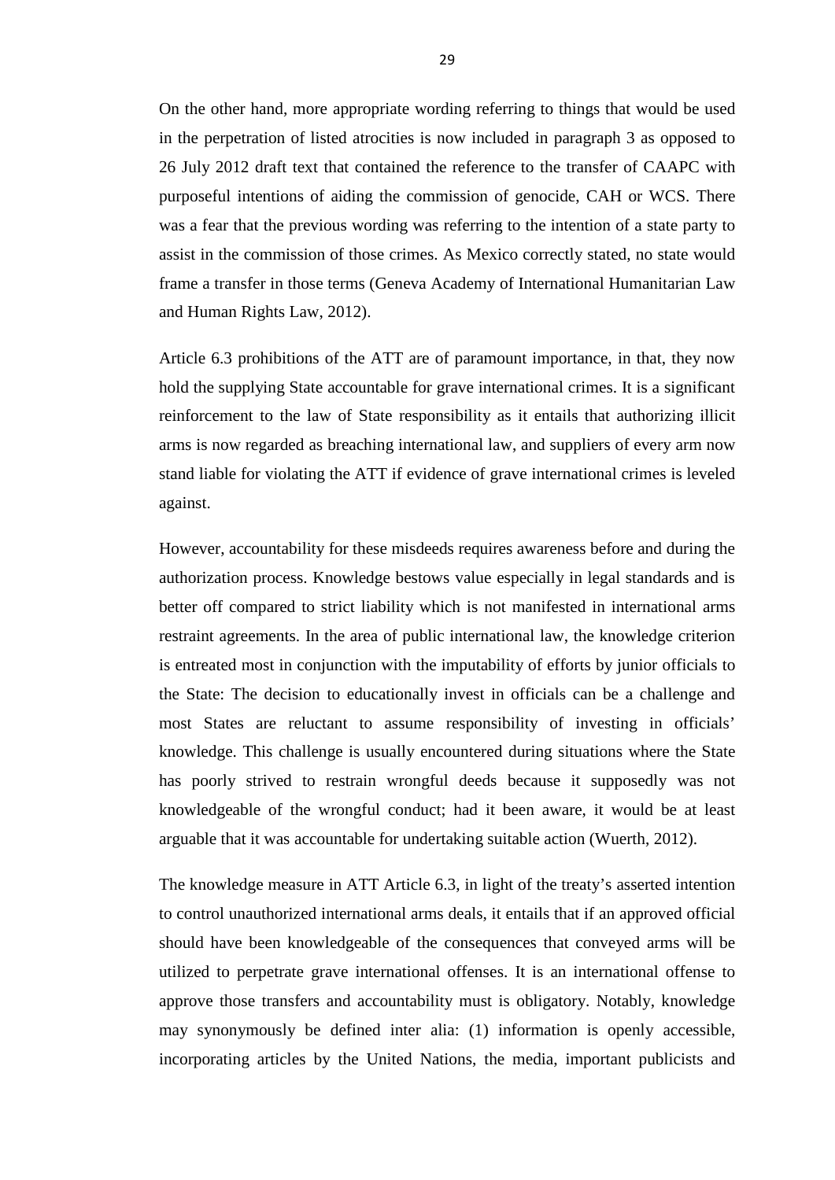On the other hand, more appropriate wording referring to things that would be used in the perpetration of listed atrocities is now included in paragraph 3 as opposed to 26 July 2012 draft text that contained the reference to the transfer of CAAPC with purposeful intentions of aiding the commission of genocide, CAH or WCS. There was a fear that the previous wording was referring to the intention of a state party to assist in the commission of those crimes. As Mexico correctly stated, no state would frame a transfer in those terms (Geneva Academy of International Humanitarian Law and Human Rights Law, 2012).

Article 6.3 prohibitions of the ATT are of paramount importance, in that, they now hold the supplying State accountable for grave international crimes. It is a significant reinforcement to the law of State responsibility as it entails that authorizing illicit arms is now regarded as breaching international law, and suppliers of every arm now stand liable for violating the ATT if evidence of grave international crimes is leveled against.

However, accountability for these misdeeds requires awareness before and during the authorization process. Knowledge bestows value especially in legal standards and is better off compared to strict liability which is not manifested in international arms restraint agreements. In the area of public international law, the knowledge criterion is entreated most in conjunction with the imputability of efforts by junior officials to the State: The decision to educationally invest in officials can be a challenge and most States are reluctant to assume responsibility of investing in officials' knowledge. This challenge is usually encountered during situations where the State has poorly strived to restrain wrongful deeds because it supposedly was not knowledgeable of the wrongful conduct; had it been aware, it would be at least arguable that it was accountable for undertaking suitable action (Wuerth, 2012).

The knowledge measure in ATT Article 6.3, in light of the treaty's asserted intention to control unauthorized international arms deals, it entails that if an approved official should have been knowledgeable of the consequences that conveyed arms will be utilized to perpetrate grave international offenses. It is an international offense to approve those transfers and accountability must is obligatory. Notably, knowledge may synonymously be defined inter alia: (1) information is openly accessible, incorporating articles by the United Nations, the media, important publicists and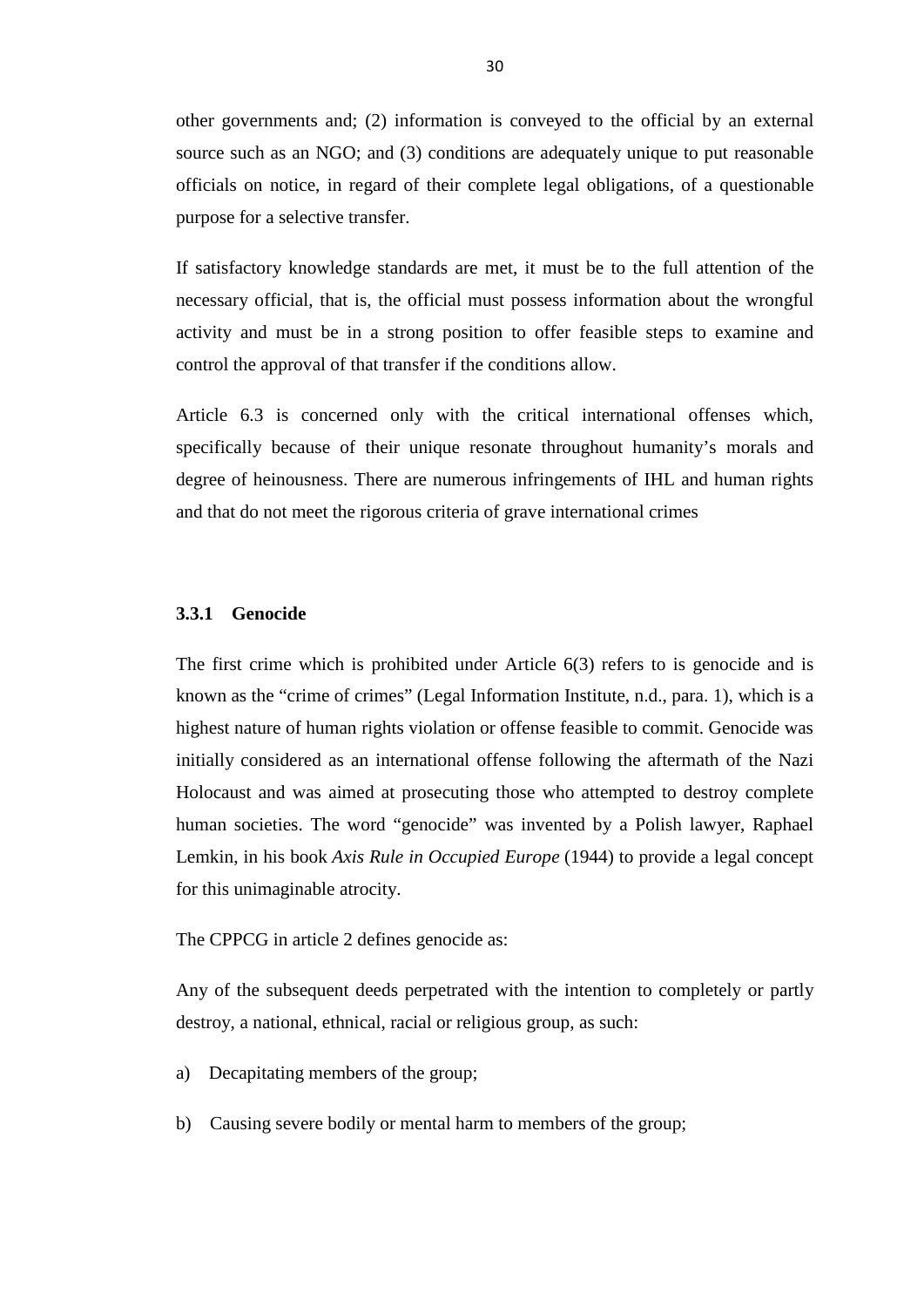other governments and; (2) information is conveyed to the official by an external source such as an NGO; and (3) conditions are adequately unique to put reasonable officials on notice, in regard of their complete legal obligations, of a questionable purpose for a selective transfer.

If satisfactory knowledge standards are met, it must be to the full attention of the necessary official, that is, the official must possess information about the wrongful activity and must be in a strong position to offer feasible steps to examine and control the approval of that transfer if the conditions allow.

Article 6.3 is concerned only with the critical international offenses which, specifically because of their unique resonate throughout humanity's morals and degree of heinousness. There are numerous infringements of IHL and human rights and that do not meet the rigorous criteria of grave international crimes

### 3.3.1 Genocide

The first crime which is prohibited under Article 6(3) refers to is genocide and is known as the "crime of crimes" (Legal Information Institute, n.d., para. 1), which is a highest nature of human rights violation or offense feasible to commit. Genocide was initially considered as an international offense following the aftermath of the Nazi Holocaust and was aimed at prosecuting those who attempted to destroy complete human societies. The word "genocide" was invented by a Polish lawyer, Raphael Lemkin, in his book *Axis Rule in Occupied Europe* (1944) to provide a legal concept for this unimaginable atrocity.

The CPPCG in article 2 defines genocide as:

Any of the subsequent deeds perpetrated with the intention to completely or partly destroy, a national, ethnical, racial or religious group, as such:

a) Decapitating members of the group;

b) Causing severe bodily or mental harm to members of the group;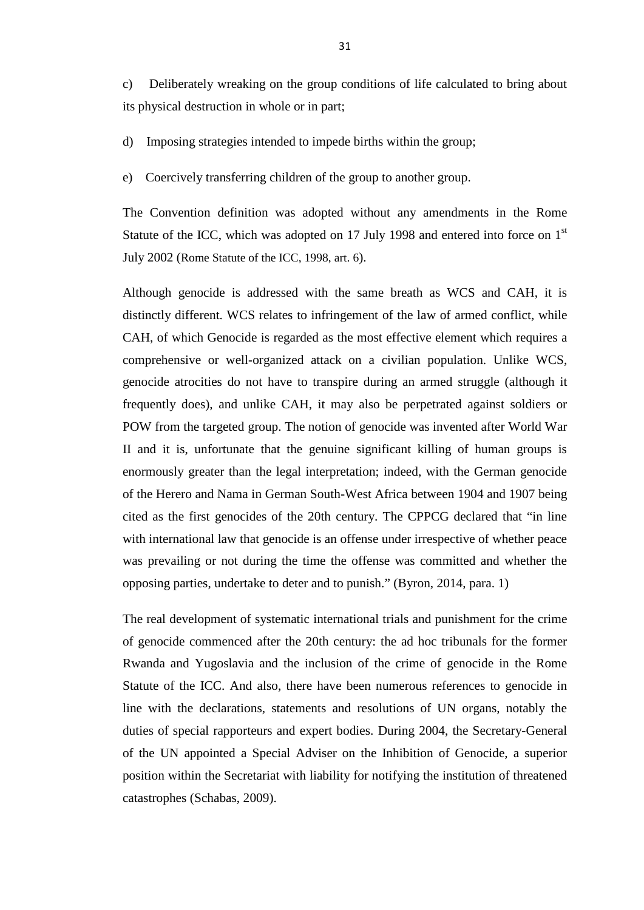c) Deliberately wreaking on the group conditions of life calculated to bring about its physical destruction in whole or in part;

d) Imposing strategies intended to impede births within the group;

e) Coercively transferring children of the group to another group.

The Convention definition was adopted without any amendments in the Rome Statute of the ICC, which was adopted on 17 July 1998 and entered into force on 1st July 2002 (Rome Statute of the ICC, 1998, art. 6).

Although genocide is addressed with the same breath as WCS and CAH, it is distinctly different. WCS relates to infringement of the law of armed conflict, while CAH, of which Genocide is regarded as the most effective element which requires a comprehensive or well-organized attack on a civilian population. Unlike WCS, genocide atrocities do not have to transpire during an armed struggle (although it frequently does), and unlike CAH, it may also be perpetrated against soldiers or POW from the targeted group. The notion of genocide was invented after World War II and it is, unfortunate that the genuine significant killing of human groups is enormously greater than the legal interpretation; indeed, with the German genocide of the Herero and Nama in German South-West Africa between 1904 and 1907 being cited as the first genocides of the 20th century. The CPPCG declared that "in line with international law that genocide is an offense under irrespective of whether peace was prevailing or not during the time the offense was committed and whether the opposing parties, undertake to deter and to punish." (Byron, 2014, para. 1)

The real development of systematic international trials and punishment for the crime of genocide commenced after the 20th century: the ad hoc tribunals for the former Rwanda and Yugoslavia and the inclusion of the crime of genocide in the Rome Statute of the ICC. And also, there have been numerous references to genocide in line with the declarations, statements and resolutions of UN organs, notably the duties of special rapporteurs and expert bodies. During 2004, the Secretary-General of the UN appointed a Special Adviser on the Inhibition of Genocide, a superior position within the Secretariat with liability for notifying the institution of threatened catastrophes (Schabas, 2009).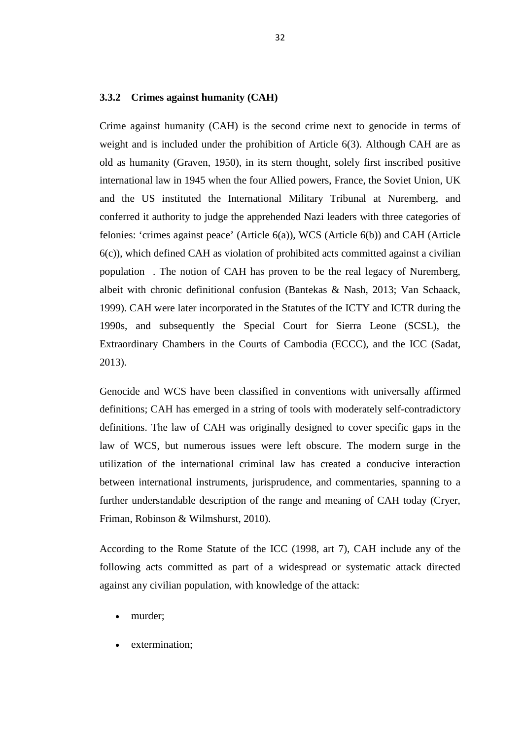### 3.3.2 Crimes against humanity (CAH)

Crime against humanity (CAH) is the second crime next to genocide in terms of weight and is included under the prohibition of Article 6(3). Although CAH are as old as humanity (Graven, 1950), in its stern thought, solely first inscribed positive international law in 1945 when the four Allied powers, France, the Soviet Union, UK and the US instituted the International Military Tribunal at Nuremberg, and conferred it authority to judge the apprehended Nazi leaders with three categories of felonies: 'crimes against peace' (Article 6(a)), WCS (Article 6(b)) and CAH (Article 6(c)), which defined CAH as violation of prohibited acts committed against a civilian population . The notion of CAH has proven to be the real legacy of Nuremberg, albeit with chronic definitional confusion (Bantekas & Nash, 2013; Van Schaack, 1999). CAH were later incorporated in the Statutes of the ICTY and ICTR during the 1990s, and subsequently the Special Court for Sierra Leone (SCSL), the Extraordinary Chambers in the Courts of Cambodia (ECCC), and the ICC (Sadat, 2013).

Genocide and WCS have been classified in conventions with universally affirmed definitions; CAH has emerged in a string of tools with moderately self-contradictory definitions. The law of CAH was originally designed to cover specific gaps in the law of WCS, but numerous issues were left obscure. The modern surge in the utilization of the international criminal law has created a conducive interaction between international instruments, jurisprudence, and commentaries, spanning to a further understandable description of the range and meaning of CAH today (Cryer, Friman, Robinson & Wilmshurst, 2010).

According to the Rome Statute of the ICC (1998, art 7), CAH include any of the following acts committed as part of a widespread or systematic attack directed against any civilian population, with knowledge of the attack:

- murder;
- extermination;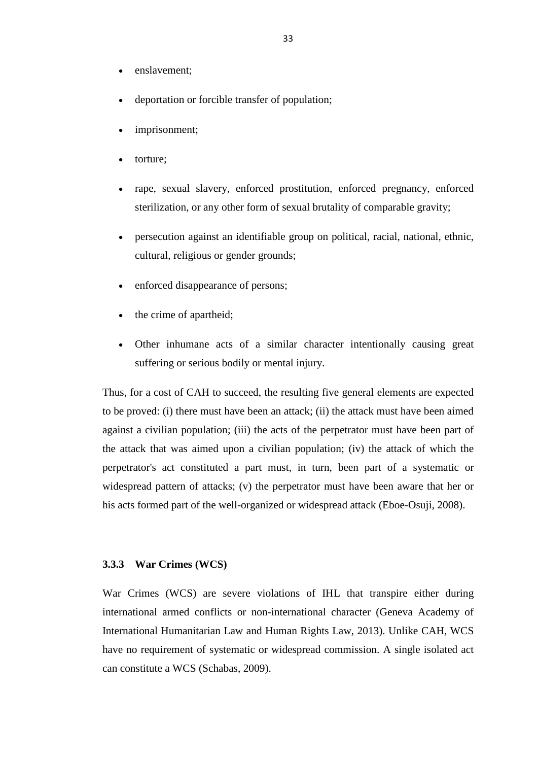- enslavement;
- deportation or forcible transfer of population;
- imprisonment;
- torture;
- rape, sexual slavery, enforced prostitution, enforced pregnancy, enforced sterilization, or any other form of sexual brutality of comparable gravity;
- persecution against an identifiable group on political, racial, national, ethnic, cultural, religious or gender grounds;
- enforced disappearance of persons;
- the crime of apartheid;
- Other inhumane acts of a similar character intentionally causing great suffering or serious bodily or mental injury.

Thus, for a cost of CAH to succeed, the resulting five general elements are expected to be proved: (i) there must have been an attack; (ii) the attack must have been aimed against a civilian population; (iii) the acts of the perpetrator must have been part of the attack that was aimed upon a civilian population; (iv) the attack of which the perpetrator's act constituted a part must, in turn, been part of a systematic or widespread pattern of attacks; (v) the perpetrator must have been aware that her or his acts formed part of the well-organized or widespread attack (Eboe-Osuji, 2008).

### 3.3.3 War Crimes (WCS)

War Crimes (WCS) are severe violations of IHL that transpire either during international armed conflicts or non-international character (Geneva Academy of International Humanitarian Law and Human Rights Law, 2013). Unlike CAH, WCS have no requirement of systematic or widespread commission. A single isolated act can constitute a WCS (Schabas, 2009).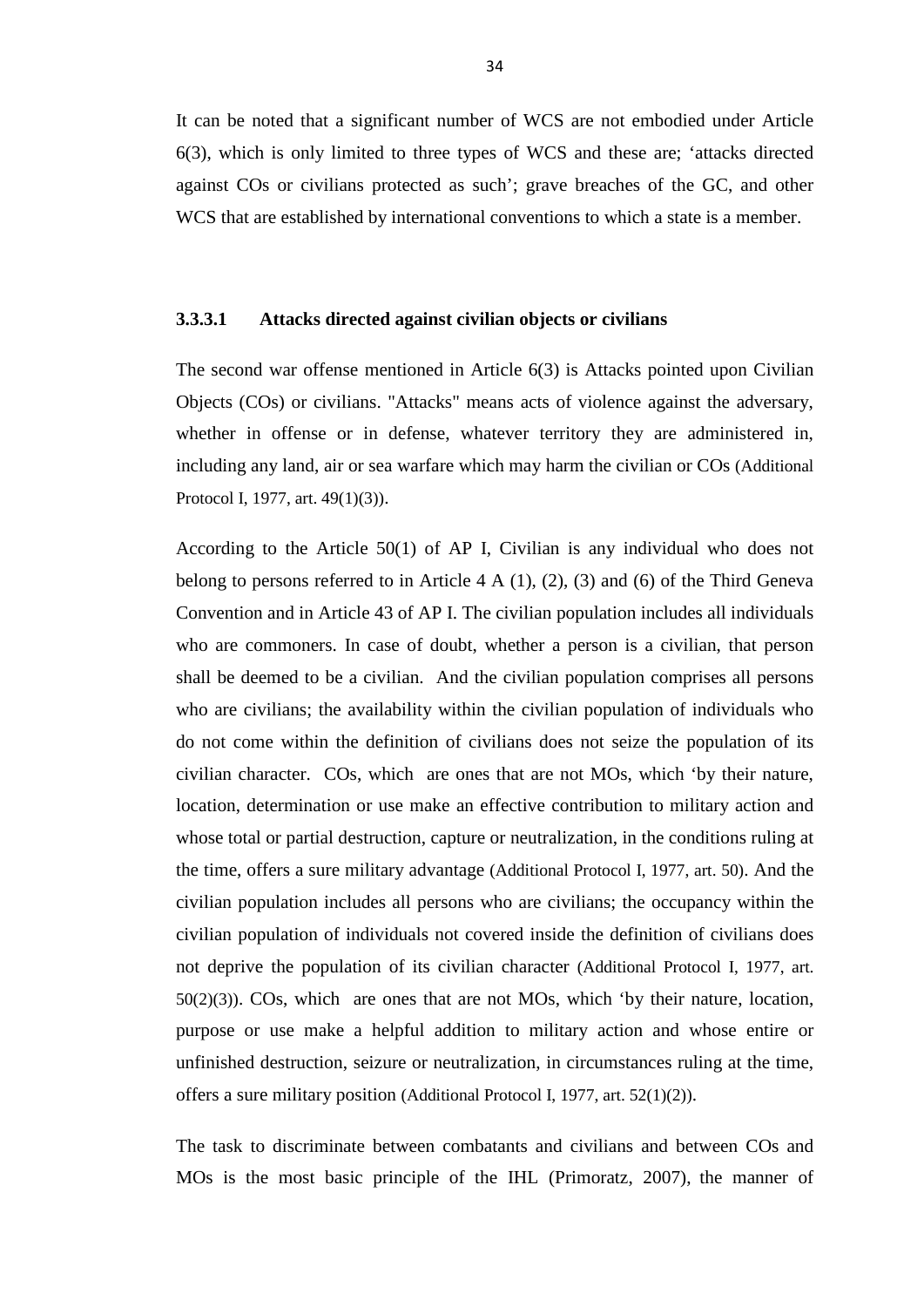It can be noted that a significant number of WCS are not embodied under Article 6(3), which is only limited to three types of WCS and these are; 'attacks directed against COs or civilians protected as such'; grave breaches of the GC, and other WCS that are established by international conventions to which a state is a member.

#### 3.3.3.1 Attacks directed against civilian objects or civilians

The second war offense mentioned in Article 6(3) is Attacks pointed upon Civilian Objects (COs) or civilians. "Attacks" means acts of violence against the adversary, whether in offense or in defense, whatever territory they are administered in, including any land, air or sea warfare which may harm the civilian or COs (Additional Protocol I, 1977, art. 49(1)(3)).

According to the Article 50(1) of AP I, Civilian is any individual who does not belong to persons referred to in Article 4 A (1), (2), (3) and (6) of the Third Geneva Convention and in Article 43 of AP I. The civilian population includes all individuals who are commoners. In case of doubt, whether a person is a civilian, that person shall be deemed to be a civilian. And the civilian population comprises all persons who are civilians; the availability within the civilian population of individuals who do not come within the definition of civilians does not seize the population of its civilian character. COs, which are ones that are not MOs, which 'by their nature, location, determination or use make an effective contribution to military action and whose total or partial destruction, capture or neutralization, in the conditions ruling at the time, offers a sure military advantage (Additional Protocol I, 1977, art. 50). And the civilian population includes all persons who are civilians; the occupancy within the civilian population of individuals not covered inside the definition of civilians does not deprive the population of its civilian character (Additional Protocol I, 1977, art. 50(2)(3)). COs, which are ones that are not MOs, which 'by their nature, location, purpose or use make a helpful addition to military action and whose entire or unfinished destruction, seizure or neutralization, in circumstances ruling at the time, offers a sure military position (Additional Protocol I, 1977, art. 52(1)(2)).

The task to discriminate between combatants and civilians and between COs and MOs is the most basic principle of the IHL (Primoratz, 2007), the manner of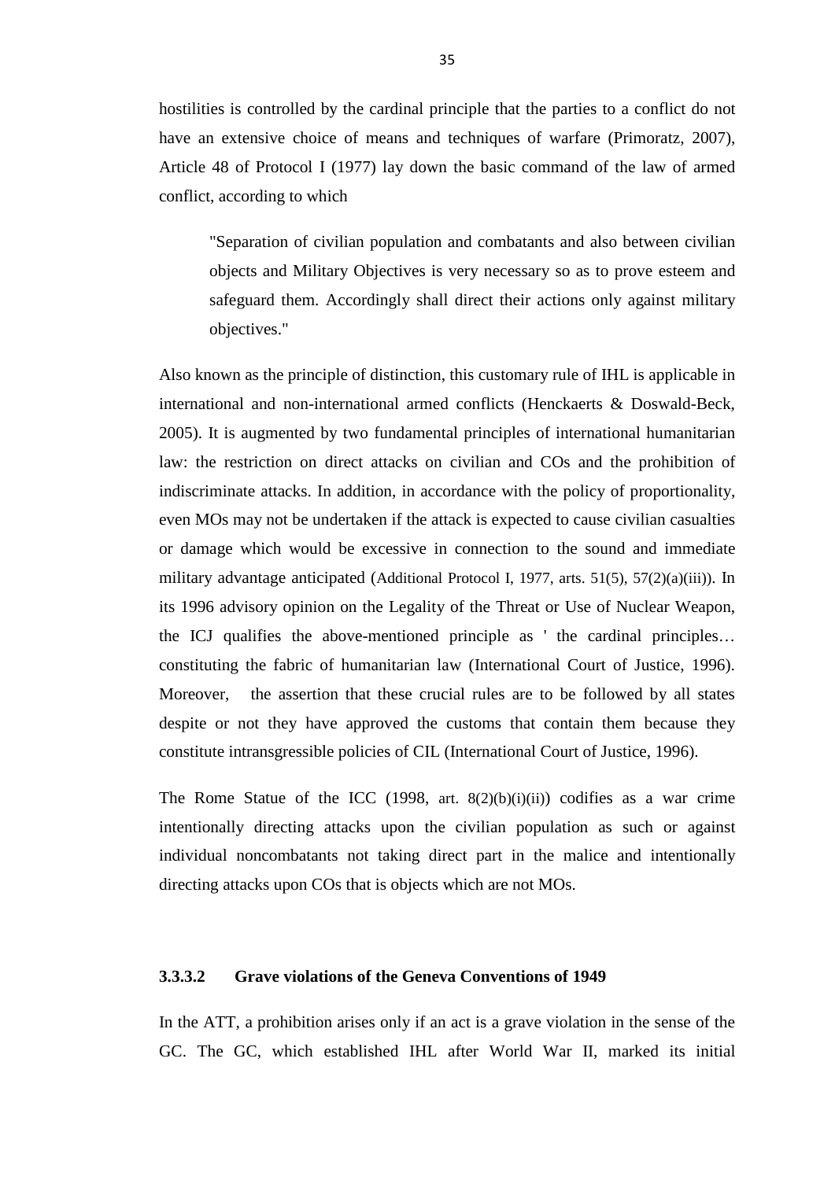hostilities is controlled by the cardinal principle that the parties to a conflict do not have an extensive choice of means and techniques of warfare (Primoratz, 2007), Article 48 of Protocol I (1977) lay down the basic command of the law of armed conflict, according to which

> "Separation of civilian population and combatants and also between civilian objects and Military Objectives is very necessary so as to prove esteem and safeguard them. Accordingly shall direct their actions only against military objectives."

Also known as the principle of distinction, this customary rule of IHL is applicable in international and non-international armed conflicts (Henckaerts & Doswald-Beck, 2005). It is augmented by two fundamental principles of international humanitarian law: the restriction on direct attacks on civilian and COs and the prohibition of indiscriminate attacks. In addition, in accordance with the policy of proportionality, even MOs may not be undertaken if the attack is expected to cause civilian casualties or damage which would be excessive in connection to the sound and immediate military advantage anticipated (Additional Protocol I, 1977, arts. 51(5), 57(2)(a)(iii)). In its 1996 advisory opinion on the Legality of the Threat or Use of Nuclear Weapon, the ICJ qualifies the above-mentioned principle as ' the cardinal principles… constituting the fabric of humanitarian law (International Court of Justice, 1996). Moreover, the assertion that these crucial rules are to be followed by all states despite or not they have approved the customs that contain them because they constitute intransgressible policies of CIL (International Court of Justice, 1996).

The Rome Statue of the ICC (1998, art. 8(2)(b)(i)(ii)) codifies as a war crime intentionally directing attacks upon the civilian population as such or against individual noncombatants not taking direct part in the malice and intentionally directing attacks upon COs that is objects which are not MOs.

#### 3.3.3.2 Grave violations of the Geneva Conventions of 1949

In the ATT, a prohibition arises only if an act is a grave violation in the sense of the GC. The GC, which established IHL after World War II, marked its initial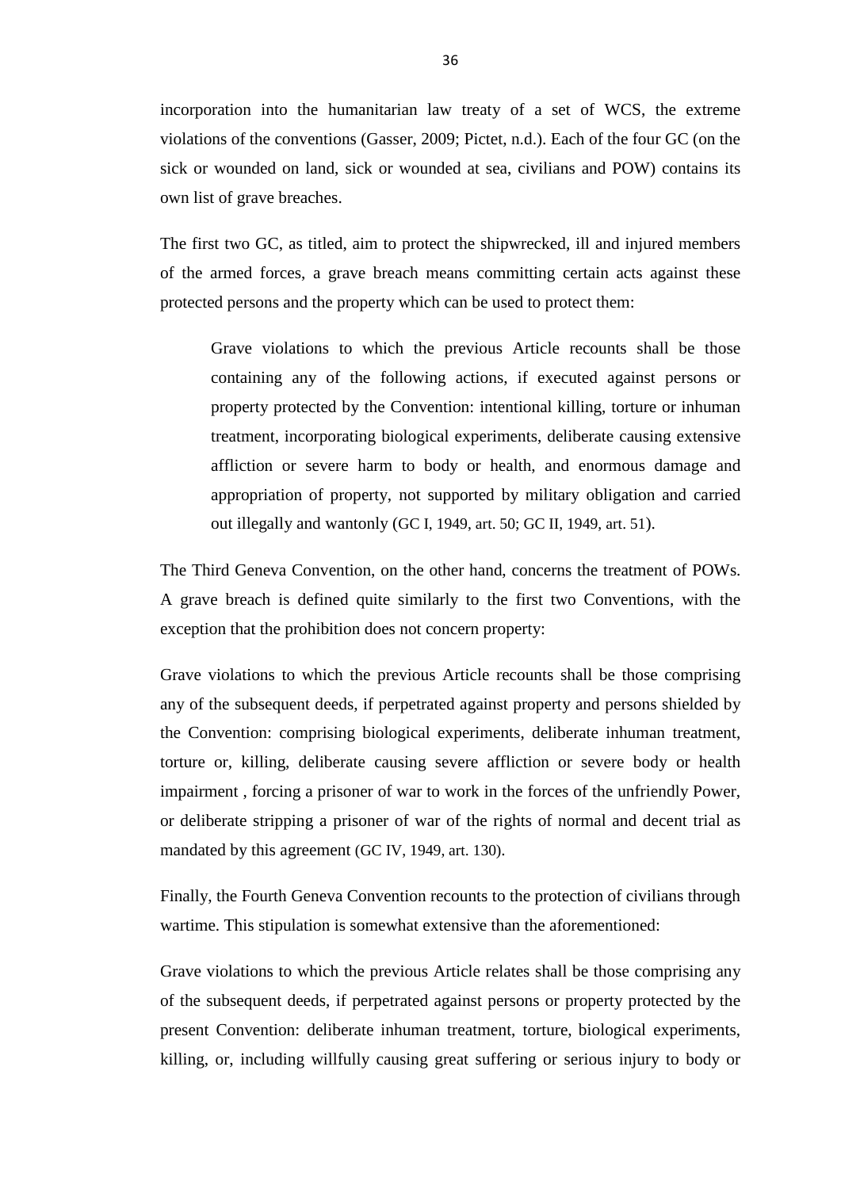incorporation into the humanitarian law treaty of a set of WCS, the extreme violations of the conventions (Gasser, 2009; Pictet, n.d.). Each of the four GC (on the sick or wounded on land, sick or wounded at sea, civilians and POW) contains its own list of grave breaches.

The first two GC, as titled, aim to protect the shipwrecked, ill and injured members of the armed forces, a grave breach means committing certain acts against these protected persons and the property which can be used to protect them:

> Grave violations to which the previous Article recounts shall be those containing any of the following actions, if executed against persons or property protected by the Convention: intentional killing, torture or inhuman treatment, incorporating biological experiments, deliberate causing extensive affliction or severe harm to body or health, and enormous damage and appropriation of property, not supported by military obligation and carried out illegally and wantonly (GC I, 1949, art. 50; GC II, 1949, art. 51).

The Third Geneva Convention, on the other hand, concerns the treatment of POWs. A grave breach is defined quite similarly to the first two Conventions, with the exception that the prohibition does not concern property:

Grave violations to which the previous Article recounts shall be those comprising any of the subsequent deeds, if perpetrated against property and persons shielded by the Convention: comprising biological experiments, deliberate inhuman treatment, torture or, killing, deliberate causing severe affliction or severe body or health impairment , forcing a prisoner of war to work in the forces of the unfriendly Power, or deliberate stripping a prisoner of war of the rights of normal and decent trial as mandated by this agreement (GC IV, 1949, art. 130).

Finally, the Fourth Geneva Convention recounts to the protection of civilians through wartime. This stipulation is somewhat extensive than the aforementioned:

Grave violations to which the previous Article relates shall be those comprising any of the subsequent deeds, if perpetrated against persons or property protected by the present Convention: deliberate inhuman treatment, torture, biological experiments, killing, or, including willfully causing great suffering or serious injury to body or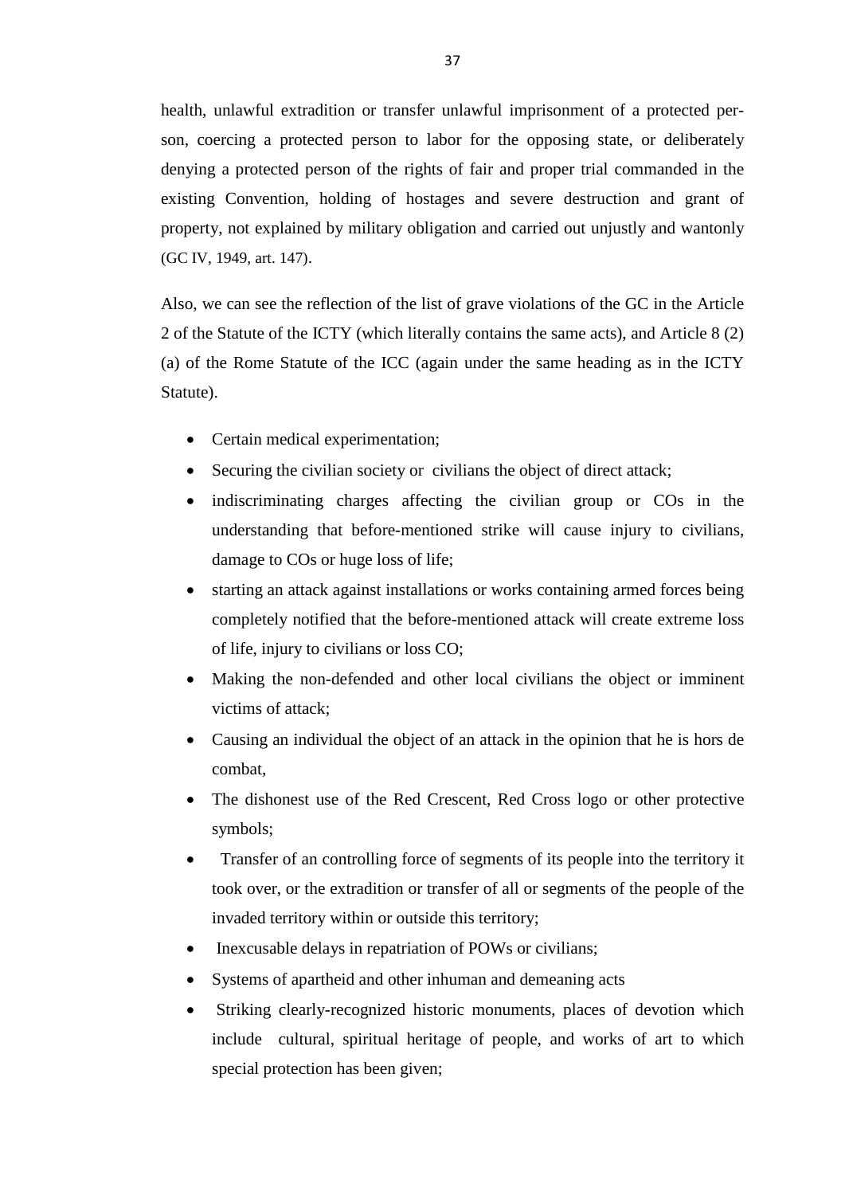health, unlawful extradition or transfer unlawful imprisonment of a protected person, coercing a protected person to labor for the opposing state, or deliberately denying a protected person of the rights of fair and proper trial commanded in the existing Convention, holding of hostages and severe destruction and grant of property, not explained by military obligation and carried out unjustly and wantonly (GC IV, 1949, art. 147).

Also, we can see the reflection of the list of grave violations of the GC in the Article 2 of the Statute of the ICTY (which literally contains the same acts), and Article 8 (2) (a) of the Rome Statute of the ICC (again under the same heading as in the ICTY Statute).

- Certain medical experimentation;
- Securing the civilian society or civilians the object of direct attack;
- indiscriminating charges affecting the civilian group or COs in the understanding that before-mentioned strike will cause injury to civilians, damage to COs or huge loss of life;
- starting an attack against installations or works containing armed forces being completely notified that the before-mentioned attack will create extreme loss of life, injury to civilians or loss CO;
- Making the non-defended and other local civilians the object or imminent victims of attack;
- Causing an individual the object of an attack in the opinion that he is hors de combat,
- The dishonest use of the Red Crescent, Red Cross logo or other protective symbols;
- Transfer of an controlling force of segments of its people into the territory it took over, or the extradition or transfer of all or segments of the people of the invaded territory within or outside this territory;
- Inexcusable delays in repatriation of POWs or civilians;
- Systems of apartheid and other inhuman and demeaning acts
- Striking clearly-recognized historic monuments, places of devotion which include cultural, spiritual heritage of people, and works of art to which special protection has been given;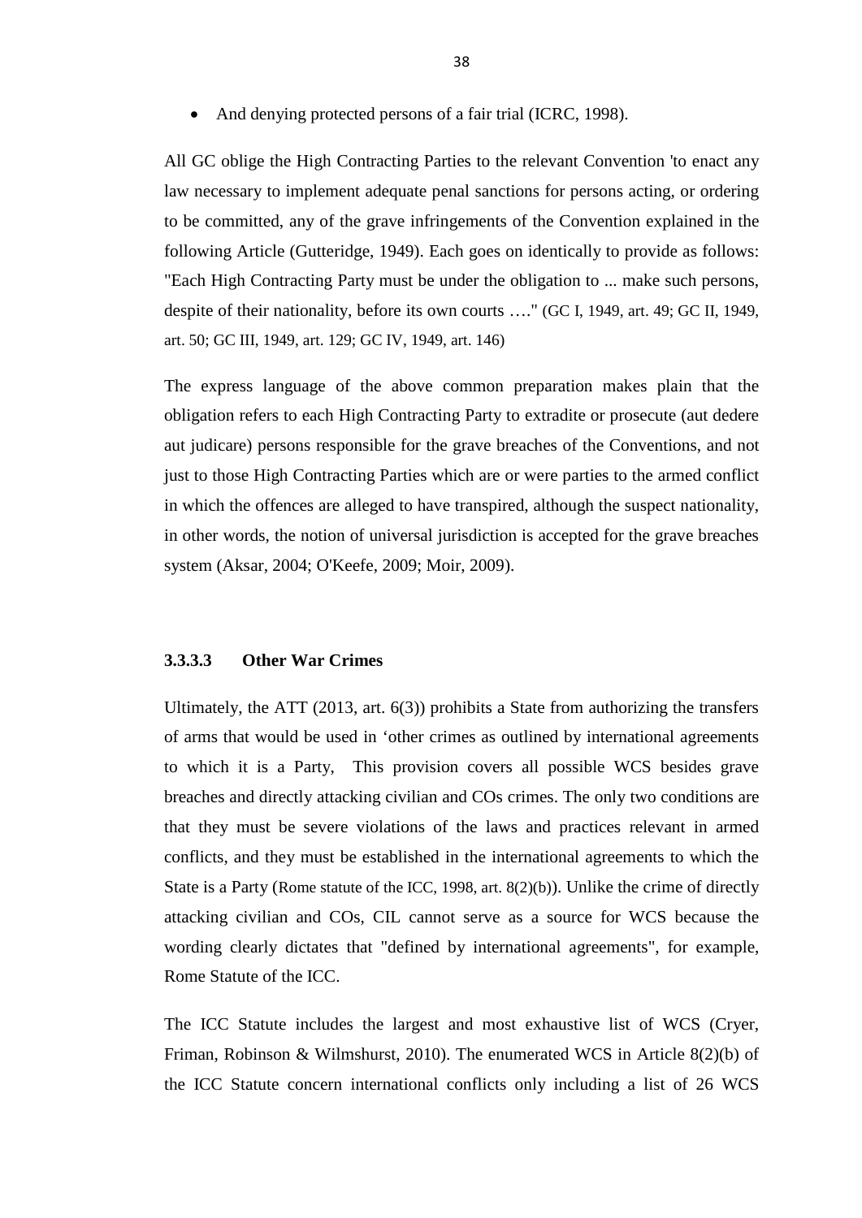- And denying protected persons of a fair trial (ICRC, 1998).

All GC oblige the High Contracting Parties to the relevant Convention 'to enact any law necessary to implement adequate penal sanctions for persons acting, or ordering to be committed, any of the grave infringements of the Convention explained in the following Article (Gutteridge, 1949). Each goes on identically to provide as follows: "Each High Contracting Party must be under the obligation to ... make such persons, despite of their nationality, before its own courts …." (GC I, 1949, art. 49; GC II, 1949, art. 50; GC III, 1949, art. 129; GC IV, 1949, art. 146)

The express language of the above common preparation makes plain that the obligation refers to each High Contracting Party to extradite or prosecute (aut dedere aut judicare) persons responsible for the grave breaches of the Conventions, and not just to those High Contracting Parties which are or were parties to the armed conflict in which the offences are alleged to have transpired, although the suspect nationality, in other words, the notion of universal jurisdiction is accepted for the grave breaches system (Aksar, 2004; O'Keefe, 2009; Moir, 2009).

#### 3.3.3.3 Other War Crimes

Ultimately, the ATT (2013, art. 6(3)) prohibits a State from authorizing the transfers of arms that would be used in 'other crimes as outlined by international agreements to which it is a Party, This provision covers all possible WCS besides grave breaches and directly attacking civilian and COs crimes. The only two conditions are that they must be severe violations of the laws and practices relevant in armed conflicts, and they must be established in the international agreements to which the State is a Party (Rome statute of the ICC, 1998, art. 8(2)(b)). Unlike the crime of directly attacking civilian and COs, CIL cannot serve as a source for WCS because the wording clearly dictates that "defined by international agreements", for example, Rome Statute of the ICC.

The ICC Statute includes the largest and most exhaustive list of WCS (Cryer, Friman, Robinson & Wilmshurst, 2010). The enumerated WCS in Article 8(2)(b) of the ICC Statute concern international conflicts only including a list of 26 WCS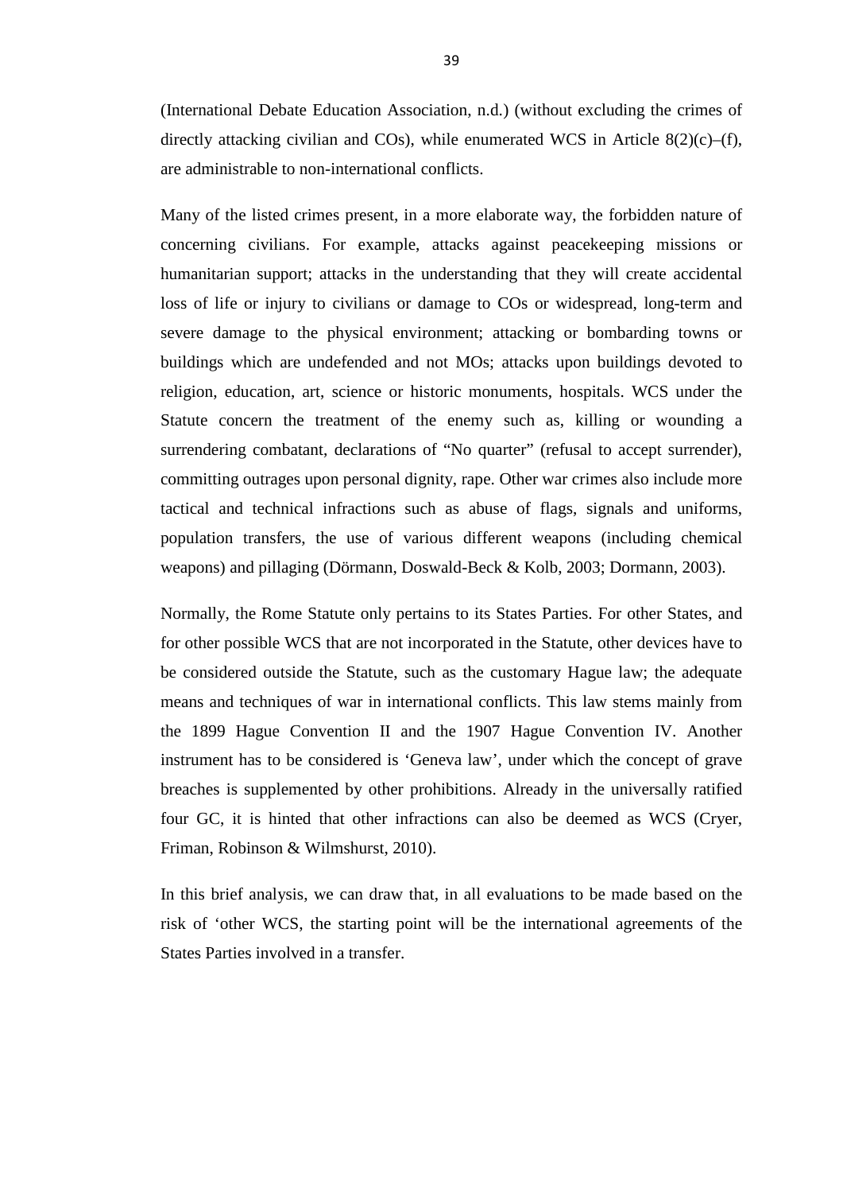(International Debate Education Association, n.d.) (without excluding the crimes of directly attacking civilian and COs), while enumerated WCS in Article 8(2)(c)–(f), are administrable to non-international conflicts.

Many of the listed crimes present, in a more elaborate way, the forbidden nature of concerning civilians. For example, attacks against peacekeeping missions or humanitarian support; attacks in the understanding that they will create accidental loss of life or injury to civilians or damage to COs or widespread, long-term and severe damage to the physical environment; attacking or bombarding towns or buildings which are undefended and not MOs; attacks upon buildings devoted to religion, education, art, science or historic monuments, hospitals. WCS under the Statute concern the treatment of the enemy such as, killing or wounding a surrendering combatant, declarations of "No quarter" (refusal to accept surrender), committing outrages upon personal dignity, rape. Other war crimes also include more tactical and technical infractions such as abuse of flags, signals and uniforms, population transfers, the use of various different weapons (including chemical weapons) and pillaging (Dörmann, Doswald-Beck & Kolb, 2003; Dormann, 2003).

Normally, the Rome Statute only pertains to its States Parties. For other States, and for other possible WCS that are not incorporated in the Statute, other devices have to be considered outside the Statute, such as the customary Hague law; the adequate means and techniques of war in international conflicts. This law stems mainly from the 1899 Hague Convention II and the 1907 Hague Convention IV. Another instrument has to be considered is 'Geneva law', under which the concept of grave breaches is supplemented by other prohibitions. Already in the universally ratified four GC, it is hinted that other infractions can also be deemed as WCS (Cryer, Friman, Robinson & Wilmshurst, 2010).

In this brief analysis, we can draw that, in all evaluations to be made based on the risk of 'other WCS, the starting point will be the international agreements of the States Parties involved in a transfer.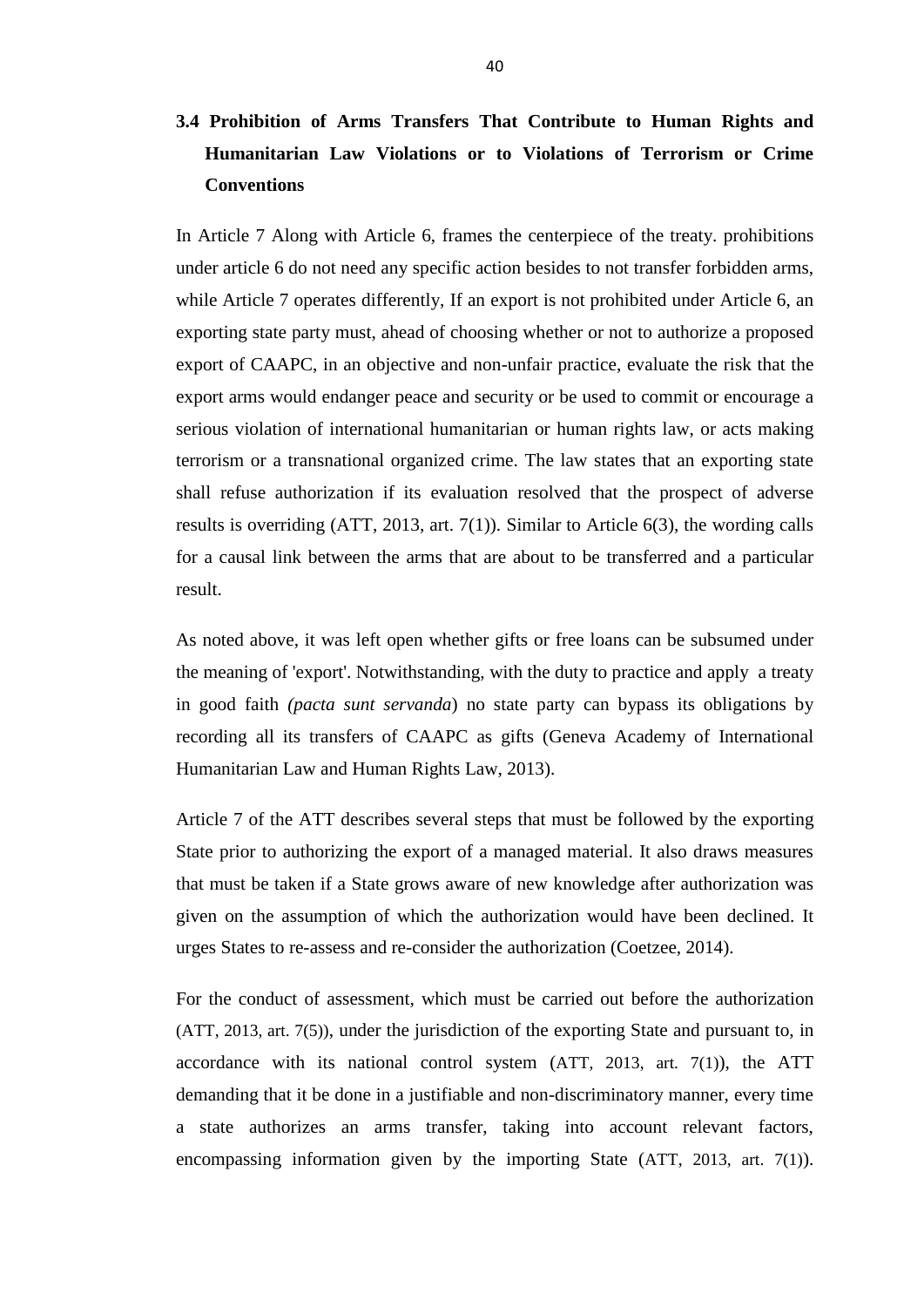## 3.4 Prohibition of Arms Transfers That Contribute to Human Rights and Humanitarian Law Violations or to Violations of Terrorism or Crime Conventions

In Article 7 Along with Article 6, frames the centerpiece of the treaty. prohibitions under article 6 do not need any specific action besides to not transfer forbidden arms, while Article 7 operates differently, If an export is not prohibited under Article 6, an exporting state party must, ahead of choosing whether or not to authorize a proposed export of CAAPC, in an objective and non-unfair practice, evaluate the risk that the export arms would endanger peace and security or be used to commit or encourage a serious violation of international humanitarian or human rights law, or acts making terrorism or a transnational organized crime. The law states that an exporting state shall refuse authorization if its evaluation resolved that the prospect of adverse results is overriding (ATT, 2013, art. 7(1)). Similar to Article 6(3), the wording calls for a causal link between the arms that are about to be transferred and a particular result.

As noted above, it was left open whether gifts or free loans can be subsumed under the meaning of 'export'. Notwithstanding, with the duty to practice and apply a treaty in good faith *(pacta sunt servanda*) no state party can bypass its obligations by recording all its transfers of CAAPC as gifts (Geneva Academy of International Humanitarian Law and Human Rights Law, 2013).

Article 7 of the ATT describes several steps that must be followed by the exporting State prior to authorizing the export of a managed material. It also draws measures that must be taken if a State grows aware of new knowledge after authorization was given on the assumption of which the authorization would have been declined. It urges States to re-assess and re-consider the authorization (Coetzee, 2014).

For the conduct of assessment, which must be carried out before the authorization (ATT, 2013, art. 7(5)), under the jurisdiction of the exporting State and pursuant to, in accordance with its national control system (ATT, 2013, art. 7(1)), the ATT demanding that it be done in a justifiable and non-discriminatory manner, every time a state authorizes an arms transfer, taking into account relevant factors, encompassing information given by the importing State (ATT, 2013, art. 7(1)).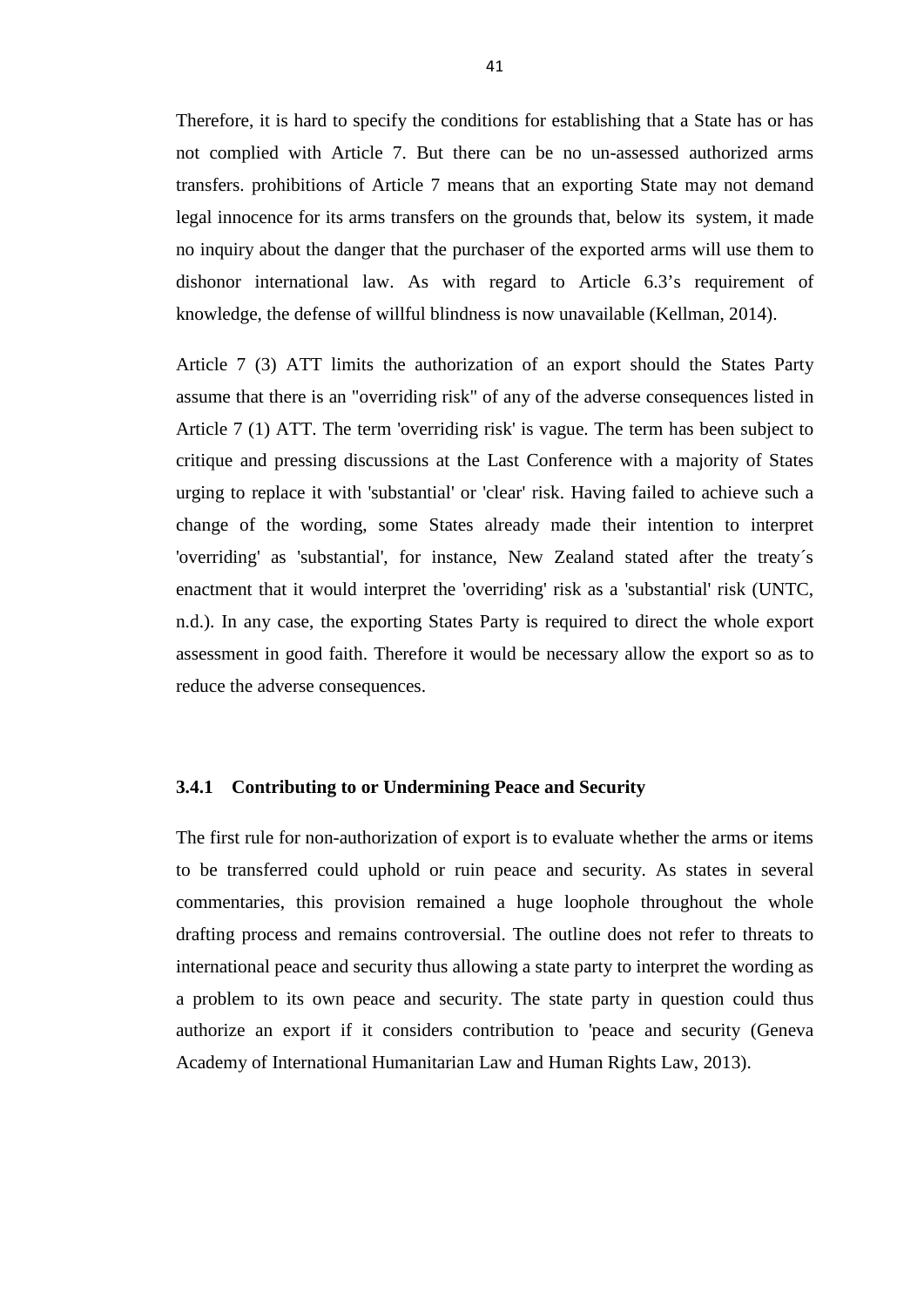Therefore, it is hard to specify the conditions for establishing that a State has or has not complied with Article 7. But there can be no un-assessed authorized arms transfers. prohibitions of Article 7 means that an exporting State may not demand legal innocence for its arms transfers on the grounds that, below its system, it made no inquiry about the danger that the purchaser of the exported arms will use them to dishonor international law. As with regard to Article 6.3's requirement of knowledge, the defense of willful blindness is now unavailable (Kellman, 2014).

Article 7 (3) ATT limits the authorization of an export should the States Party assume that there is an "overriding risk" of any of the adverse consequences listed in Article 7 (1) ATT. The term 'overriding risk' is vague. The term has been subject to critique and pressing discussions at the Last Conference with a majority of States urging to replace it with 'substantial' or 'clear' risk. Having failed to achieve such a change of the wording, some States already made their intention to interpret 'overriding' as 'substantial', for instance, New Zealand stated after the treaty´s enactment that it would interpret the 'overriding' risk as a 'substantial' risk (UNTC, n.d.). In any case, the exporting States Party is required to direct the whole export assessment in good faith. Therefore it would be necessary allow the export so as to reduce the adverse consequences.

### 3.4.1 Contributing to or Undermining Peace and Security

The first rule for non-authorization of export is to evaluate whether the arms or items to be transferred could uphold or ruin peace and security. As states in several commentaries, this provision remained a huge loophole throughout the whole drafting process and remains controversial. The outline does not refer to threats to international peace and security thus allowing a state party to interpret the wording as a problem to its own peace and security. The state party in question could thus authorize an export if it considers contribution to 'peace and security (Geneva Academy of International Humanitarian Law and Human Rights Law, 2013).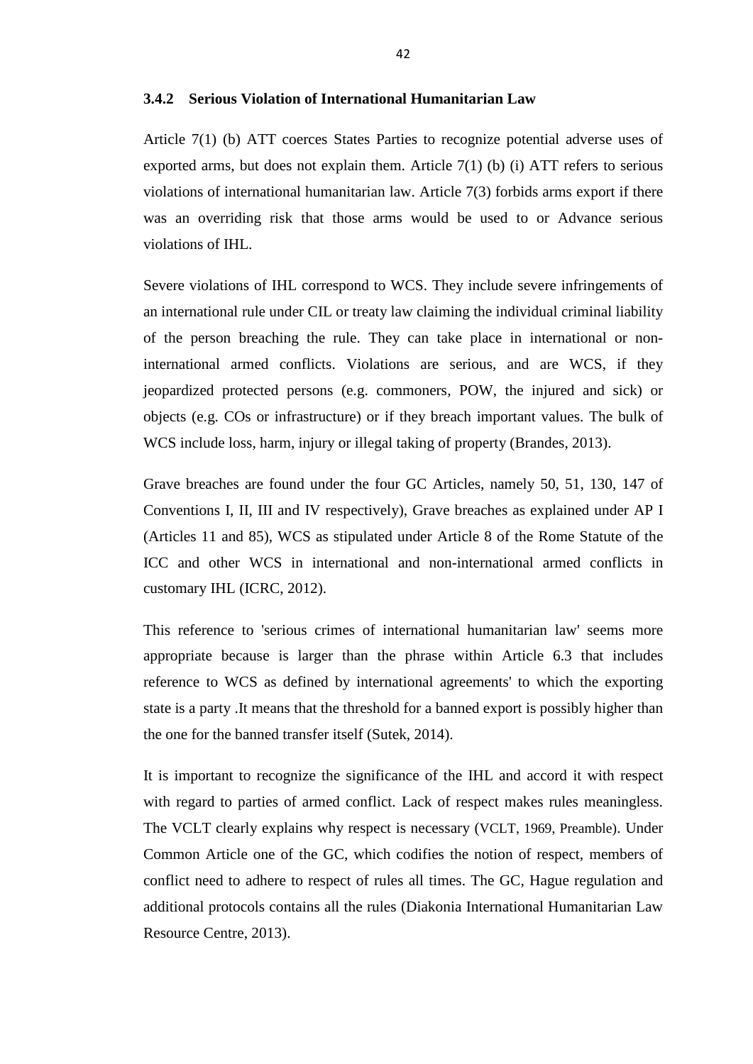### 3.4.2 Serious Violation of International Humanitarian Law

Article 7(1) (b) ATT coerces States Parties to recognize potential adverse uses of exported arms, but does not explain them. Article 7(1) (b) (i) ATT refers to serious violations of international humanitarian law. Article 7(3) forbids arms export if there was an overriding risk that those arms would be used to or Advance serious violations of IHL.

Severe violations of IHL correspond to WCS. They include severe infringements of an international rule under CIL or treaty law claiming the individual criminal liability of the person breaching the rule. They can take place in international or non-international armed conflicts. Violations are serious, and are WCS, if they jeopardized protected persons (e.g. commoners, POW, the injured and sick) or objects (e.g. COs or infrastructure) or if they breach important values. The bulk of WCS include loss, harm, injury or illegal taking of property (Brandes, 2013).

Grave breaches are found under the four GC Articles, namely 50, 51, 130, 147 of Conventions I, II, III and IV respectively), Grave breaches as explained under AP I (Articles 11 and 85), WCS as stipulated under Article 8 of the Rome Statute of the ICC and other WCS in international and non-international armed conflicts in customary IHL (ICRC, 2012).

This reference to 'serious crimes of international humanitarian law' seems more appropriate because is larger than the phrase within Article 6.3 that includes reference to WCS as defined by international agreements' to which the exporting state is a party .It means that the threshold for a banned export is possibly higher than the one for the banned transfer itself (Sutek, 2014).

It is important to recognize the significance of the IHL and accord it with respect with regard to parties of armed conflict. Lack of respect makes rules meaningless. The VCLT clearly explains why respect is necessary (VCLT, 1969, Preamble). Under Common Article one of the GC, which codifies the notion of respect, members of conflict need to adhere to respect of rules all times. The GC, Hague regulation and additional protocols contains all the rules (Diakonia International Humanitarian Law Resource Centre, 2013).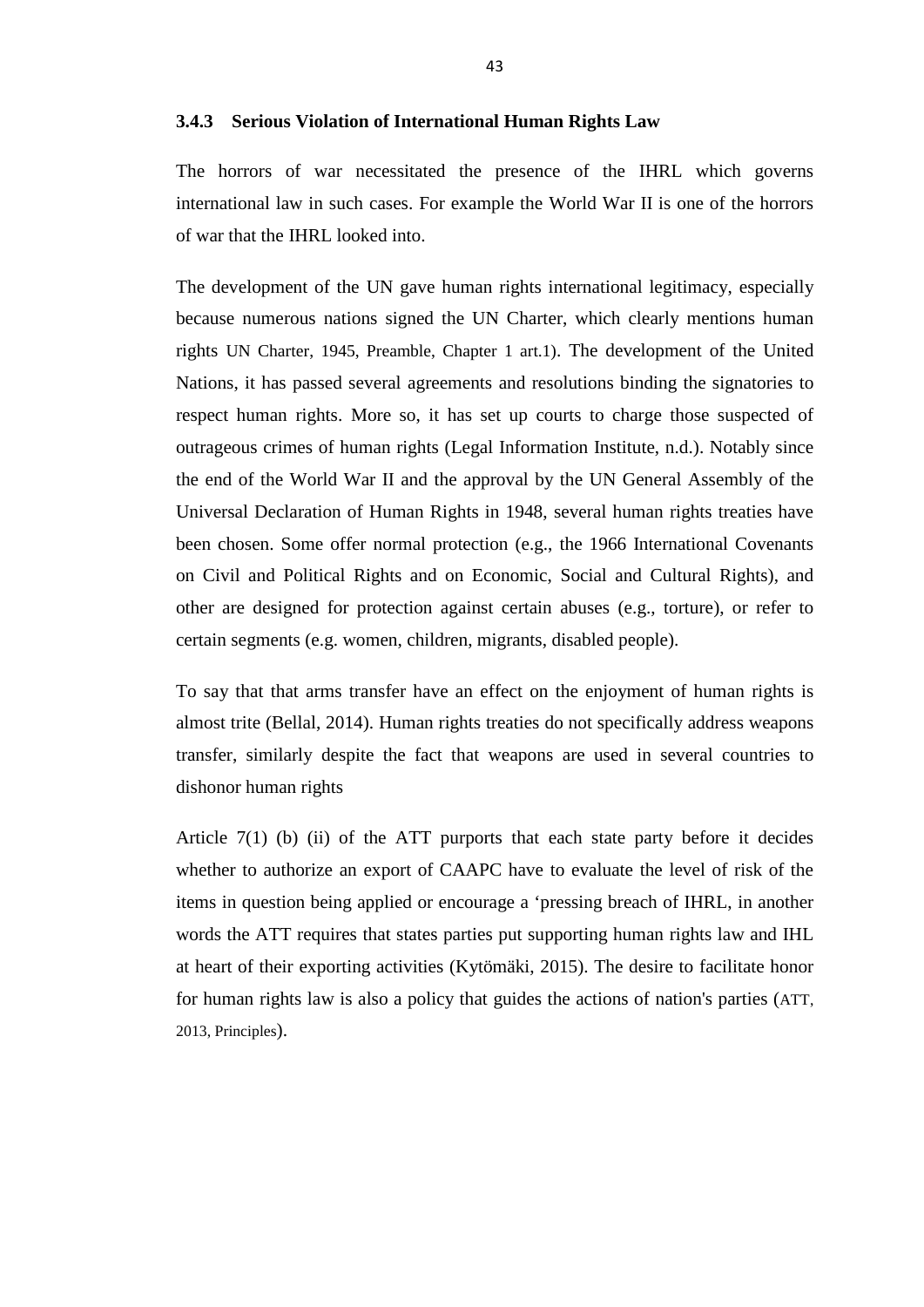### 3.4.3 Serious Violation of International Human Rights Law

The horrors of war necessitated the presence of the IHRL which governs international law in such cases. For example the World War II is one of the horrors of war that the IHRL looked into.

The development of the UN gave human rights international legitimacy, especially because numerous nations signed the UN Charter, which clearly mentions human rights UN Charter, 1945, Preamble, Chapter 1 art.1). The development of the United Nations, it has passed several agreements and resolutions binding the signatories to respect human rights. More so, it has set up courts to charge those suspected of outrageous crimes of human rights (Legal Information Institute, n.d.). Notably since the end of the World War II and the approval by the UN General Assembly of the Universal Declaration of Human Rights in 1948, several human rights treaties have been chosen. Some offer normal protection (e.g., the 1966 International Covenants on Civil and Political Rights and on Economic, Social and Cultural Rights), and other are designed for protection against certain abuses (e.g., torture), or refer to certain segments (e.g. women, children, migrants, disabled people).

To say that that arms transfer have an effect on the enjoyment of human rights is almost trite (Bellal, 2014). Human rights treaties do not specifically address weapons transfer, similarly despite the fact that weapons are used in several countries to dishonor human rights

Article 7(1) (b) (ii) of the ATT purports that each state party before it decides whether to authorize an export of CAAPC have to evaluate the level of risk of the items in question being applied or encourage a 'pressing breach of IHRL, in another words the ATT requires that states parties put supporting human rights law and IHL at heart of their exporting activities (Kytömäki, 2015). The desire to facilitate honor for human rights law is also a policy that guides the actions of nation's parties (ATT, 2013, Principles).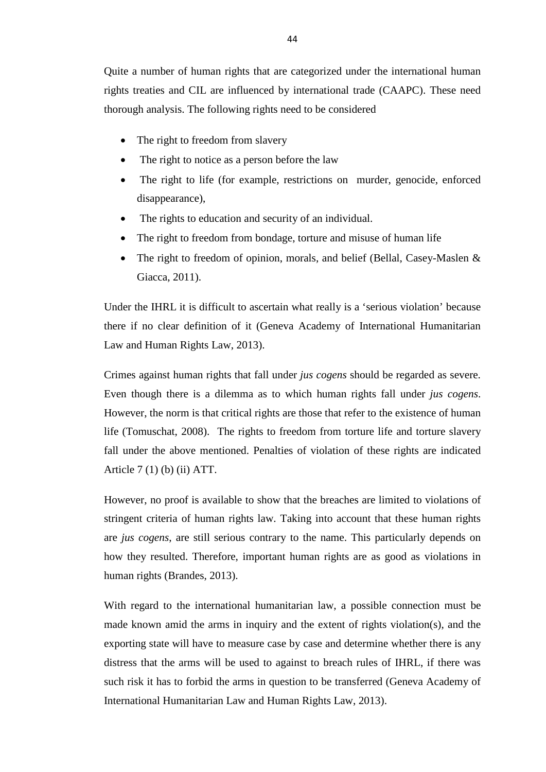Quite a number of human rights that are categorized under the international human rights treaties and CIL are influenced by international trade (CAAPC). These need thorough analysis. The following rights need to be considered

- The right to freedom from slavery
- The right to notice as a person before the law
- The right to life (for example, restrictions on murder, genocide, enforced disappearance),
- The rights to education and security of an individual.
- The right to freedom from bondage, torture and misuse of human life
- The right to freedom of opinion, morals, and belief (Bellal, Casey-Maslen & Giacca, 2011).

Under the IHRL it is difficult to ascertain what really is a 'serious violation' because there if no clear definition of it (Geneva Academy of International Humanitarian Law and Human Rights Law, 2013).

Crimes against human rights that fall under *jus cogens* should be regarded as severe. Even though there is a dilemma as to which human rights fall under *jus cogens*. However, the norm is that critical rights are those that refer to the existence of human life (Tomuschat, 2008). The rights to freedom from torture life and torture slavery fall under the above mentioned. Penalties of violation of these rights are indicated Article 7 (1) (b) (ii) ATT.

However, no proof is available to show that the breaches are limited to violations of stringent criteria of human rights law. Taking into account that these human rights are *jus cogens*, are still serious contrary to the name. This particularly depends on how they resulted. Therefore, important human rights are as good as violations in human rights (Brandes, 2013).

With regard to the international humanitarian law, a possible connection must be made known amid the arms in inquiry and the extent of rights violation(s), and the exporting state will have to measure case by case and determine whether there is any distress that the arms will be used to against to breach rules of IHRL, if there was such risk it has to forbid the arms in question to be transferred (Geneva Academy of International Humanitarian Law and Human Rights Law, 2013).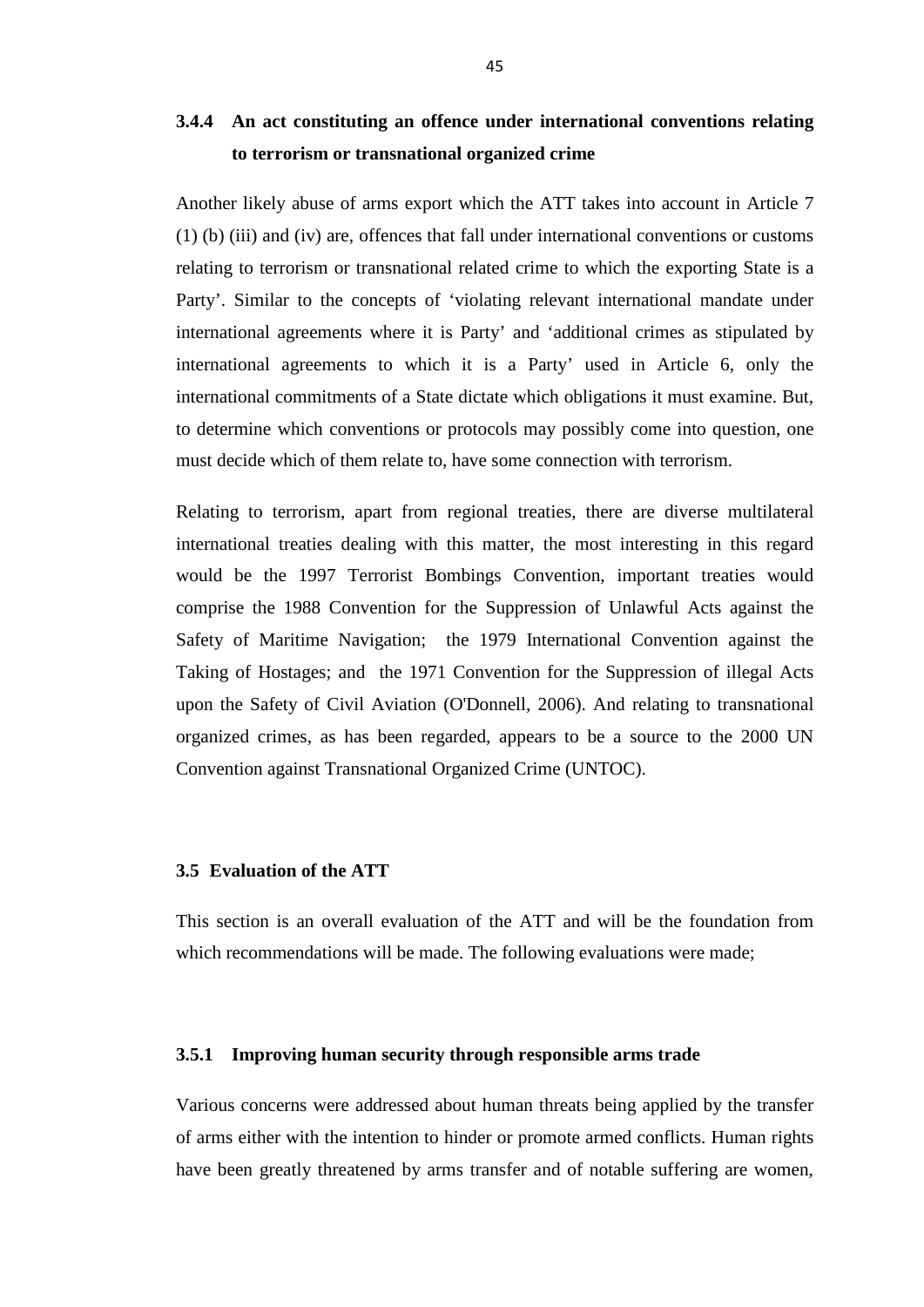### 3.4.4 An act constituting an offence under international conventions relating to terrorism or transnational organized crime

Another likely abuse of arms export which the ATT takes into account in Article 7 (1) (b) (iii) and (iv) are, offences that fall under international conventions or customs relating to terrorism or transnational related crime to which the exporting State is a Party'. Similar to the concepts of 'violating relevant international mandate under international agreements where it is Party' and 'additional crimes as stipulated by international agreements to which it is a Party' used in Article 6, only the international commitments of a State dictate which obligations it must examine. But, to determine which conventions or protocols may possibly come into question, one must decide which of them relate to, have some connection with terrorism.

Relating to terrorism, apart from regional treaties, there are diverse multilateral international treaties dealing with this matter, the most interesting in this regard would be the 1997 Terrorist Bombings Convention, important treaties would comprise the 1988 Convention for the Suppression of Unlawful Acts against the Safety of Maritime Navigation; the 1979 International Convention against the Taking of Hostages; and the 1971 Convention for the Suppression of illegal Acts upon the Safety of Civil Aviation (O'Donnell, 2006). And relating to transnational organized crimes, as has been regarded, appears to be a source to the 2000 UN Convention against Transnational Organized Crime (UNTOC).

## 3.5 Evaluation of the ATT

This section is an overall evaluation of the ATT and will be the foundation from which recommendations will be made. The following evaluations were made;

### 3.5.1 Improving human security through responsible arms trade

Various concerns were addressed about human threats being applied by the transfer of arms either with the intention to hinder or promote armed conflicts. Human rights have been greatly threatened by arms transfer and of notable suffering are women,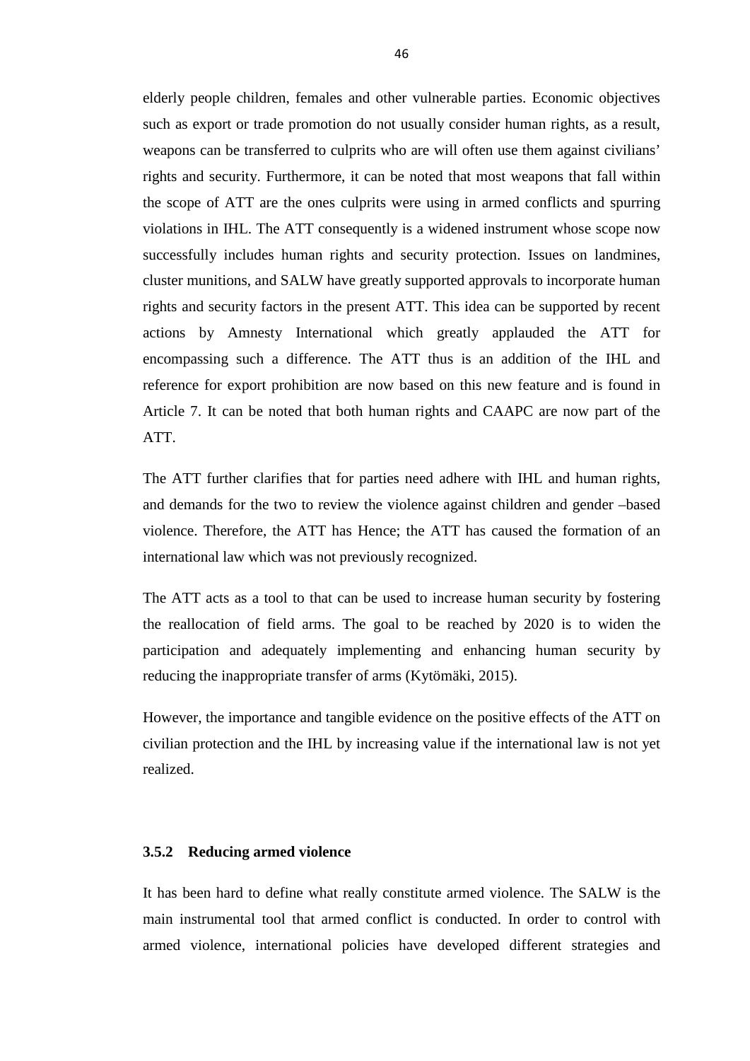elderly people children, females and other vulnerable parties. Economic objectives such as export or trade promotion do not usually consider human rights, as a result, weapons can be transferred to culprits who are will often use them against civilians' rights and security. Furthermore, it can be noted that most weapons that fall within the scope of ATT are the ones culprits were using in armed conflicts and spurring violations in IHL. The ATT consequently is a widened instrument whose scope now successfully includes human rights and security protection. Issues on landmines, cluster munitions, and SALW have greatly supported approvals to incorporate human rights and security factors in the present ATT. This idea can be supported by recent actions by Amnesty International which greatly applauded the ATT for encompassing such a difference. The ATT thus is an addition of the IHL and reference for export prohibition are now based on this new feature and is found in Article 7. It can be noted that both human rights and CAAPC are now part of the ATT.

The ATT further clarifies that for parties need adhere with IHL and human rights, and demands for the two to review the violence against children and gender –based violence. Therefore, the ATT has Hence; the ATT has caused the formation of an international law which was not previously recognized.

The ATT acts as a tool to that can be used to increase human security by fostering the reallocation of field arms. The goal to be reached by 2020 is to widen the participation and adequately implementing and enhancing human security by reducing the inappropriate transfer of arms (Kytömäki, 2015).

However, the importance and tangible evidence on the positive effects of the ATT on civilian protection and the IHL by increasing value if the international law is not yet realized.

### 3.5.2 Reducing armed violence

It has been hard to define what really constitute armed violence. The SALW is the main instrumental tool that armed conflict is conducted. In order to control with armed violence, international policies have developed different strategies and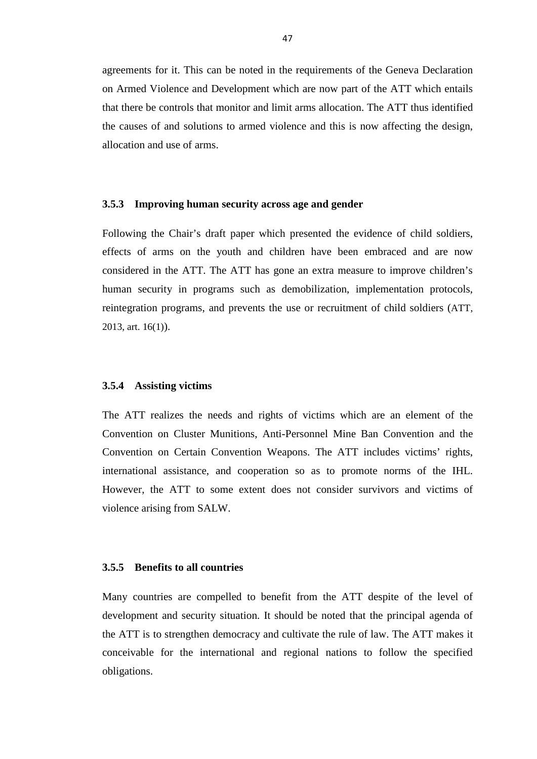agreements for it. This can be noted in the requirements of the Geneva Declaration on Armed Violence and Development which are now part of the ATT which entails that there be controls that monitor and limit arms allocation. The ATT thus identified the causes of and solutions to armed violence and this is now affecting the design, allocation and use of arms.

### 3.5.3 Improving human security across age and gender

Following the Chair's draft paper which presented the evidence of child soldiers, effects of arms on the youth and children have been embraced and are now considered in the ATT. The ATT has gone an extra measure to improve children's human security in programs such as demobilization, implementation protocols, reintegration programs, and prevents the use or recruitment of child soldiers (ATT, 2013, art. 16(1)).

### 3.5.4 Assisting victims

The ATT realizes the needs and rights of victims which are an element of the Convention on Cluster Munitions, Anti-Personnel Mine Ban Convention and the Convention on Certain Convention Weapons. The ATT includes victims' rights, international assistance, and cooperation so as to promote norms of the IHL. However, the ATT to some extent does not consider survivors and victims of violence arising from SALW.

### 3.5.5 Benefits to all countries

Many countries are compelled to benefit from the ATT despite of the level of development and security situation. It should be noted that the principal agenda of the ATT is to strengthen democracy and cultivate the rule of law. The ATT makes it conceivable for the international and regional nations to follow the specified obligations.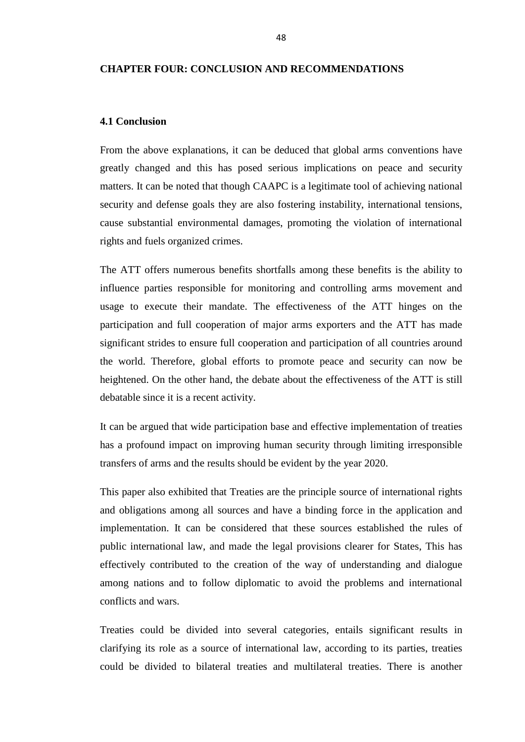# CHAPTER FOUR: CONCLUSION AND RECOMMENDATIONS

## 4.1 Conclusion

From the above explanations, it can be deduced that global arms conventions have greatly changed and this has posed serious implications on peace and security matters. It can be noted that though CAAPC is a legitimate tool of achieving national security and defense goals they are also fostering instability, international tensions, cause substantial environmental damages, promoting the violation of international rights and fuels organized crimes.

The ATT offers numerous benefits shortfalls among these benefits is the ability to influence parties responsible for monitoring and controlling arms movement and usage to execute their mandate. The effectiveness of the ATT hinges on the participation and full cooperation of major arms exporters and the ATT has made significant strides to ensure full cooperation and participation of all countries around the world. Therefore, global efforts to promote peace and security can now be heightened. On the other hand, the debate about the effectiveness of the ATT is still debatable since it is a recent activity.

It can be argued that wide participation base and effective implementation of treaties has a profound impact on improving human security through limiting irresponsible transfers of arms and the results should be evident by the year 2020.

This paper also exhibited that Treaties are the principle source of international rights and obligations among all sources and have a binding force in the application and implementation. It can be considered that these sources established the rules of public international law, and made the legal provisions clearer for States, This has effectively contributed to the creation of the way of understanding and dialogue among nations and to follow diplomatic to avoid the problems and international conflicts and wars.

Treaties could be divided into several categories, entails significant results in clarifying its role as a source of international law, according to its parties, treaties could be divided to bilateral treaties and multilateral treaties. There is another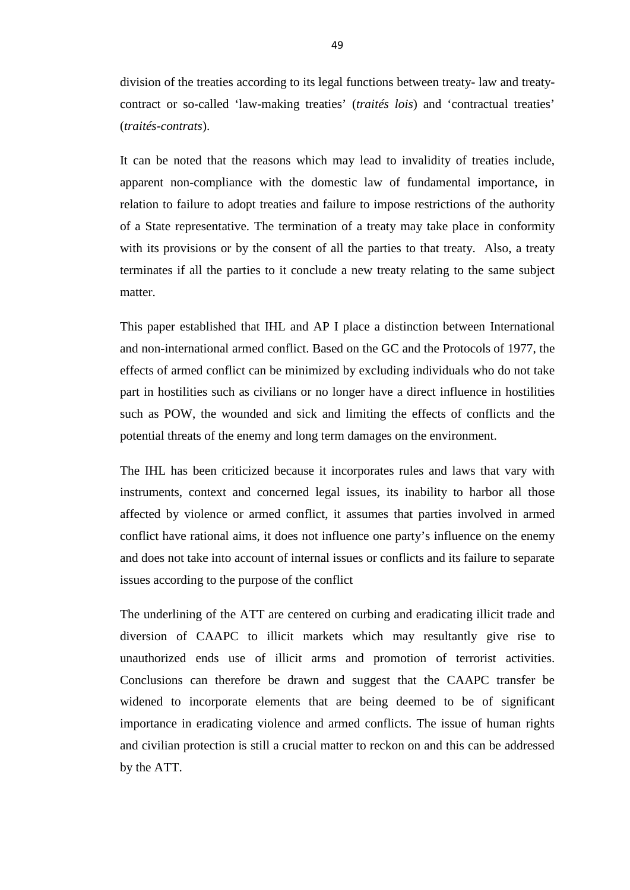division of the treaties according to its legal functions between treaty- law and treaty-contract or so-called 'law-making treaties' (*traités lois*) and 'contractual treaties' (*traités-contrats*).

It can be noted that the reasons which may lead to invalidity of treaties include, apparent non-compliance with the domestic law of fundamental importance, in relation to failure to adopt treaties and failure to impose restrictions of the authority of a State representative. The termination of a treaty may take place in conformity with its provisions or by the consent of all the parties to that treaty. Also, a treaty terminates if all the parties to it conclude a new treaty relating to the same subject matter.

This paper established that IHL and AP I place a distinction between International and non-international armed conflict. Based on the GC and the Protocols of 1977, the effects of armed conflict can be minimized by excluding individuals who do not take part in hostilities such as civilians or no longer have a direct influence in hostilities such as POW, the wounded and sick and limiting the effects of conflicts and the potential threats of the enemy and long term damages on the environment.

The IHL has been criticized because it incorporates rules and laws that vary with instruments, context and concerned legal issues, its inability to harbor all those affected by violence or armed conflict, it assumes that parties involved in armed conflict have rational aims, it does not influence one party's influence on the enemy and does not take into account of internal issues or conflicts and its failure to separate issues according to the purpose of the conflict

The underlining of the ATT are centered on curbing and eradicating illicit trade and diversion of CAAPC to illicit markets which may resultantly give rise to unauthorized ends use of illicit arms and promotion of terrorist activities. Conclusions can therefore be drawn and suggest that the CAAPC transfer be widened to incorporate elements that are being deemed to be of significant importance in eradicating violence and armed conflicts. The issue of human rights and civilian protection is still a crucial matter to reckon on and this can be addressed by the ATT.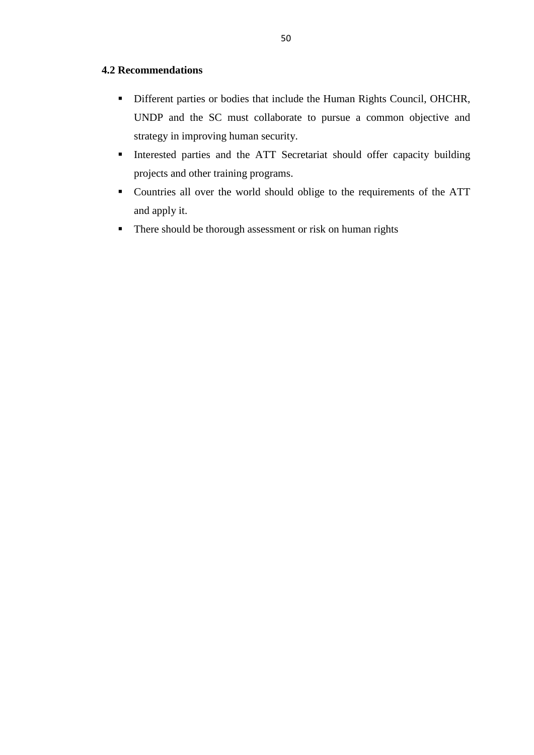## 4.2 Recommendations

- Different parties or bodies that include the Human Rights Council, OHCHR, UNDP and the SC must collaborate to pursue a common objective and strategy in improving human security.
- Interested parties and the ATT Secretariat should offer capacity building projects and other training programs.
- Countries all over the world should oblige to the requirements of the ATT and apply it.
- There should be thorough assessment or risk on human rights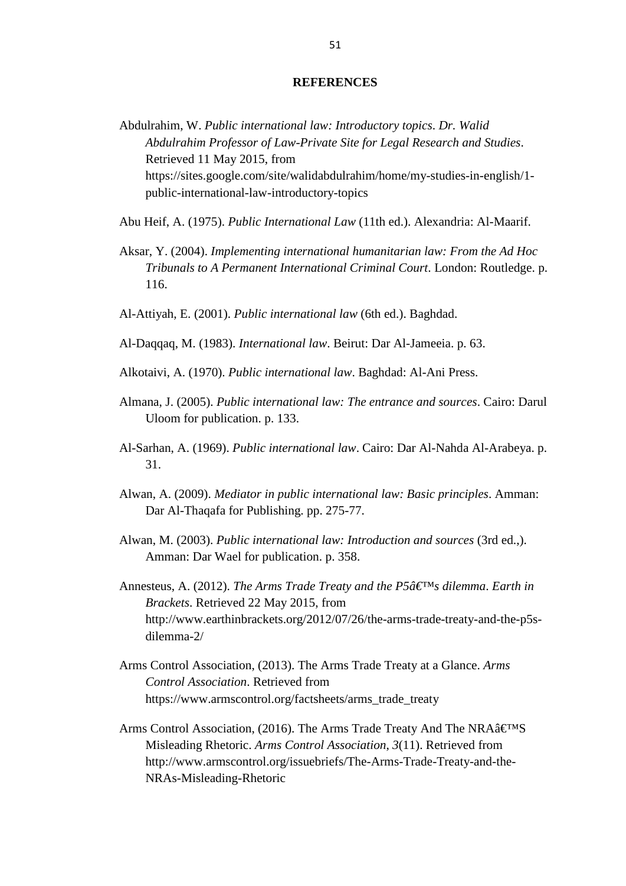## REFERENCES

Abdulrahim, W. *Public international law: Introductory topics*. *Dr. Walid Abdulrahim Professor of Law-Private Site for Legal Research and Studies*. Retrieved 11 May 2015, from https://sites.google.com/site/walidabdulrahim/home/my-studies-in-english/1-public-international-law-introductory-topics

Abu Heif, A. (1975). *Public International Law* (11th ed.). Alexandria: Al-Maarif.

Aksar, Y. (2004). *Implementing international humanitarian law: From the Ad Hoc Tribunals to A Permanent International Criminal Court*. London: Routledge. p. 116.

Al-Attiyah, E. (2001). *Public international law* (6th ed.). Baghdad.

Al-Daqqaq, M. (1983). *International law*. Beirut: Dar Al-Jameeia. p. 63.

Alkotaivi, A. (1970). *Public international law*. Baghdad: Al-Ani Press.

Almana, J. (2005). *Public international law: The entrance and sources*. Cairo: Darul Uloom for publication. p. 133.

Al-Sarhan, A. (1969). *Public international law*. Cairo: Dar Al-Nahda Al-Arabeya. p. 31.

Alwan, A. (2009). *Mediator in public international law: Basic principles*. Amman: Dar Al-Thaqafa for Publishing. pp. 275-77.

Alwan, M. (2003). *Public international law: Introduction and sources* (3rd ed.,). Amman: Dar Wael for publication. p. 358.

Annesteus, A. (2012). *The Arms Trade Treaty and the P5â€™s dilemma*. *Earth in Brackets*. Retrieved 22 May 2015, from http://www.earthinbrackets.org/2012/07/26/the-arms-trade-treaty-and-the-p5s-dilemma-2/

Arms Control Association, (2013). The Arms Trade Treaty at a Glance. *Arms Control Association*. Retrieved from https://www.armscontrol.org/factsheets/arms_trade_treaty

Arms Control Association, (2016). The Arms Trade Treaty And The NRAâ€™S Misleading Rhetoric. *Arms Control Association*, *3*(11). Retrieved from http://www.armscontrol.org/issuebriefs/The-Arms-Trade-Treaty-and-the-NRAs-Misleading-Rhetoric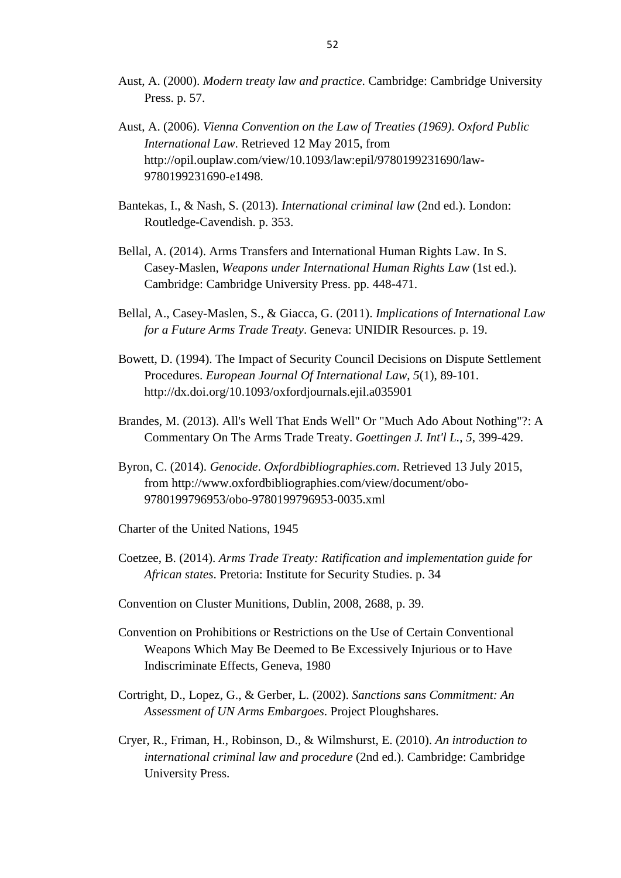Aust, A. (2000). *Modern treaty law and practice*. Cambridge: Cambridge University Press. p. 57.

Aust, A. (2006). *Vienna Convention on the Law of Treaties (1969)*. *Oxford Public International Law*. Retrieved 12 May 2015, from http://opil.ouplaw.com/view/10.1093/law:epil/9780199231690/law-9780199231690-e1498.

Bantekas, I., & Nash, S. (2013). *International criminal law* (2nd ed.). London: Routledge-Cavendish. p. 353.

Bellal, A. (2014). Arms Transfers and International Human Rights Law. In S. Casey-Maslen, *Weapons under International Human Rights Law* (1st ed.). Cambridge: Cambridge University Press. pp. 448-471.

Bellal, A., Casey-Maslen, S., & Giacca, G. (2011). *Implications of International Law for a Future Arms Trade Treaty*. Geneva: UNIDIR Resources. p. 19.

Bowett, D. (1994). The Impact of Security Council Decisions on Dispute Settlement Procedures. *European Journal Of International Law*, *5*(1), 89-101. http://dx.doi.org/10.1093/oxfordjournals.ejil.a035901

Brandes, M. (2013). All's Well That Ends Well" Or "Much Ado About Nothing"?: A Commentary On The Arms Trade Treaty. *Goettingen J. Int'l L.*, *5*, 399-429.

Byron, C. (2014). *Genocide*. *Oxfordbibliographies.com*. Retrieved 13 July 2015, from http://www.oxfordbibliographies.com/view/document/obo-9780199796953/obo-9780199796953-0035.xml

Charter of the United Nations, 1945

Coetzee, B. (2014). *Arms Trade Treaty: Ratification and implementation guide for African states*. Pretoria: Institute for Security Studies. p. 34

Convention on Cluster Munitions, Dublin, 2008, 2688, p. 39.

Convention on Prohibitions or Restrictions on the Use of Certain Conventional Weapons Which May Be Deemed to Be Excessively Injurious or to Have Indiscriminate Effects, Geneva, 1980

Cortright, D., Lopez, G., & Gerber, L. (2002). *Sanctions sans Commitment: An Assessment of UN Arms Embargoes*. Project Ploughshares.

Cryer, R., Friman, H., Robinson, D., & Wilmshurst, E. (2010). *An introduction to international criminal law and procedure* (2nd ed.). Cambridge: Cambridge University Press.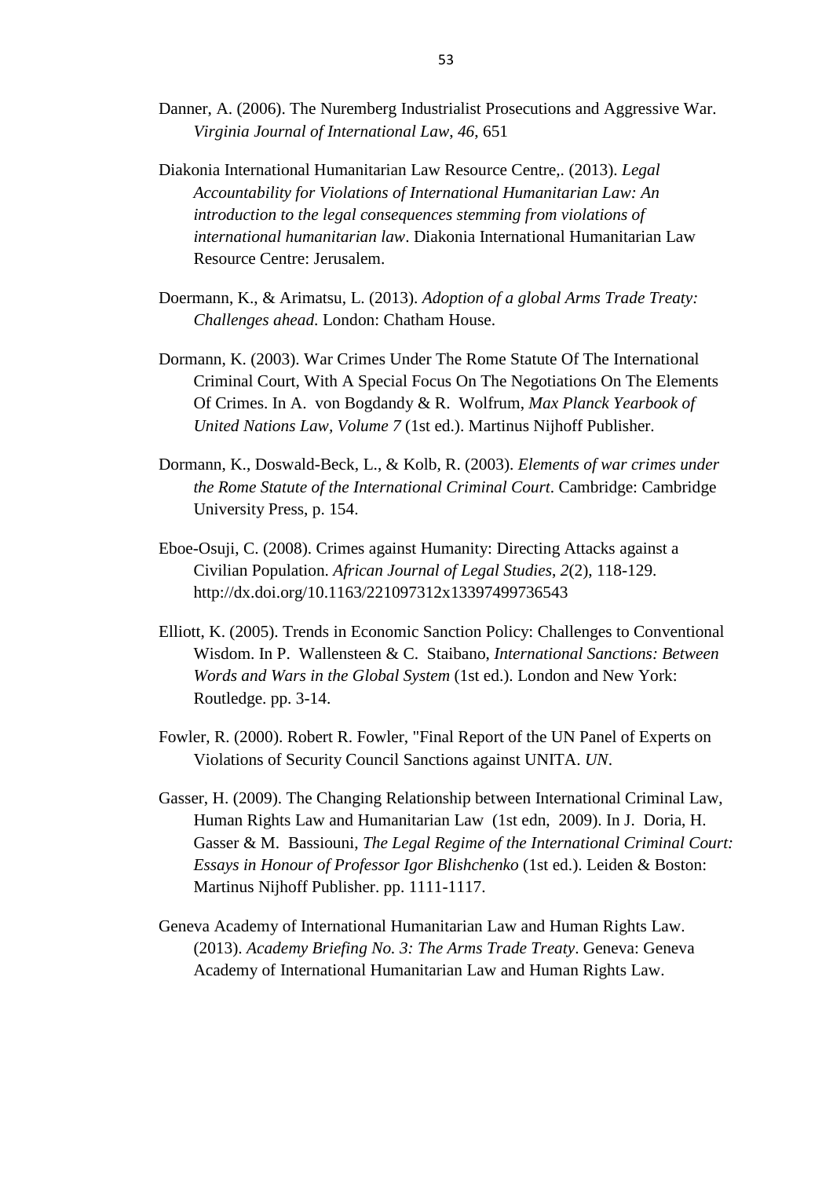Danner, A. (2006). The Nuremberg Industrialist Prosecutions and Aggressive War. *Virginia Journal of International Law*, *46*, 651

Diakonia International Humanitarian Law Resource Centre,. (2013). *Legal Accountability for Violations of International Humanitarian Law: An introduction to the legal consequences stemming from violations of international humanitarian law*. Diakonia International Humanitarian Law Resource Centre: Jerusalem.

Doermann, K., & Arimatsu, L. (2013). *Adoption of a global Arms Trade Treaty: Challenges ahead*. London: Chatham House.

Dormann, K. (2003). War Crimes Under The Rome Statute Of The International Criminal Court, With A Special Focus On The Negotiations On The Elements Of Crimes. In A. von Bogdandy & R. Wolfrum, *Max Planck Yearbook of United Nations Law, Volume 7* (1st ed.). Martinus Nijhoff Publisher.

Dormann, K., Doswald-Beck, L., & Kolb, R. (2003). *Elements of war crimes under the Rome Statute of the International Criminal Court*. Cambridge: Cambridge University Press, p. 154.

Eboe-Osuji, C. (2008). Crimes against Humanity: Directing Attacks against a Civilian Population. *African Journal of Legal Studies*, *2*(2), 118-129. http://dx.doi.org/10.1163/221097312x13397499736543

Elliott, K. (2005). Trends in Economic Sanction Policy: Challenges to Conventional Wisdom. In P. Wallensteen & C. Staibano, *International Sanctions: Between Words and Wars in the Global System* (1st ed.). London and New York: Routledge. pp. 3-14.

Fowler, R. (2000). Robert R. Fowler, "Final Report of the UN Panel of Experts on Violations of Security Council Sanctions against UNITA. *UN*.

Gasser, H. (2009). The Changing Relationship between International Criminal Law, Human Rights Law and Humanitarian Law (1st edn, 2009). In J. Doria, H. Gasser & M. Bassiouni, *The Legal Regime of the International Criminal Court: Essays in Honour of Professor Igor Blishchenko* (1st ed.). Leiden & Boston: Martinus Nijhoff Publisher. pp. 1111-1117.

Geneva Academy of International Humanitarian Law and Human Rights Law. (2013). *Academy Briefing No. 3: The Arms Trade Treaty*. Geneva: Geneva Academy of International Humanitarian Law and Human Rights Law.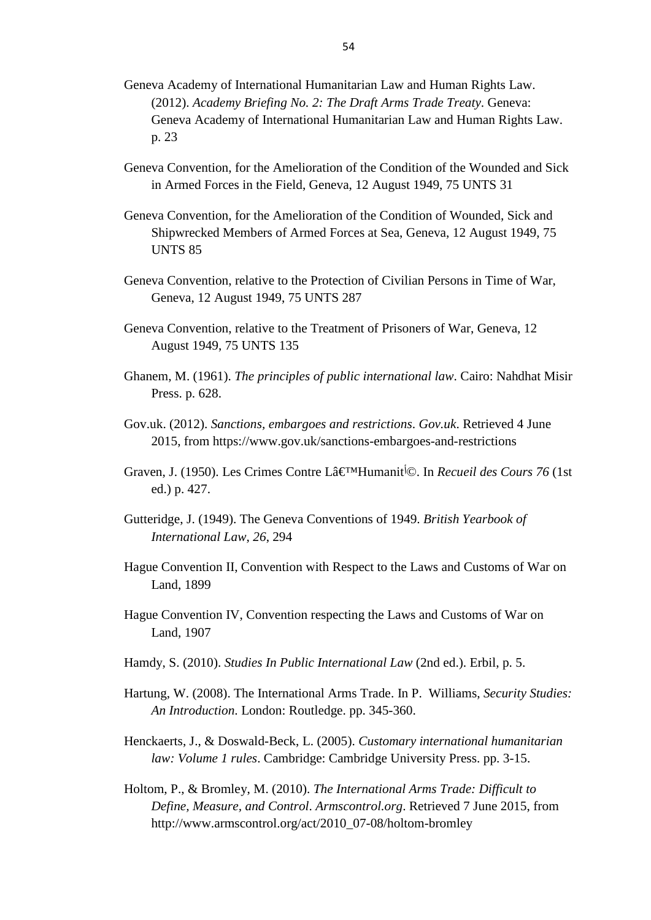Geneva Academy of International Humanitarian Law and Human Rights Law. (2012). *Academy Briefing No. 2: The Draft Arms Trade Treaty*. Geneva: Geneva Academy of International Humanitarian Law and Human Rights Law. p. 23

Geneva Convention, for the Amelioration of the Condition of the Wounded and Sick in Armed Forces in the Field, Geneva, 12 August 1949, 75 UNTS 31

Geneva Convention, for the Amelioration of the Condition of Wounded, Sick and Shipwrecked Members of Armed Forces at Sea, Geneva, 12 August 1949, 75 UNTS 85

Geneva Convention, relative to the Protection of Civilian Persons in Time of War, Geneva, 12 August 1949, 75 UNTS 287

Geneva Convention, relative to the Treatment of Prisoners of War, Geneva, 12 August 1949, 75 UNTS 135

Ghanem, M. (1961). *The principles of public international law*. Cairo: Nahdhat Misir Press. p. 628.

Gov.uk. (2012). *Sanctions, embargoes and restrictions*. *Gov.uk*. Retrieved 4 June 2015, from https://www.gov.uk/sanctions-embargoes-and-restrictions

Graven, J. (1950). Les Crimes Contre Lâ€™Humanit©. In *Recueil des Cours 76* (1st ed.) p. 427.

Gutteridge, J. (1949). The Geneva Conventions of 1949. *British Yearbook of International Law, 26*, 294

Hague Convention II, Convention with Respect to the Laws and Customs of War on Land, 1899

Hague Convention IV, Convention respecting the Laws and Customs of War on Land, 1907

Hamdy, S. (2010). *Studies In Public International Law* (2nd ed.). Erbil, p. 5.

Hartung, W. (2008). The International Arms Trade. In P. Williams, *Security Studies: An Introduction*. London: Routledge. pp. 345-360.

Henckaerts, J., & Doswald-Beck, L. (2005). *Customary international humanitarian law: Volume 1 rules*. Cambridge: Cambridge University Press. pp. 3-15.

Holtom, P., & Bromley, M. (2010). *The International Arms Trade: Difficult to Define, Measure, and Control*. *Armscontrol.org*. Retrieved 7 June 2015, from http://www.armscontrol.org/act/2010_07-08/holtom-bromley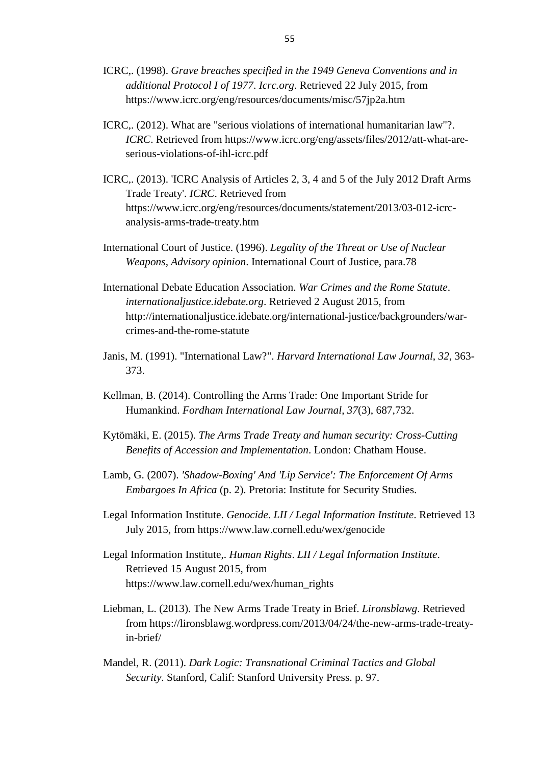ICRC,. (1998). *Grave breaches specified in the 1949 Geneva Conventions and in additional Protocol I of 1977*. *Icrc.org*. Retrieved 22 July 2015, from https://www.icrc.org/eng/resources/documents/misc/57jp2a.htm

ICRC,. (2012). What are "serious violations of international humanitarian law"?. *ICRC*. Retrieved from https://www.icrc.org/eng/assets/files/2012/att-what-are-serious-violations-of-ihl-icrc.pdf

ICRC,. (2013). 'ICRC Analysis of Articles 2, 3, 4 and 5 of the July 2012 Draft Arms Trade Treaty'. *ICRC*. Retrieved from https://www.icrc.org/eng/resources/documents/statement/2013/03-012-icrc-analysis-arms-trade-treaty.htm

International Court of Justice. (1996). *Legality of the Threat or Use of Nuclear Weapons, Advisory opinion*. International Court of Justice, para.78

International Debate Education Association. *War Crimes and the Rome Statute*. *internationaljustice.idebate.org*. Retrieved 2 August 2015, from http://internationaljustice.idebate.org/international-justice/backgrounders/war-crimes-and-the-rome-statute

Janis, M. (1991). "International Law?". *Harvard International Law Journal*, *32*, 363-373.

Kellman, B. (2014). Controlling the Arms Trade: One Important Stride for Humankind. *Fordham International Law Journal*, *37*(3), 687,732.

Kytömäki, E. (2015). *The Arms Trade Treaty and human security: Cross-Cutting Benefits of Accession and Implementation*. London: Chatham House.

Lamb, G. (2007). *'Shadow-Boxing' And 'Lip Service': The Enforcement Of Arms Embargoes In Africa* (p. 2). Pretoria: Institute for Security Studies.

Legal Information Institute. *Genocide*. *LII / Legal Information Institute*. Retrieved 13 July 2015, from https://www.law.cornell.edu/wex/genocide

Legal Information Institute,. *Human Rights*. *LII / Legal Information Institute*. Retrieved 15 August 2015, from https://www.law.cornell.edu/wex/human_rights

Liebman, L. (2013). The New Arms Trade Treaty in Brief. *Lironsblawg*. Retrieved from https://lironsblawg.wordpress.com/2013/04/24/the-new-arms-trade-treaty-in-brief/

Mandel, R. (2011). *Dark Logic: Transnational Criminal Tactics and Global Security*. Stanford, Calif: Stanford University Press. p. 97.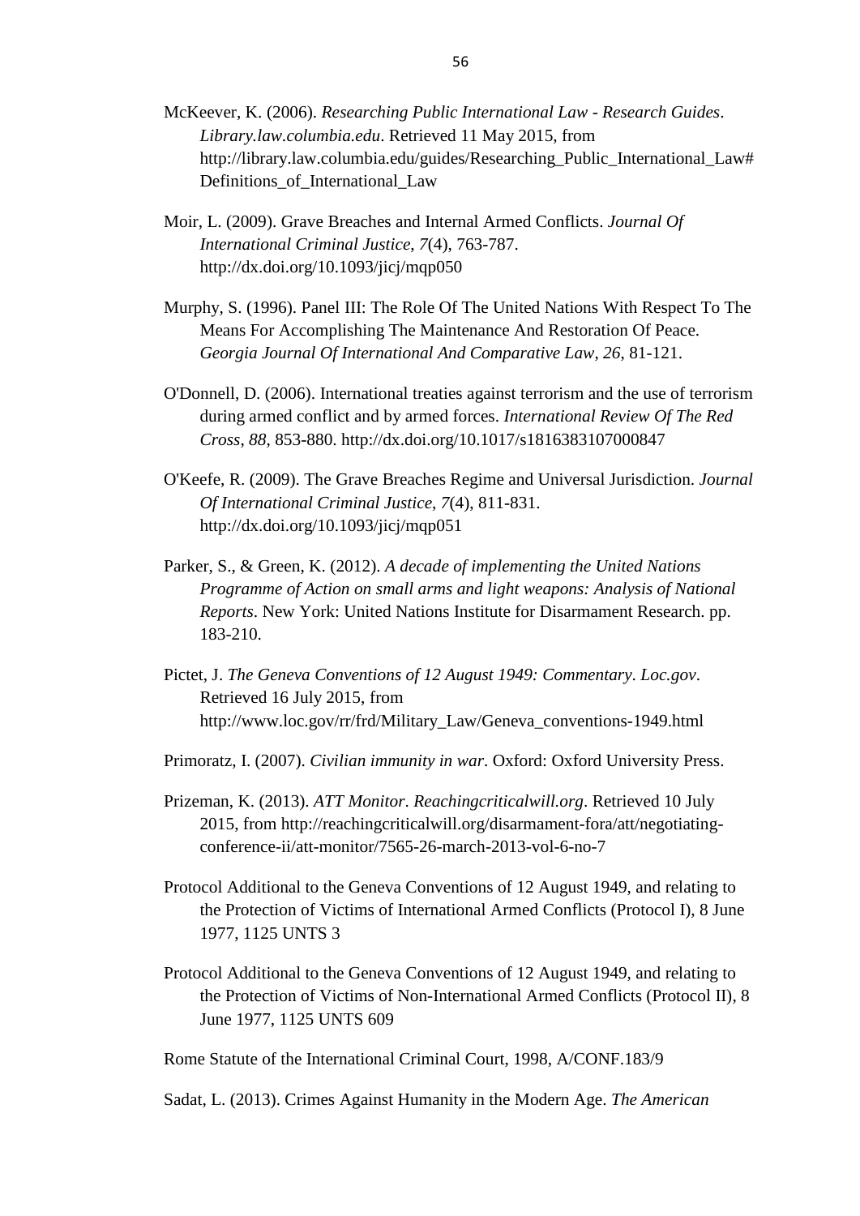McKeever, K. (2006). *Researching Public International Law - Research Guides*. *Library.law.columbia.edu*. Retrieved 11 May 2015, from http://library.law.columbia.edu/guides/Researching_Public_International_Law#Definitions_of_International_Law

Moir, L. (2009). Grave Breaches and Internal Armed Conflicts. *Journal Of International Criminal Justice*, *7*(4), 763-787. http://dx.doi.org/10.1093/jicj/mqp050

Murphy, S. (1996). Panel III: The Role Of The United Nations With Respect To The Means For Accomplishing The Maintenance And Restoration Of Peace. *Georgia Journal Of International And Comparative Law*, *26*, 81-121.

O'Donnell, D. (2006). International treaties against terrorism and the use of terrorism during armed conflict and by armed forces. *International Review Of The Red Cross*, *88*, 853-880. http://dx.doi.org/10.1017/s1816383107000847

O'Keefe, R. (2009). The Grave Breaches Regime and Universal Jurisdiction. *Journal Of International Criminal Justice*, *7*(4), 811-831. http://dx.doi.org/10.1093/jicj/mqp051

Parker, S., & Green, K. (2012). *A decade of implementing the United Nations Programme of Action on small arms and light weapons: Analysis of National Reports*. New York: United Nations Institute for Disarmament Research. pp. 183-210.

Pictet, J. *The Geneva Conventions of 12 August 1949: Commentary*. *Loc.gov*. Retrieved 16 July 2015, from http://www.loc.gov/rr/frd/Military_Law/Geneva_conventions-1949.html

Primoratz, I. (2007). *Civilian immunity in war*. Oxford: Oxford University Press.

Prizeman, K. (2013). *ATT Monitor*. *Reachingcriticalwill.org*. Retrieved 10 July 2015, from http://reachingcriticalwill.org/disarmament-fora/att/negotiating-conference-ii/att-monitor/7565-26-march-2013-vol-6-no-7

Protocol Additional to the Geneva Conventions of 12 August 1949, and relating to the Protection of Victims of International Armed Conflicts (Protocol I), 8 June 1977, 1125 UNTS 3

Protocol Additional to the Geneva Conventions of 12 August 1949, and relating to the Protection of Victims of Non-International Armed Conflicts (Protocol II), 8 June 1977, 1125 UNTS 609

Rome Statute of the International Criminal Court, 1998, A/CONF.183/9

Sadat, L. (2013). Crimes Against Humanity in the Modern Age. *The American*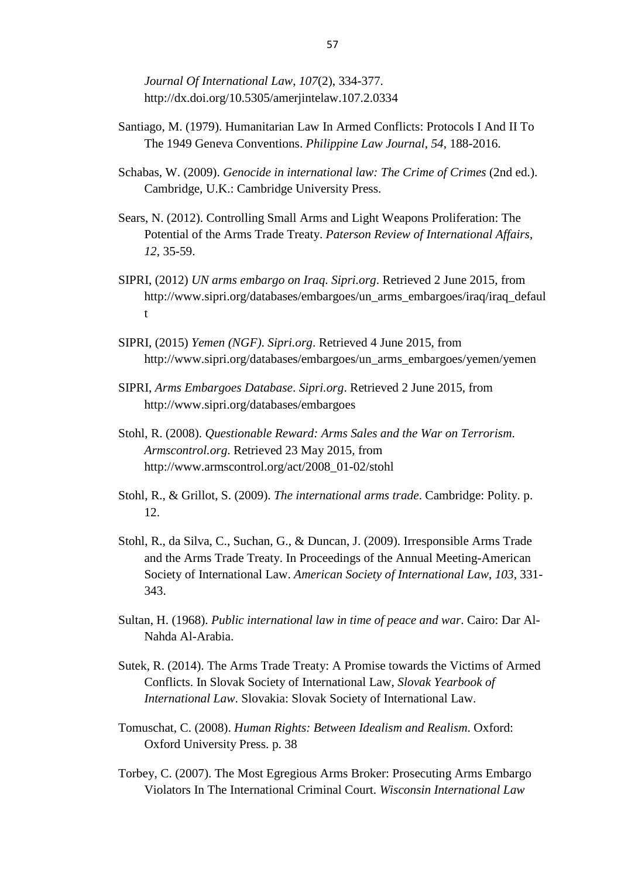*Journal Of International Law*, *107*(2), 334-377. http://dx.doi.org/10.5305/amerjintelaw.107.2.0334

Santiago, M. (1979). Humanitarian Law In Armed Conflicts: Protocols I And II To The 1949 Geneva Conventions. *Philippine Law Journal*, *54*, 188-2016.

Schabas, W. (2009). *Genocide in international law: The Crime of Crimes* (2nd ed.). Cambridge, U.K.: Cambridge University Press.

Sears, N. (2012). Controlling Small Arms and Light Weapons Proliferation: The Potential of the Arms Trade Treaty. *Paterson Review of International Affairs*, *12*, 35-59.

SIPRI, (2012) *UN arms embargo on Iraq*. *Sipri.org*. Retrieved 2 June 2015, from http://www.sipri.org/databases/embargoes/un_arms_embargoes/iraq/iraq_default

SIPRI, (2015) *Yemen (NGF)*. *Sipri.org*. Retrieved 4 June 2015, from http://www.sipri.org/databases/embargoes/un_arms_embargoes/yemen/yemen

SIPRI, *Arms Embargoes Database*. *Sipri.org*. Retrieved 2 June 2015, from http://www.sipri.org/databases/embargoes

Stohl, R. (2008). *Questionable Reward: Arms Sales and the War on Terrorism*. *Armscontrol.org*. Retrieved 23 May 2015, from http://www.armscontrol.org/act/2008_01-02/stohl

Stohl, R., & Grillot, S. (2009). *The international arms trade*. Cambridge: Polity. p. 12.

Stohl, R., da Silva, C., Suchan, G., & Duncan, J. (2009). Irresponsible Arms Trade and the Arms Trade Treaty. In Proceedings of the Annual Meeting-American Society of International Law. *American Society of International Law*, *103*, 331-343.

Sultan, H. (1968). *Public international law in time of peace and war*. Cairo: Dar Al-Nahda Al-Arabia.

Sutek, R. (2014). The Arms Trade Treaty: A Promise towards the Victims of Armed Conflicts. In Slovak Society of International Law, *Slovak Yearbook of International Law*. Slovakia: Slovak Society of International Law.

Tomuschat, C. (2008). *Human Rights: Between Idealism and Realism*. Oxford: Oxford University Press. p. 38

Torbey, C. (2007). The Most Egregious Arms Broker: Prosecuting Arms Embargo Violators In The International Criminal Court. *Wisconsin International Law*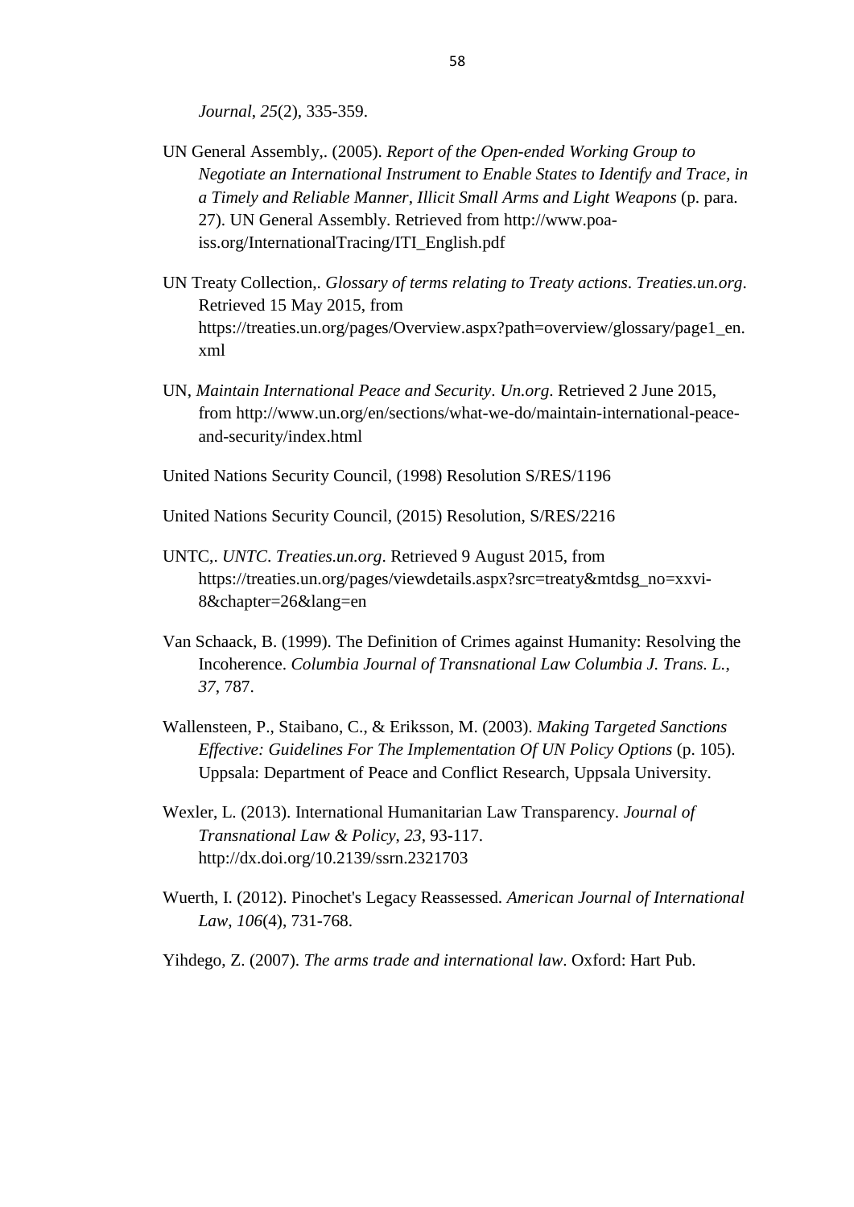*Journal*, *25*(2), 335-359.

UN General Assembly,. (2005). *Report of the Open-ended Working Group to Negotiate an International Instrument to Enable States to Identify and Trace, in a Timely and Reliable Manner, Illicit Small Arms and Light Weapons* (p. para. 27). UN General Assembly. Retrieved from http://www.poa-iss.org/InternationalTracing/ITI_English.pdf

UN Treaty Collection,. *Glossary of terms relating to Treaty actions*. *Treaties.un.org*. Retrieved 15 May 2015, from https://treaties.un.org/pages/Overview.aspx?path=overview/glossary/page1_en.xml

UN, *Maintain International Peace and Security*. *Un.org*. Retrieved 2 June 2015, from http://www.un.org/en/sections/what-we-do/maintain-international-peace-and-security/index.html

United Nations Security Council, (1998) Resolution S/RES/1196

United Nations Security Council, (2015) Resolution, S/RES/2216

UNTC,. *UNTC*. *Treaties.un.org*. Retrieved 9 August 2015, from https://treaties.un.org/pages/viewdetails.aspx?src=treaty&mtdsg_no=xxvi-8&chapter=26&lang=en

Van Schaack, B. (1999). The Definition of Crimes against Humanity: Resolving the Incoherence. *Columbia Journal of Transnational Law Columbia J. Trans. L.*, *37*, 787.

Wallensteen, P., Staibano, C., & Eriksson, M. (2003). *Making Targeted Sanctions Effective: Guidelines For The Implementation Of UN Policy Options* (p. 105). Uppsala: Department of Peace and Conflict Research, Uppsala University.

Wexler, L. (2013). International Humanitarian Law Transparency. *Journal of Transnational Law & Policy*, *23*, 93-117. http://dx.doi.org/10.2139/ssrn.2321703

Wuerth, I. (2012). Pinochet's Legacy Reassessed. *American Journal of International Law*, *106*(4), 731-768.

Yihdego, Z. (2007). *The arms trade and international law*. Oxford: Hart Pub.